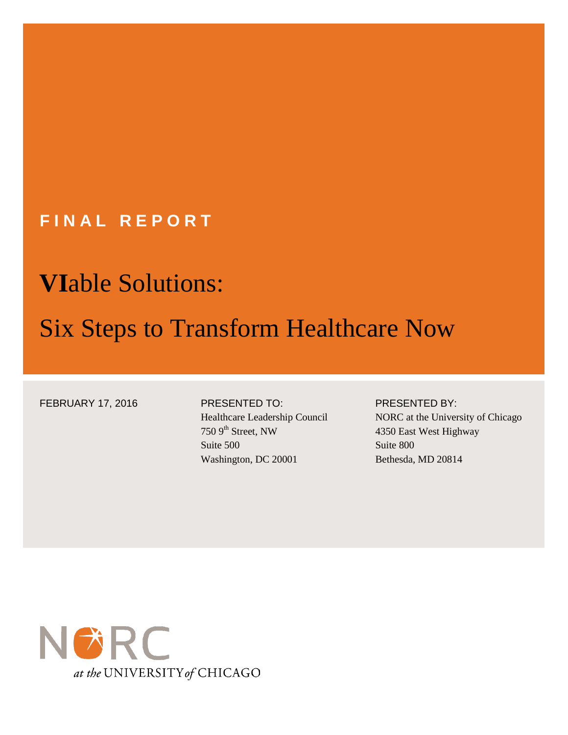**FINAL REPORT**

# **VI**able Solutions:

# Six Steps to Transform Healthcare Now

FEBRUARY 17, 2016

PRESENTED TO:
Healthcare Leadership Council
750 9th Street, NW
Suite 500
Washington, DC 20001

PRESENTED BY:
NORC at the University of Chicago
4350 East West Highway
Suite 800
Bethesda, MD 20814

NORC *at the* UNIVERSITY *of* CHICAGO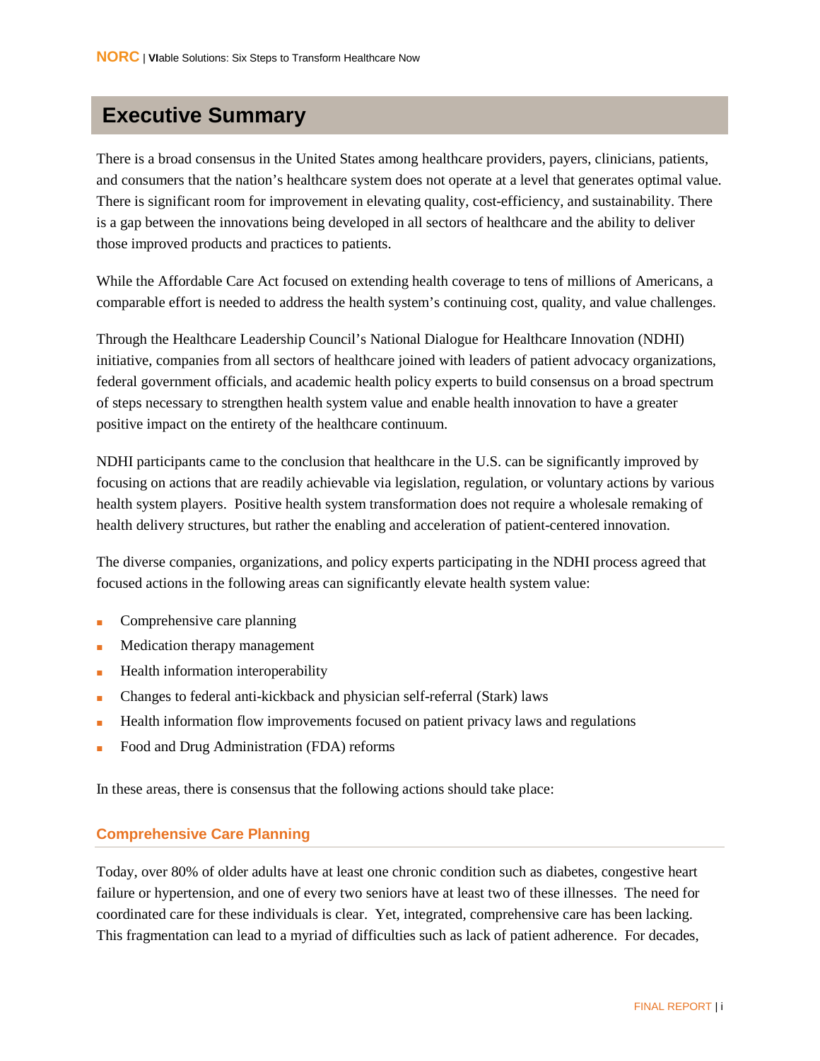# Executive Summary

There is a broad consensus in the United States among healthcare providers, payers, clinicians, patients, and consumers that the nation's healthcare system does not operate at a level that generates optimal value. There is significant room for improvement in elevating quality, cost-efficiency, and sustainability. There is a gap between the innovations being developed in all sectors of healthcare and the ability to deliver those improved products and practices to patients.

While the Affordable Care Act focused on extending health coverage to tens of millions of Americans, a comparable effort is needed to address the health system's continuing cost, quality, and value challenges.

Through the Healthcare Leadership Council's National Dialogue for Healthcare Innovation (NDHI) initiative, companies from all sectors of healthcare joined with leaders of patient advocacy organizations, federal government officials, and academic health policy experts to build consensus on a broad spectrum of steps necessary to strengthen health system value and enable health innovation to have a greater positive impact on the entirety of the healthcare continuum.

NDHI participants came to the conclusion that healthcare in the U.S. can be significantly improved by focusing on actions that are readily achievable via legislation, regulation, or voluntary actions by various health system players. Positive health system transformation does not require a wholesale remaking of health delivery structures, but rather the enabling and acceleration of patient-centered innovation.

The diverse companies, organizations, and policy experts participating in the NDHI process agreed that focused actions in the following areas can significantly elevate health system value:

- Comprehensive care planning
- Medication therapy management
- Health information interoperability
- Changes to federal anti-kickback and physician self-referral (Stark) laws
- Health information flow improvements focused on patient privacy laws and regulations
- Food and Drug Administration (FDA) reforms

In these areas, there is consensus that the following actions should take place:

### Comprehensive Care Planning

Today, over 80% of older adults have at least one chronic condition such as diabetes, congestive heart failure or hypertension, and one of every two seniors have at least two of these illnesses. The need for coordinated care for these individuals is clear. Yet, integrated, comprehensive care has been lacking. This fragmentation can lead to a myriad of difficulties such as lack of patient adherence. For decades,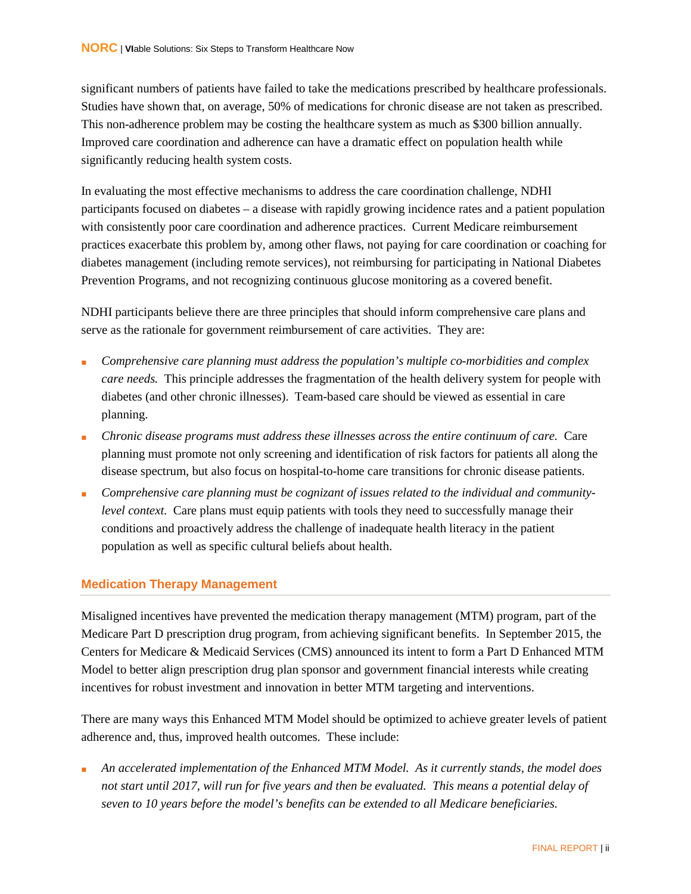significant numbers of patients have failed to take the medications prescribed by healthcare professionals. Studies have shown that, on average, 50% of medications for chronic disease are not taken as prescribed. This non-adherence problem may be costing the healthcare system as much as $300 billion annually. Improved care coordination and adherence can have a dramatic effect on population health while significantly reducing health system costs.

In evaluating the most effective mechanisms to address the care coordination challenge, NDHI participants focused on diabetes – a disease with rapidly growing incidence rates and a patient population with consistently poor care coordination and adherence practices. Current Medicare reimbursement practices exacerbate this problem by, among other flaws, not paying for care coordination or coaching for diabetes management (including remote services), not reimbursing for participating in National Diabetes Prevention Programs, and not recognizing continuous glucose monitoring as a covered benefit.

NDHI participants believe there are three principles that should inform comprehensive care plans and serve as the rationale for government reimbursement of care activities. They are:

- *Comprehensive care planning must address the population's multiple co-morbidities and complex care needs.* This principle addresses the fragmentation of the health delivery system for people with diabetes (and other chronic illnesses). Team-based care should be viewed as essential in care planning.
- *Chronic disease programs must address these illnesses across the entire continuum of care.* Care planning must promote not only screening and identification of risk factors for patients all along the disease spectrum, but also focus on hospital-to-home care transitions for chronic disease patients.
- *Comprehensive care planning must be cognizant of issues related to the individual and community-level context.* Care plans must equip patients with tools they need to successfully manage their conditions and proactively address the challenge of inadequate health literacy in the patient population as well as specific cultural beliefs about health.

## Medication Therapy Management

Misaligned incentives have prevented the medication therapy management (MTM) program, part of the Medicare Part D prescription drug program, from achieving significant benefits. In September 2015, the Centers for Medicare & Medicaid Services (CMS) announced its intent to form a Part D Enhanced MTM Model to better align prescription drug plan sponsor and government financial interests while creating incentives for robust investment and innovation in better MTM targeting and interventions.

There are many ways this Enhanced MTM Model should be optimized to achieve greater levels of patient adherence and, thus, improved health outcomes. These include:

- *An accelerated implementation of the Enhanced MTM Model. As it currently stands, the model does not start until 2017, will run for five years and then be evaluated. This means a potential delay of seven to 10 years before the model's benefits can be extended to all Medicare beneficiaries.*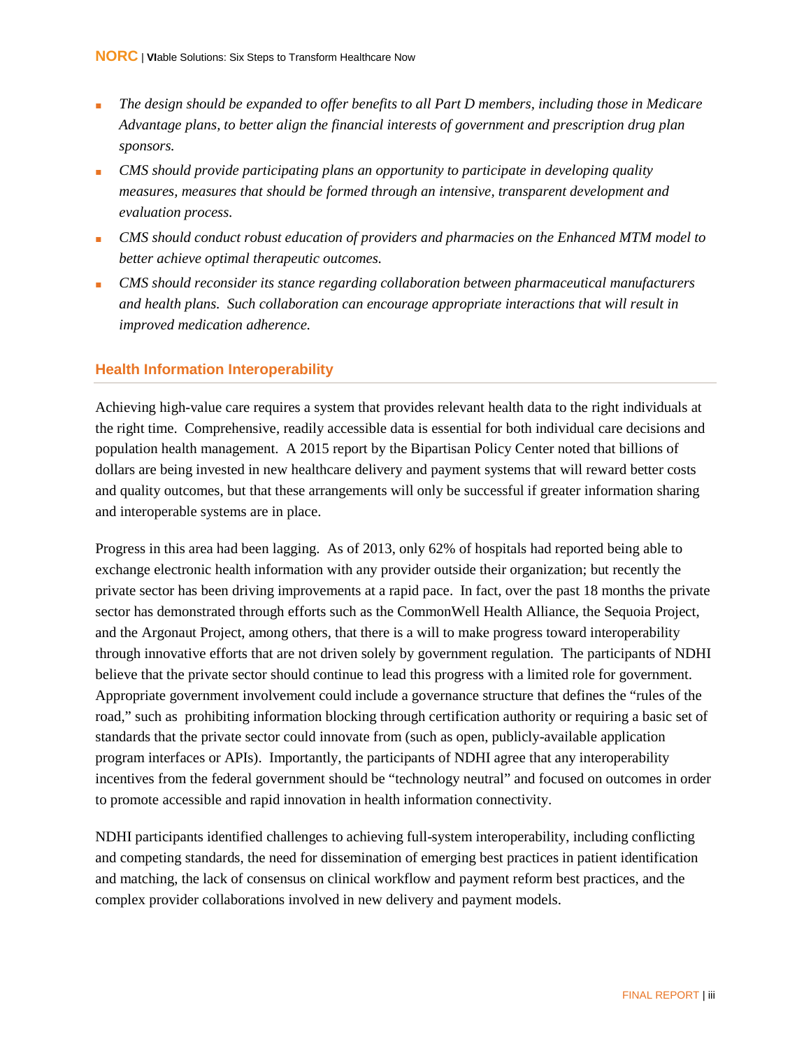- *The design should be expanded to offer benefits to all Part D members, including those in Medicare Advantage plans, to better align the financial interests of government and prescription drug plan sponsors.*
- *CMS should provide participating plans an opportunity to participate in developing quality measures, measures that should be formed through an intensive, transparent development and evaluation process.*
- *CMS should conduct robust education of providers and pharmacies on the Enhanced MTM model to better achieve optimal therapeutic outcomes.*
- *CMS should reconsider its stance regarding collaboration between pharmaceutical manufacturers and health plans. Such collaboration can encourage appropriate interactions that will result in improved medication adherence.*

### Health Information Interoperability

Achieving high-value care requires a system that provides relevant health data to the right individuals at the right time. Comprehensive, readily accessible data is essential for both individual care decisions and population health management. A 2015 report by the Bipartisan Policy Center noted that billions of dollars are being invested in new healthcare delivery and payment systems that will reward better costs and quality outcomes, but that these arrangements will only be successful if greater information sharing and interoperable systems are in place.

Progress in this area had been lagging. As of 2013, only 62% of hospitals had reported being able to exchange electronic health information with any provider outside their organization; but recently the private sector has been driving improvements at a rapid pace. In fact, over the past 18 months the private sector has demonstrated through efforts such as the CommonWell Health Alliance, the Sequoia Project, and the Argonaut Project, among others, that there is a will to make progress toward interoperability through innovative efforts that are not driven solely by government regulation. The participants of NDHI believe that the private sector should continue to lead this progress with a limited role for government. Appropriate government involvement could include a governance structure that defines the "rules of the road," such as prohibiting information blocking through certification authority or requiring a basic set of standards that the private sector could innovate from (such as open, publicly-available application program interfaces or APIs). Importantly, the participants of NDHI agree that any interoperability incentives from the federal government should be "technology neutral" and focused on outcomes in order to promote accessible and rapid innovation in health information connectivity.

NDHI participants identified challenges to achieving full-system interoperability, including conflicting and competing standards, the need for dissemination of emerging best practices in patient identification and matching, the lack of consensus on clinical workflow and payment reform best practices, and the complex provider collaborations involved in new delivery and payment models.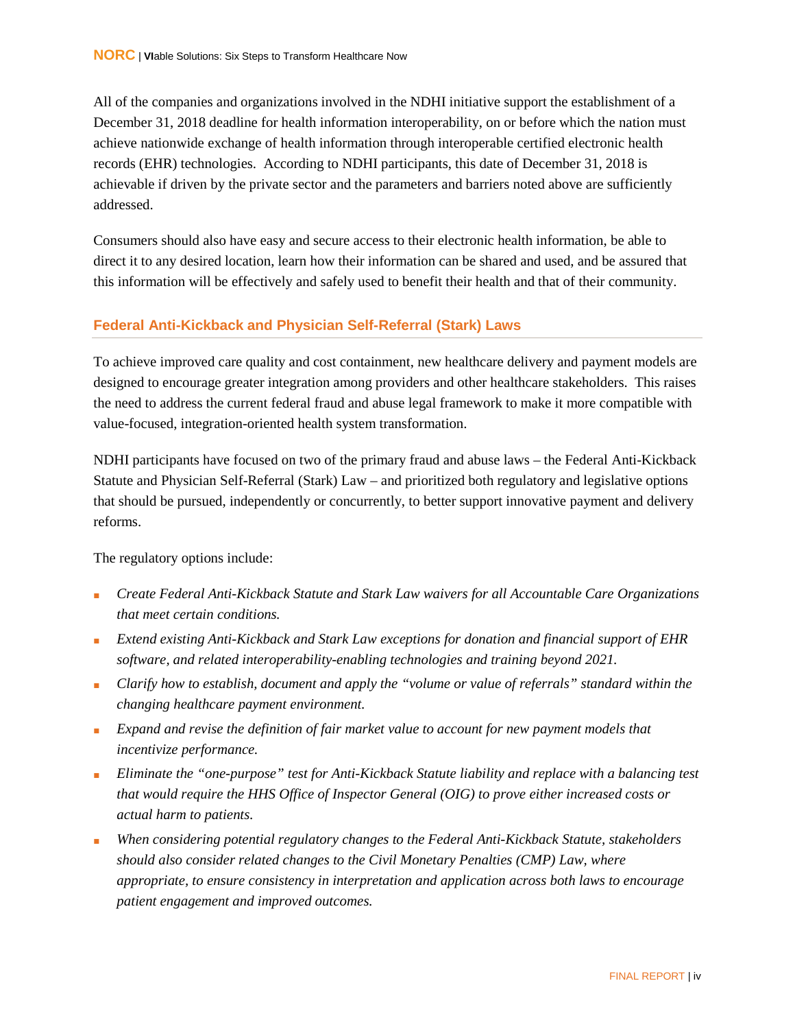All of the companies and organizations involved in the NDHI initiative support the establishment of a December 31, 2018 deadline for health information interoperability, on or before which the nation must achieve nationwide exchange of health information through interoperable certified electronic health records (EHR) technologies. According to NDHI participants, this date of December 31, 2018 is achievable if driven by the private sector and the parameters and barriers noted above are sufficiently addressed.

Consumers should also have easy and secure access to their electronic health information, be able to direct it to any desired location, learn how their information can be shared and used, and be assured that this information will be effectively and safely used to benefit their health and that of their community.

## Federal Anti-Kickback and Physician Self-Referral (Stark) Laws

To achieve improved care quality and cost containment, new healthcare delivery and payment models are designed to encourage greater integration among providers and other healthcare stakeholders. This raises the need to address the current federal fraud and abuse legal framework to make it more compatible with value-focused, integration-oriented health system transformation.

NDHI participants have focused on two of the primary fraud and abuse laws – the Federal Anti-Kickback Statute and Physician Self-Referral (Stark) Law – and prioritized both regulatory and legislative options that should be pursued, independently or concurrently, to better support innovative payment and delivery reforms.

The regulatory options include:

- *Create Federal Anti-Kickback Statute and Stark Law waivers for all Accountable Care Organizations that meet certain conditions.*
- *Extend existing Anti-Kickback and Stark Law exceptions for donation and financial support of EHR software, and related interoperability-enabling technologies and training beyond 2021.*
- *Clarify how to establish, document and apply the "volume or value of referrals" standard within the changing healthcare payment environment.*
- *Expand and revise the definition of fair market value to account for new payment models that incentivize performance.*
- *Eliminate the "one-purpose" test for Anti-Kickback Statute liability and replace with a balancing test that would require the HHS Office of Inspector General (OIG) to prove either increased costs or actual harm to patients.*
- *When considering potential regulatory changes to the Federal Anti-Kickback Statute, stakeholders should also consider related changes to the Civil Monetary Penalties (CMP) Law, where appropriate, to ensure consistency in interpretation and application across both laws to encourage patient engagement and improved outcomes.*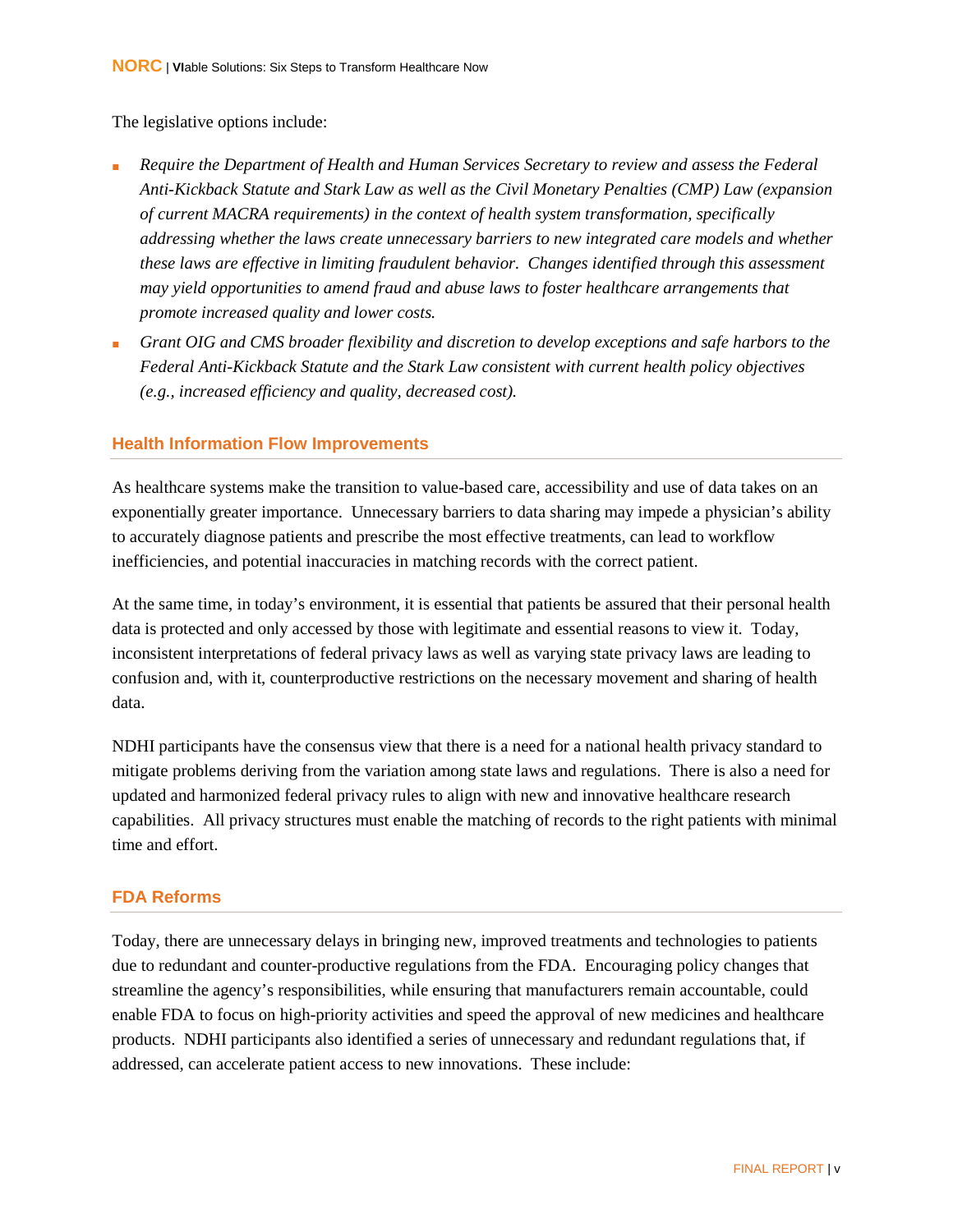The legislative options include:

- *Require the Department of Health and Human Services Secretary to review and assess the Federal Anti-Kickback Statute and Stark Law as well as the Civil Monetary Penalties (CMP) Law (expansion of current MACRA requirements) in the context of health system transformation, specifically addressing whether the laws create unnecessary barriers to new integrated care models and whether these laws are effective in limiting fraudulent behavior. Changes identified through this assessment may yield opportunities to amend fraud and abuse laws to foster healthcare arrangements that promote increased quality and lower costs.*
- *Grant OIG and CMS broader flexibility and discretion to develop exceptions and safe harbors to the Federal Anti-Kickback Statute and the Stark Law consistent with current health policy objectives (e.g., increased efficiency and quality, decreased cost).*

### Health Information Flow Improvements

As healthcare systems make the transition to value-based care, accessibility and use of data takes on an exponentially greater importance. Unnecessary barriers to data sharing may impede a physician's ability to accurately diagnose patients and prescribe the most effective treatments, can lead to workflow inefficiencies, and potential inaccuracies in matching records with the correct patient.

At the same time, in today's environment, it is essential that patients be assured that their personal health data is protected and only accessed by those with legitimate and essential reasons to view it. Today, inconsistent interpretations of federal privacy laws as well as varying state privacy laws are leading to confusion and, with it, counterproductive restrictions on the necessary movement and sharing of health data.

NDHI participants have the consensus view that there is a need for a national health privacy standard to mitigate problems deriving from the variation among state laws and regulations. There is also a need for updated and harmonized federal privacy rules to align with new and innovative healthcare research capabilities. All privacy structures must enable the matching of records to the right patients with minimal time and effort.

### FDA Reforms

Today, there are unnecessary delays in bringing new, improved treatments and technologies to patients due to redundant and counter-productive regulations from the FDA. Encouraging policy changes that streamline the agency's responsibilities, while ensuring that manufacturers remain accountable, could enable FDA to focus on high-priority activities and speed the approval of new medicines and healthcare products. NDHI participants also identified a series of unnecessary and redundant regulations that, if addressed, can accelerate patient access to new innovations. These include: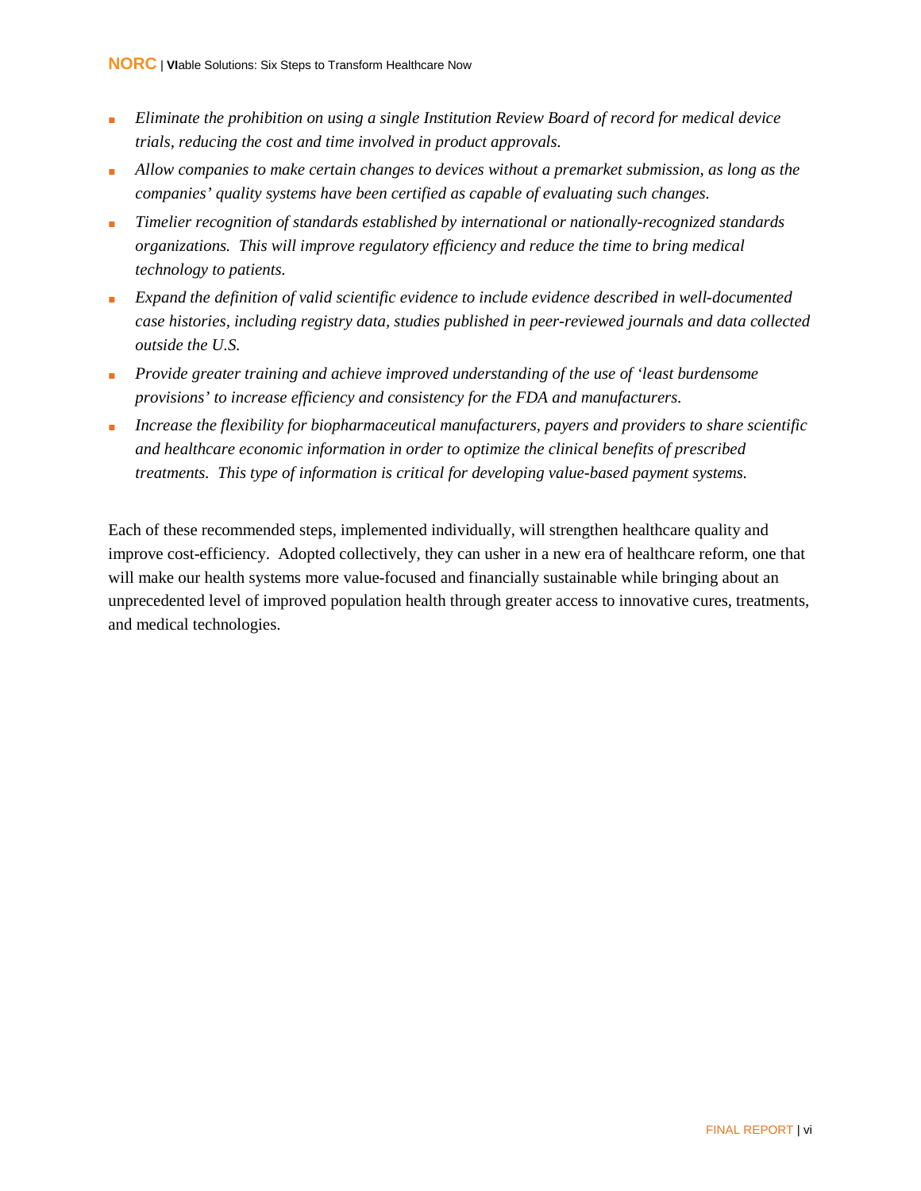- *Eliminate the prohibition on using a single Institution Review Board of record for medical device trials, reducing the cost and time involved in product approvals.*
- *Allow companies to make certain changes to devices without a premarket submission, as long as the companies' quality systems have been certified as capable of evaluating such changes.*
- *Timelier recognition of standards established by international or nationally-recognized standards organizations. This will improve regulatory efficiency and reduce the time to bring medical technology to patients.*
- *Expand the definition of valid scientific evidence to include evidence described in well-documented case histories, including registry data, studies published in peer-reviewed journals and data collected outside the U.S.*
- *Provide greater training and achieve improved understanding of the use of 'least burdensome provisions' to increase efficiency and consistency for the FDA and manufacturers.*
- *Increase the flexibility for biopharmaceutical manufacturers, payers and providers to share scientific and healthcare economic information in order to optimize the clinical benefits of prescribed treatments. This type of information is critical for developing value-based payment systems.*

Each of these recommended steps, implemented individually, will strengthen healthcare quality and improve cost-efficiency. Adopted collectively, they can usher in a new era of healthcare reform, one that will make our health systems more value-focused and financially sustainable while bringing about an unprecedented level of improved population health through greater access to innovative cures, treatments, and medical technologies.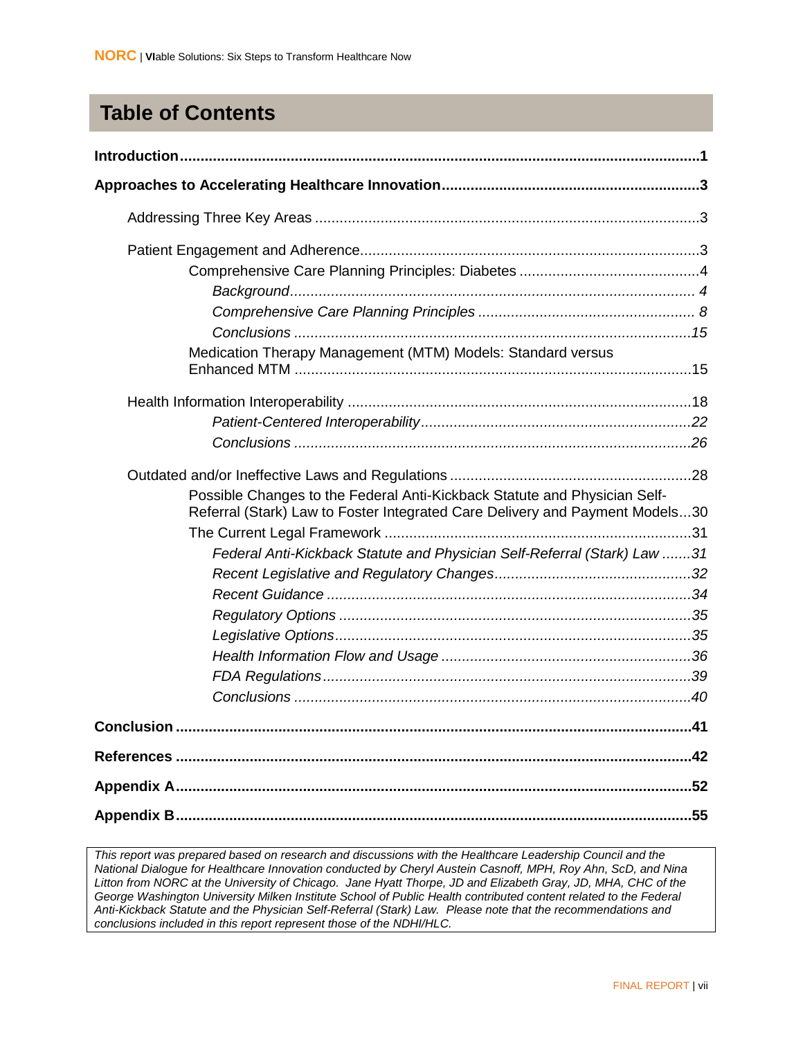# Table of Contents

**Introduction** .......................................................... **1**

**Approaches to Accelerating Healthcare Innovation** .......................................................... **3**

Addressing Three Key Areas .......................................................... 3

Patient Engagement and Adherence .......................................................... 3

Comprehensive Care Planning Principles: Diabetes .......................................................... 4

*Background* .......................................................... *4*

*Comprehensive Care Planning Principles* .......................................................... *8*

*Conclusions* .......................................................... *15*

Medication Therapy Management (MTM) Models: Standard versus Enhanced MTM .......................................................... 15

Health Information Interoperability .......................................................... 18

*Patient-Centered Interoperability* .......................................................... *22*

*Conclusions* .......................................................... *26*

Outdated and/or Ineffective Laws and Regulations .......................................................... 28

Possible Changes to the Federal Anti-Kickback Statute and Physician Self-Referral (Stark) Law to Foster Integrated Care Delivery and Payment Models ... 30

The Current Legal Framework .......................................................... 31

*Federal Anti-Kickback Statute and Physician Self-Referral (Stark) Law* ....... *31*

*Recent Legislative and Regulatory Changes* .......................................................... *32*

*Recent Guidance* .......................................................... *34*

*Regulatory Options* .......................................................... *35*

*Legislative Options* .......................................................... *35*

*Health Information Flow and Usage* .......................................................... *36*

*FDA Regulations* .......................................................... *39*

*Conclusions* .......................................................... *40*

**Conclusion** .......................................................... **41**

**References** .......................................................... **42**

**Appendix A** .......................................................... **52**

**Appendix B** .......................................................... **55**

*This report was prepared based on research and discussions with the Healthcare Leadership Council and the National Dialogue for Healthcare Innovation conducted by Cheryl Austein Casnoff, MPH, Roy Ahn, ScD, and Nina Litton from NORC at the University of Chicago. Jane Hyatt Thorpe, JD and Elizabeth Gray, JD, MHA, CHC of the George Washington University Milken Institute School of Public Health contributed content related to the Federal Anti-Kickback Statute and the Physician Self-Referral (Stark) Law. Please note that the recommendations and conclusions included in this report represent those of the NDHI/HLC.*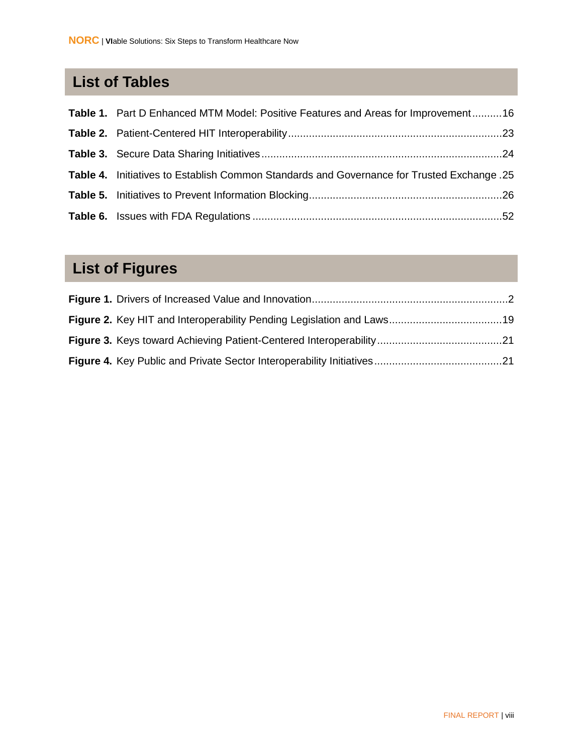## List of Tables

**Table 1.** Part D Enhanced MTM Model: Positive Features and Areas for Improvement..........16

**Table 2.** Patient-Centered HIT Interoperability........................................................................23

**Table 3.** Secure Data Sharing Initiatives.................................................................................24

**Table 4.** Initiatives to Establish Common Standards and Governance for Trusted Exchange .25

**Table 5.** Initiatives to Prevent Information Blocking.................................................................26

**Table 6.** Issues with FDA Regulations ....................................................................................52

## List of Figures

**Figure 1.** Drivers of Increased Value and Innovation..................................................................2

**Figure 2.** Key HIT and Interoperability Pending Legislation and Laws......................................19

**Figure 3.** Keys toward Achieving Patient-Centered Interoperability..........................................21

**Figure 4.** Key Public and Private Sector Interoperability Initiatives...........................................21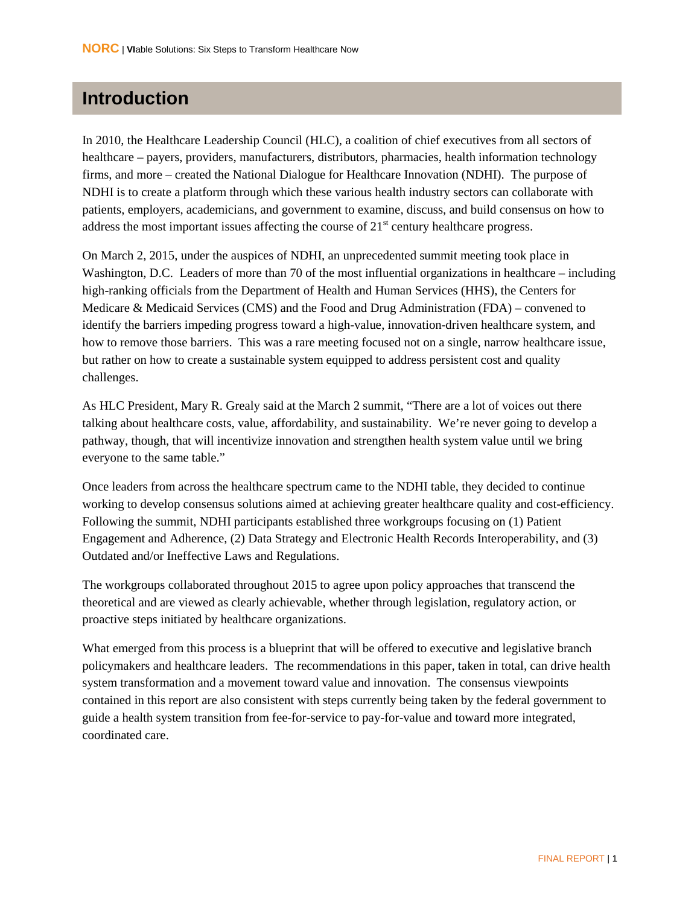# Introduction

In 2010, the Healthcare Leadership Council (HLC), a coalition of chief executives from all sectors of healthcare – payers, providers, manufacturers, distributors, pharmacies, health information technology firms, and more – created the National Dialogue for Healthcare Innovation (NDHI). The purpose of NDHI is to create a platform through which these various health industry sectors can collaborate with patients, employers, academicians, and government to examine, discuss, and build consensus on how to address the most important issues affecting the course of 21st century healthcare progress.

On March 2, 2015, under the auspices of NDHI, an unprecedented summit meeting took place in Washington, D.C. Leaders of more than 70 of the most influential organizations in healthcare – including high-ranking officials from the Department of Health and Human Services (HHS), the Centers for Medicare & Medicaid Services (CMS) and the Food and Drug Administration (FDA) – convened to identify the barriers impeding progress toward a high-value, innovation-driven healthcare system, and how to remove those barriers. This was a rare meeting focused not on a single, narrow healthcare issue, but rather on how to create a sustainable system equipped to address persistent cost and quality challenges.

As HLC President, Mary R. Grealy said at the March 2 summit, "There are a lot of voices out there talking about healthcare costs, value, affordability, and sustainability. We're never going to develop a pathway, though, that will incentivize innovation and strengthen health system value until we bring everyone to the same table."

Once leaders from across the healthcare spectrum came to the NDHI table, they decided to continue working to develop consensus solutions aimed at achieving greater healthcare quality and cost-efficiency. Following the summit, NDHI participants established three workgroups focusing on (1) Patient Engagement and Adherence, (2) Data Strategy and Electronic Health Records Interoperability, and (3) Outdated and/or Ineffective Laws and Regulations.

The workgroups collaborated throughout 2015 to agree upon policy approaches that transcend the theoretical and are viewed as clearly achievable, whether through legislation, regulatory action, or proactive steps initiated by healthcare organizations.

What emerged from this process is a blueprint that will be offered to executive and legislative branch policymakers and healthcare leaders. The recommendations in this paper, taken in total, can drive health system transformation and a movement toward value and innovation. The consensus viewpoints contained in this report are also consistent with steps currently being taken by the federal government to guide a health system transition from fee-for-service to pay-for-value and toward more integrated, coordinated care.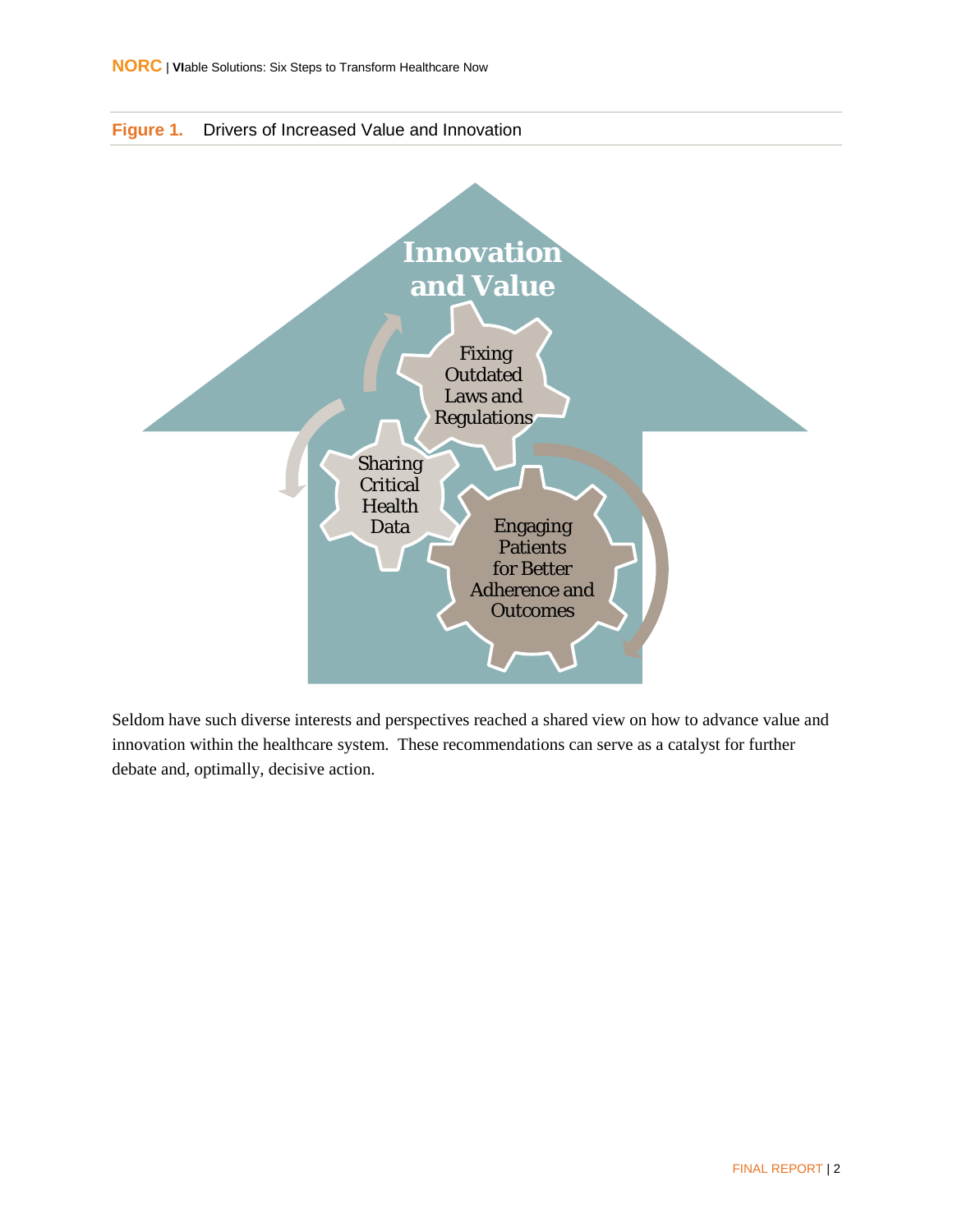**Figure 1.** Drivers of Increased Value and Innovation

Innovation and Value

Fixing Outdated Laws and Regulations

Sharing Critical Health Data

Engaging Patients for Better Adherence and Outcomes

Seldom have such diverse interests and perspectives reached a shared view on how to advance value and innovation within the healthcare system. These recommendations can serve as a catalyst for further debate and, optimally, decisive action.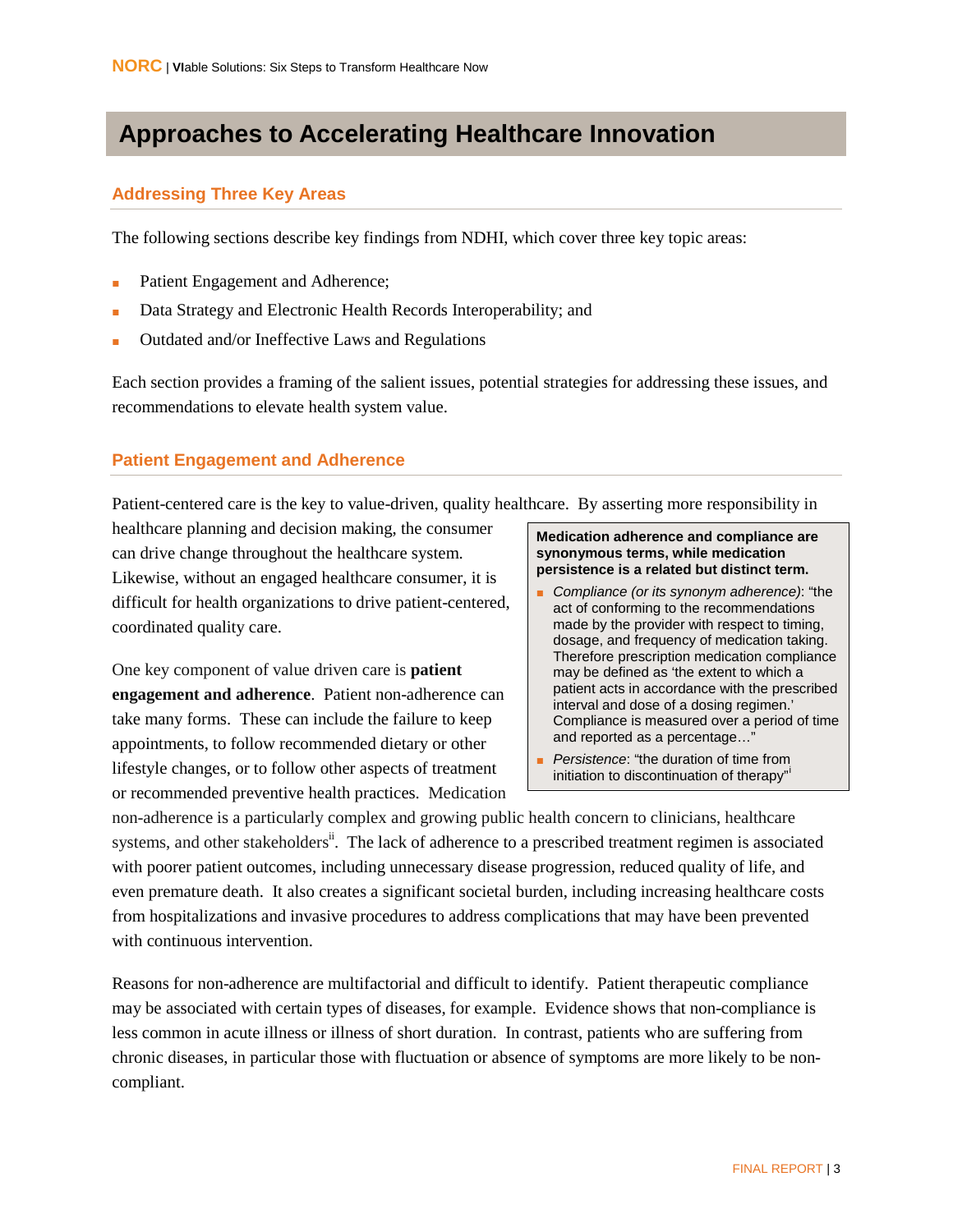# Approaches to Accelerating Healthcare Innovation

## Addressing Three Key Areas

The following sections describe key findings from NDHI, which cover three key topic areas:

- Patient Engagement and Adherence;
- Data Strategy and Electronic Health Records Interoperability; and
- Outdated and/or Ineffective Laws and Regulations

Each section provides a framing of the salient issues, potential strategies for addressing these issues, and recommendations to elevate health system value.

## Patient Engagement and Adherence

Patient-centered care is the key to value-driven, quality healthcare. By asserting more responsibility in healthcare planning and decision making, the consumer can drive change throughout the healthcare system. Likewise, without an engaged healthcare consumer, it is difficult for health organizations to drive patient-centered, coordinated quality care.

> **Medication adherence and compliance are synonymous terms, while medication persistence is a related but distinct term.**
>
> - *Compliance (or its synonym adherence)*: "the act of conforming to the recommendations made by the provider with respect to timing, dosage, and frequency of medication taking. Therefore prescription medication compliance may be defined as 'the extent to which a patient acts in accordance with the prescribed interval and dose of a dosing regimen.' Compliance is measured over a period of time and reported as a percentage…"
> - *Persistence*: "the duration of time from initiation to discontinuation of therapy"[i]

One key component of value driven care is **patient engagement and adherence**. Patient non-adherence can take many forms. These can include the failure to keep appointments, to follow recommended dietary or other lifestyle changes, or to follow other aspects of treatment or recommended preventive health practices. Medication non-adherence is a particularly complex and growing public health concern to clinicians, healthcare systems, and other stakeholders[ii]. The lack of adherence to a prescribed treatment regimen is associated with poorer patient outcomes, including unnecessary disease progression, reduced quality of life, and even premature death. It also creates a significant societal burden, including increasing healthcare costs from hospitalizations and invasive procedures to address complications that may have been prevented with continuous intervention.

Reasons for non-adherence are multifactorial and difficult to identify. Patient therapeutic compliance may be associated with certain types of diseases, for example. Evidence shows that non-compliance is less common in acute illness or illness of short duration. In contrast, patients who are suffering from chronic diseases, in particular those with fluctuation or absence of symptoms are more likely to be non-compliant.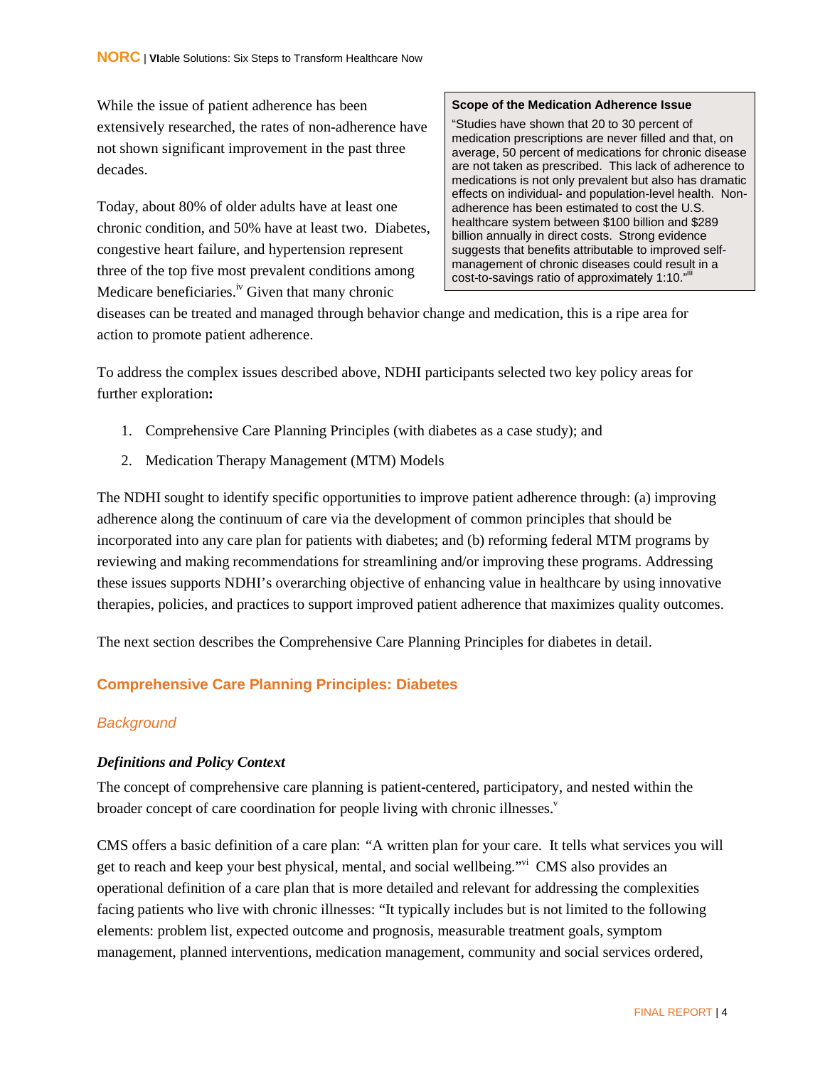While the issue of patient adherence has been extensively researched, the rates of non-adherence have not shown significant improvement in the past three decades.

> **Scope of the Medication Adherence Issue**
>
> "Studies have shown that 20 to 30 percent of medication prescriptions are never filled and that, on average, 50 percent of medications for chronic disease are not taken as prescribed. This lack of adherence to medications is not only prevalent but also has dramatic effects on individual- and population-level health. Non-adherence has been estimated to cost the U.S. healthcare system between \$100 billion and \$289 billion annually in direct costs. Strong evidence suggests that benefits attributable to improved self-management of chronic diseases could result in a cost-to-savings ratio of approximately 1:10."[iii]

Today, about 80% of older adults have at least one chronic condition, and 50% have at least two. Diabetes, congestive heart failure, and hypertension represent three of the top five most prevalent conditions among Medicare beneficiaries.[iv] Given that many chronic diseases can be treated and managed through behavior change and medication, this is a ripe area for action to promote patient adherence.

To address the complex issues described above, NDHI participants selected two key policy areas for further exploration**:**

1. Comprehensive Care Planning Principles (with diabetes as a case study); and
2. Medication Therapy Management (MTM) Models

The NDHI sought to identify specific opportunities to improve patient adherence through: (a) improving adherence along the continuum of care via the development of common principles that should be incorporated into any care plan for patients with diabetes; and (b) reforming federal MTM programs by reviewing and making recommendations for streamlining and/or improving these programs. Addressing these issues supports NDHI's overarching objective of enhancing value in healthcare by using innovative therapies, policies, and practices to support improved patient adherence that maximizes quality outcomes.

The next section describes the Comprehensive Care Planning Principles for diabetes in detail.

## Comprehensive Care Planning Principles: Diabetes

### *Background*

#### *Definitions and Policy Context*

The concept of comprehensive care planning is patient-centered, participatory, and nested within the broader concept of care coordination for people living with chronic illnesses.[v]

CMS offers a basic definition of a care plan: "A written plan for your care. It tells what services you will get to reach and keep your best physical, mental, and social wellbeing."[vi] CMS also provides an operational definition of a care plan that is more detailed and relevant for addressing the complexities facing patients who live with chronic illnesses: "It typically includes but is not limited to the following elements: problem list, expected outcome and prognosis, measurable treatment goals, symptom management, planned interventions, medication management, community and social services ordered,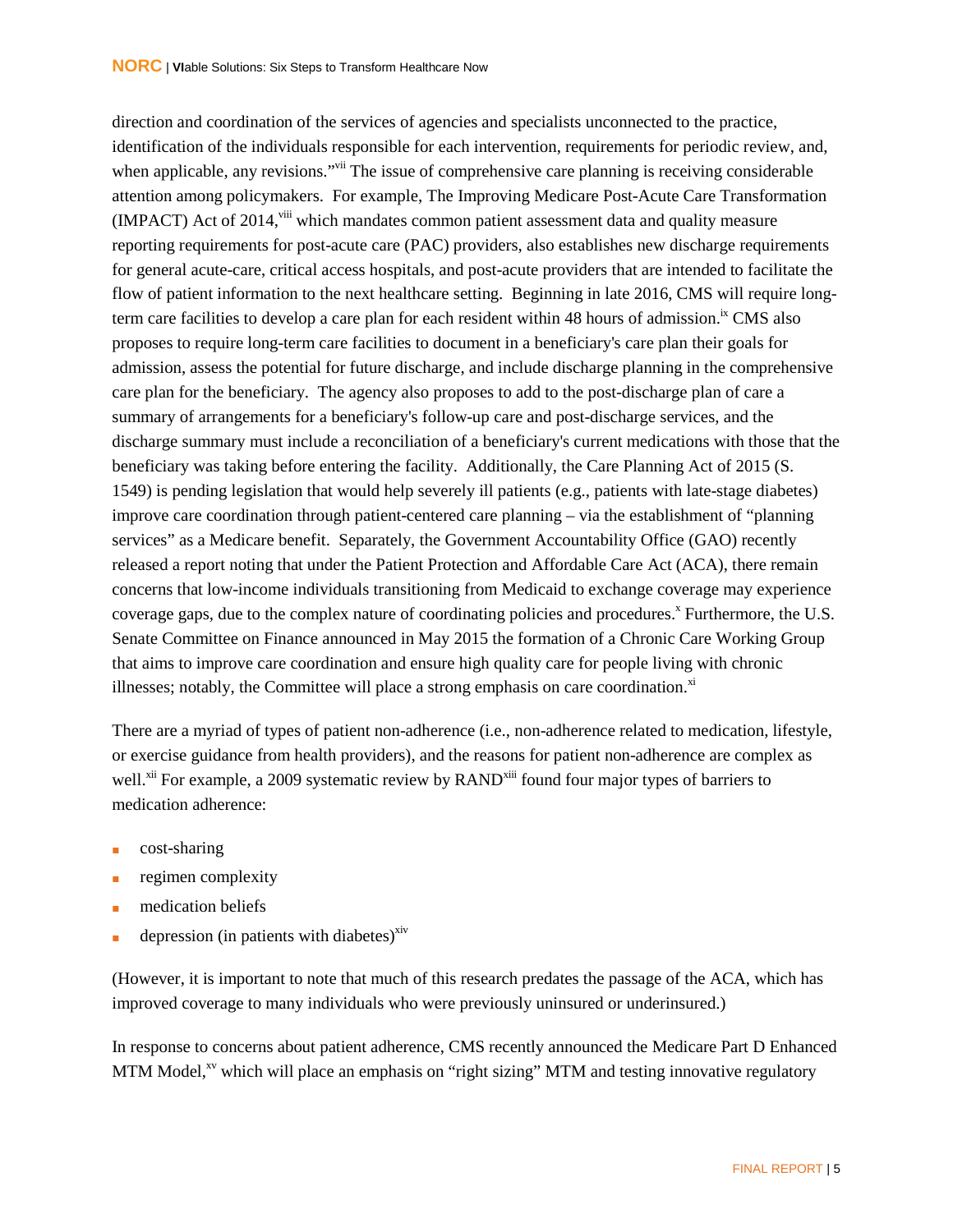direction and coordination of the services of agencies and specialists unconnected to the practice, identification of the individuals responsible for each intervention, requirements for periodic review, and, when applicable, any revisions."[vii] The issue of comprehensive care planning is receiving considerable attention among policymakers. For example, The Improving Medicare Post-Acute Care Transformation (IMPACT) Act of 2014,[viii] which mandates common patient assessment data and quality measure reporting requirements for post-acute care (PAC) providers, also establishes new discharge requirements for general acute-care, critical access hospitals, and post-acute providers that are intended to facilitate the flow of patient information to the next healthcare setting. Beginning in late 2016, CMS will require long-term care facilities to develop a care plan for each resident within 48 hours of admission.[ix] CMS also proposes to require long-term care facilities to document in a beneficiary's care plan their goals for admission, assess the potential for future discharge, and include discharge planning in the comprehensive care plan for the beneficiary. The agency also proposes to add to the post-discharge plan of care a summary of arrangements for a beneficiary's follow-up care and post-discharge services, and the discharge summary must include a reconciliation of a beneficiary's current medications with those that the beneficiary was taking before entering the facility. Additionally, the Care Planning Act of 2015 (S. 1549) is pending legislation that would help severely ill patients (e.g., patients with late-stage diabetes) improve care coordination through patient-centered care planning – via the establishment of "planning services" as a Medicare benefit. Separately, the Government Accountability Office (GAO) recently released a report noting that under the Patient Protection and Affordable Care Act (ACA), there remain concerns that low-income individuals transitioning from Medicaid to exchange coverage may experience coverage gaps, due to the complex nature of coordinating policies and procedures.[x] Furthermore, the U.S. Senate Committee on Finance announced in May 2015 the formation of a Chronic Care Working Group that aims to improve care coordination and ensure high quality care for people living with chronic illnesses; notably, the Committee will place a strong emphasis on care coordination.[xi]

There are a myriad of types of patient non-adherence (i.e., non-adherence related to medication, lifestyle, or exercise guidance from health providers), and the reasons for patient non-adherence are complex as well.[xii] For example, a 2009 systematic review by RAND[xiii] found four major types of barriers to medication adherence:

- cost-sharing
- regimen complexity
- medication beliefs
- depression (in patients with diabetes)[xiv]

(However, it is important to note that much of this research predates the passage of the ACA, which has improved coverage to many individuals who were previously uninsured or underinsured.)

In response to concerns about patient adherence, CMS recently announced the Medicare Part D Enhanced MTM Model,[xv] which will place an emphasis on "right sizing" MTM and testing innovative regulatory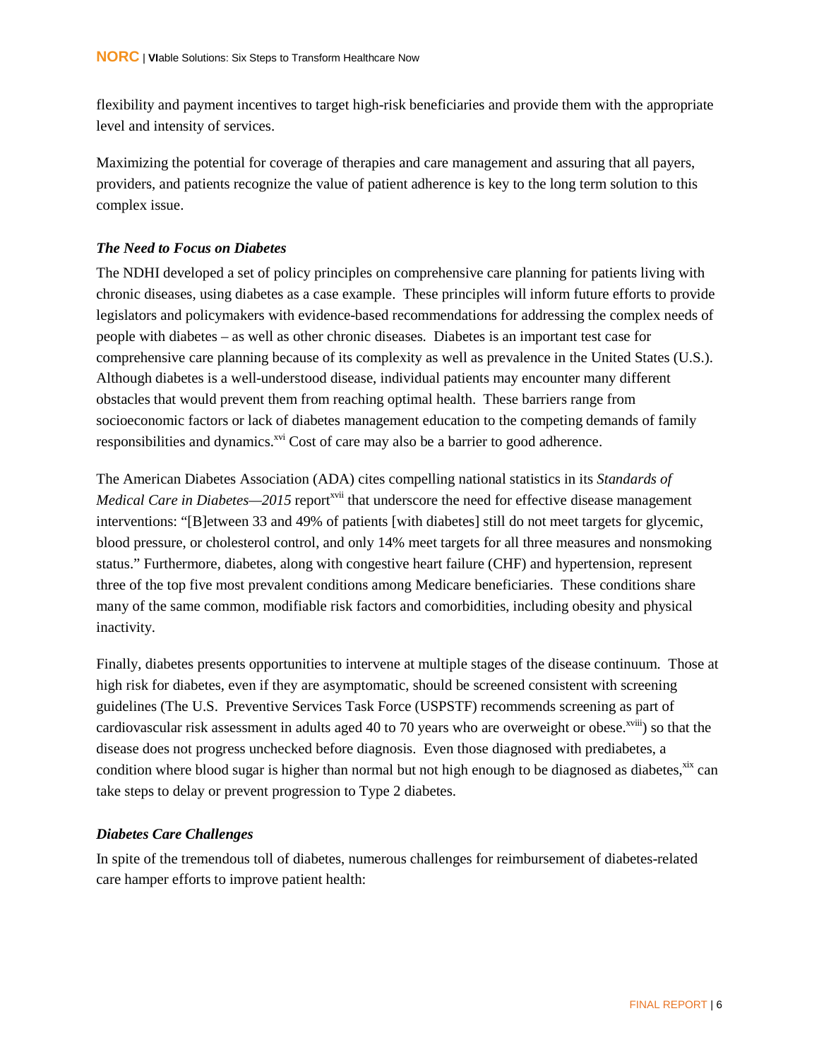flexibility and payment incentives to target high-risk beneficiaries and provide them with the appropriate level and intensity of services.

Maximizing the potential for coverage of therapies and care management and assuring that all payers, providers, and patients recognize the value of patient adherence is key to the long term solution to this complex issue.

### *The Need to Focus on Diabetes*

The NDHI developed a set of policy principles on comprehensive care planning for patients living with chronic diseases, using diabetes as a case example. These principles will inform future efforts to provide legislators and policymakers with evidence-based recommendations for addressing the complex needs of people with diabetes – as well as other chronic diseases. Diabetes is an important test case for comprehensive care planning because of its complexity as well as prevalence in the United States (U.S.). Although diabetes is a well-understood disease, individual patients may encounter many different obstacles that would prevent them from reaching optimal health. These barriers range from socioeconomic factors or lack of diabetes management education to the competing demands of family responsibilities and dynamics.[xvi] Cost of care may also be a barrier to good adherence.

The American Diabetes Association (ADA) cites compelling national statistics in its *Standards of Medical Care in Diabetes—2015* report[xvii] that underscore the need for effective disease management interventions: "[B]etween 33 and 49% of patients [with diabetes] still do not meet targets for glycemic, blood pressure, or cholesterol control, and only 14% meet targets for all three measures and nonsmoking status." Furthermore, diabetes, along with congestive heart failure (CHF) and hypertension, represent three of the top five most prevalent conditions among Medicare beneficiaries. These conditions share many of the same common, modifiable risk factors and comorbidities, including obesity and physical inactivity.

Finally, diabetes presents opportunities to intervene at multiple stages of the disease continuum. Those at high risk for diabetes, even if they are asymptomatic, should be screened consistent with screening guidelines (The U.S. Preventive Services Task Force (USPSTF) recommends screening as part of cardiovascular risk assessment in adults aged 40 to 70 years who are overweight or obese.[xviii]) so that the disease does not progress unchecked before diagnosis. Even those diagnosed with prediabetes, a condition where blood sugar is higher than normal but not high enough to be diagnosed as diabetes,[xix] can take steps to delay or prevent progression to Type 2 diabetes.

### *Diabetes Care Challenges*

In spite of the tremendous toll of diabetes, numerous challenges for reimbursement of diabetes-related care hamper efforts to improve patient health: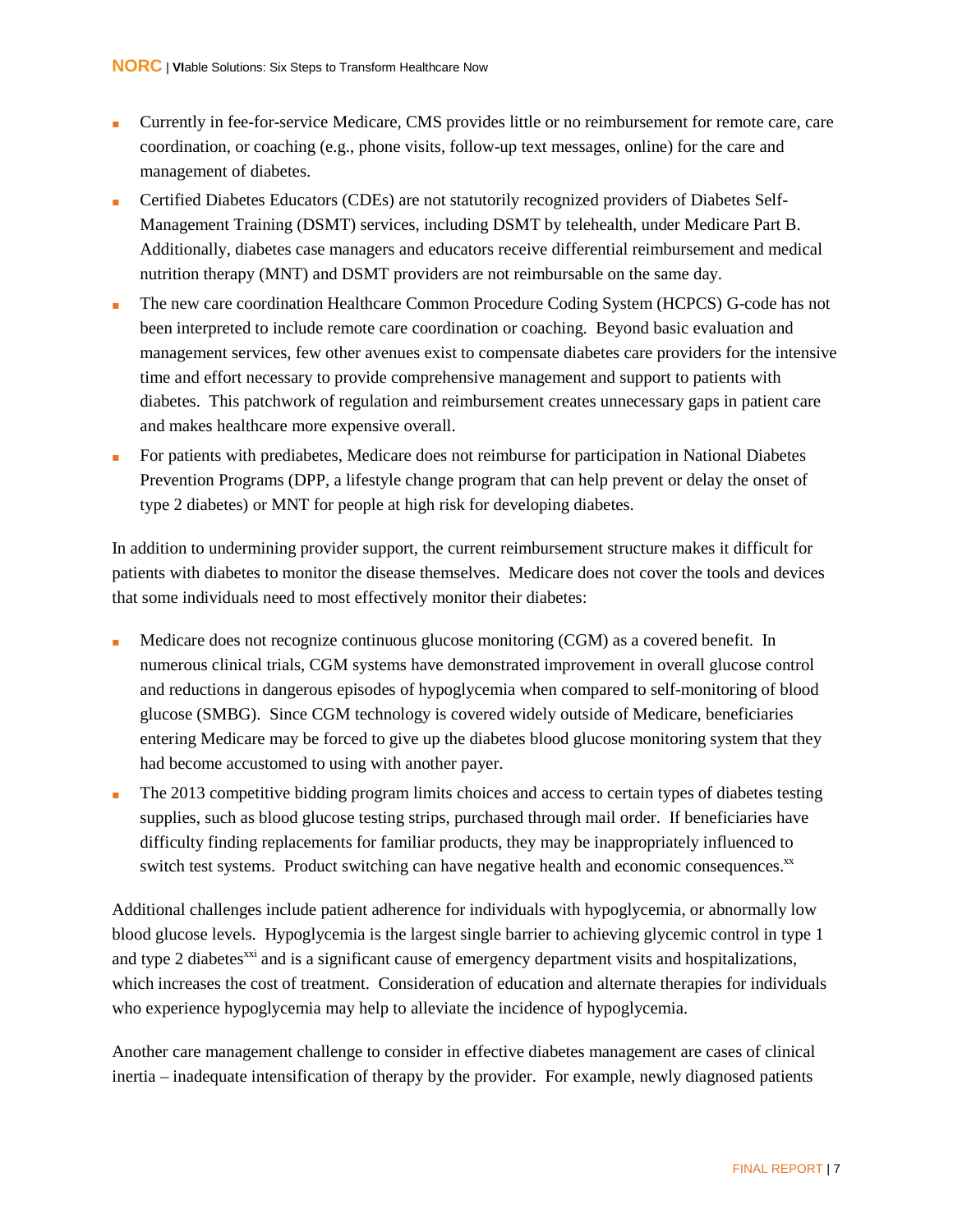- Currently in fee-for-service Medicare, CMS provides little or no reimbursement for remote care, care coordination, or coaching (e.g., phone visits, follow-up text messages, online) for the care and management of diabetes.
- Certified Diabetes Educators (CDEs) are not statutorily recognized providers of Diabetes Self-Management Training (DSMT) services, including DSMT by telehealth, under Medicare Part B. Additionally, diabetes case managers and educators receive differential reimbursement and medical nutrition therapy (MNT) and DSMT providers are not reimbursable on the same day.
- The new care coordination Healthcare Common Procedure Coding System (HCPCS) G-code has not been interpreted to include remote care coordination or coaching. Beyond basic evaluation and management services, few other avenues exist to compensate diabetes care providers for the intensive time and effort necessary to provide comprehensive management and support to patients with diabetes. This patchwork of regulation and reimbursement creates unnecessary gaps in patient care and makes healthcare more expensive overall.
- For patients with prediabetes, Medicare does not reimburse for participation in National Diabetes Prevention Programs (DPP, a lifestyle change program that can help prevent or delay the onset of type 2 diabetes) or MNT for people at high risk for developing diabetes.

In addition to undermining provider support, the current reimbursement structure makes it difficult for patients with diabetes to monitor the disease themselves. Medicare does not cover the tools and devices that some individuals need to most effectively monitor their diabetes:

- Medicare does not recognize continuous glucose monitoring (CGM) as a covered benefit. In numerous clinical trials, CGM systems have demonstrated improvement in overall glucose control and reductions in dangerous episodes of hypoglycemia when compared to self-monitoring of blood glucose (SMBG). Since CGM technology is covered widely outside of Medicare, beneficiaries entering Medicare may be forced to give up the diabetes blood glucose monitoring system that they had become accustomed to using with another payer.
- The 2013 competitive bidding program limits choices and access to certain types of diabetes testing supplies, such as blood glucose testing strips, purchased through mail order. If beneficiaries have difficulty finding replacements for familiar products, they may be inappropriately influenced to switch test systems. Product switching can have negative health and economic consequences.[xx]

Additional challenges include patient adherence for individuals with hypoglycemia, or abnormally low blood glucose levels. Hypoglycemia is the largest single barrier to achieving glycemic control in type 1 and type 2 diabetes[xxi] and is a significant cause of emergency department visits and hospitalizations, which increases the cost of treatment. Consideration of education and alternate therapies for individuals who experience hypoglycemia may help to alleviate the incidence of hypoglycemia.

Another care management challenge to consider in effective diabetes management are cases of clinical inertia – inadequate intensification of therapy by the provider. For example, newly diagnosed patients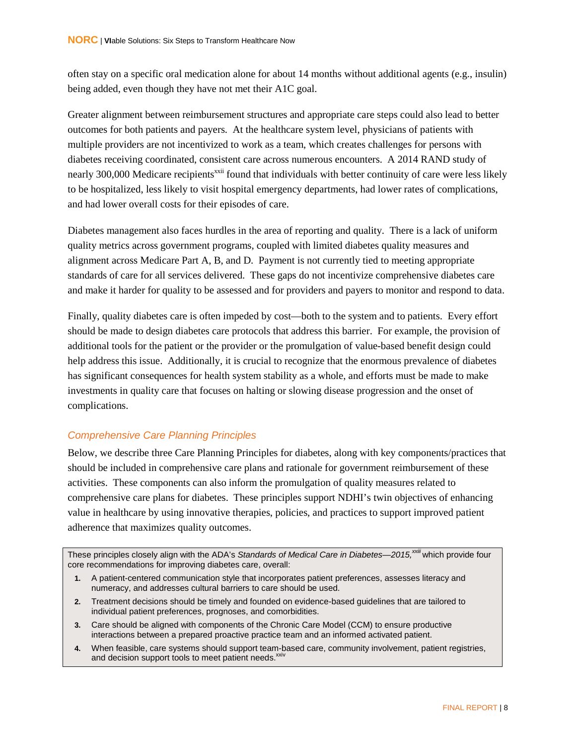often stay on a specific oral medication alone for about 14 months without additional agents (e.g., insulin) being added, even though they have not met their A1C goal.

Greater alignment between reimbursement structures and appropriate care steps could also lead to better outcomes for both patients and payers. At the healthcare system level, physicians of patients with multiple providers are not incentivized to work as a team, which creates challenges for persons with diabetes receiving coordinated, consistent care across numerous encounters. A 2014 RAND study of nearly 300,000 Medicare recipients[xxii] found that individuals with better continuity of care were less likely to be hospitalized, less likely to visit hospital emergency departments, had lower rates of complications, and had lower overall costs for their episodes of care.

Diabetes management also faces hurdles in the area of reporting and quality. There is a lack of uniform quality metrics across government programs, coupled with limited diabetes quality measures and alignment across Medicare Part A, B, and D. Payment is not currently tied to meeting appropriate standards of care for all services delivered. These gaps do not incentivize comprehensive diabetes care and make it harder for quality to be assessed and for providers and payers to monitor and respond to data.

Finally, quality diabetes care is often impeded by cost—both to the system and to patients. Every effort should be made to design diabetes care protocols that address this barrier. For example, the provision of additional tools for the patient or the provider or the promulgation of value-based benefit design could help address this issue. Additionally, it is crucial to recognize that the enormous prevalence of diabetes has significant consequences for health system stability as a whole, and efforts must be made to make investments in quality care that focuses on halting or slowing disease progression and the onset of complications.

### *Comprehensive Care Planning Principles*

Below, we describe three Care Planning Principles for diabetes, along with key components/practices that should be included in comprehensive care plans and rationale for government reimbursement of these activities. These components can also inform the promulgation of quality measures related to comprehensive care plans for diabetes. These principles support NDHI's twin objectives of enhancing value in healthcare by using innovative therapies, policies, and practices to support improved patient adherence that maximizes quality outcomes.

These principles closely align with the ADA's *Standards of Medical Care in Diabetes—2015,*[xxiii] which provide four core recommendations for improving diabetes care, overall:

1. A patient-centered communication style that incorporates patient preferences, assesses literacy and numeracy, and addresses cultural barriers to care should be used.
2. Treatment decisions should be timely and founded on evidence-based guidelines that are tailored to individual patient preferences, prognoses, and comorbidities.
3. Care should be aligned with components of the Chronic Care Model (CCM) to ensure productive interactions between a prepared proactive practice team and an informed activated patient.
4. When feasible, care systems should support team-based care, community involvement, patient registries, and decision support tools to meet patient needs.[xxiv]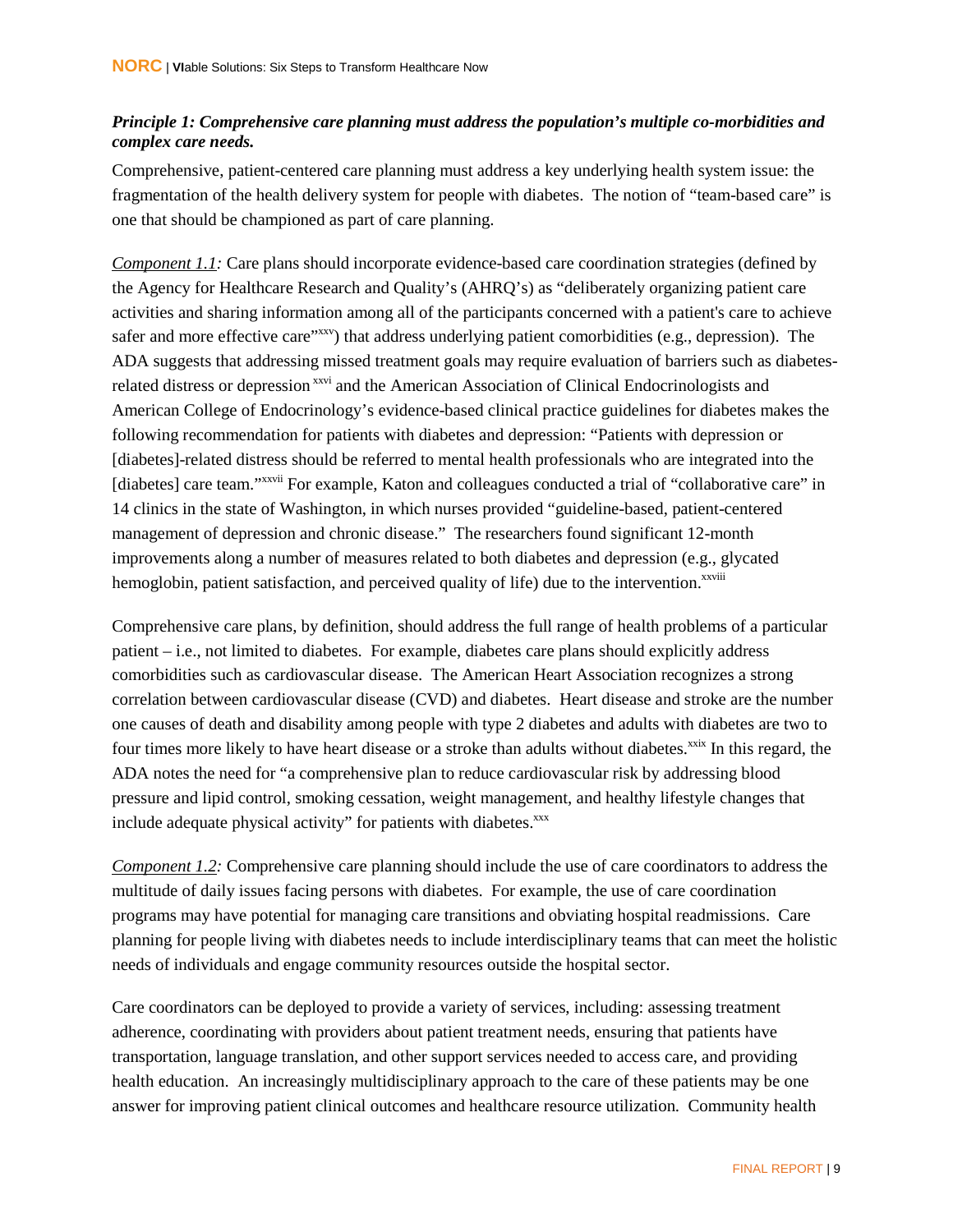***Principle 1: Comprehensive care planning must address the population's multiple co-morbidities and complex care needs.***

Comprehensive, patient-centered care planning must address a key underlying health system issue: the fragmentation of the health delivery system for people with diabetes. The notion of "team-based care" is one that should be championed as part of care planning.

*Component 1.1:* Care plans should incorporate evidence-based care coordination strategies (defined by the Agency for Healthcare Research and Quality's (AHRQ's) as "deliberately organizing patient care activities and sharing information among all of the participants concerned with a patient's care to achieve safer and more effective care"[xxv]) that address underlying patient comorbidities (e.g., depression). The ADA suggests that addressing missed treatment goals may require evaluation of barriers such as diabetes-related distress or depression[xxvi] and the American Association of Clinical Endocrinologists and American College of Endocrinology's evidence-based clinical practice guidelines for diabetes makes the following recommendation for patients with diabetes and depression: "Patients with depression or [diabetes]-related distress should be referred to mental health professionals who are integrated into the [diabetes] care team."[xxvii] For example, Katon and colleagues conducted a trial of "collaborative care" in 14 clinics in the state of Washington, in which nurses provided "guideline-based, patient-centered management of depression and chronic disease." The researchers found significant 12-month improvements along a number of measures related to both diabetes and depression (e.g., glycated hemoglobin, patient satisfaction, and perceived quality of life) due to the intervention.[xxviii]

Comprehensive care plans, by definition, should address the full range of health problems of a particular patient – i.e., not limited to diabetes. For example, diabetes care plans should explicitly address comorbidities such as cardiovascular disease. The American Heart Association recognizes a strong correlation between cardiovascular disease (CVD) and diabetes. Heart disease and stroke are the number one causes of death and disability among people with type 2 diabetes and adults with diabetes are two to four times more likely to have heart disease or a stroke than adults without diabetes.[xxix] In this regard, the ADA notes the need for "a comprehensive plan to reduce cardiovascular risk by addressing blood pressure and lipid control, smoking cessation, weight management, and healthy lifestyle changes that include adequate physical activity" for patients with diabetes.[xxx]

*Component 1.2:* Comprehensive care planning should include the use of care coordinators to address the multitude of daily issues facing persons with diabetes. For example, the use of care coordination programs may have potential for managing care transitions and obviating hospital readmissions. Care planning for people living with diabetes needs to include interdisciplinary teams that can meet the holistic needs of individuals and engage community resources outside the hospital sector.

Care coordinators can be deployed to provide a variety of services, including: assessing treatment adherence, coordinating with providers about patient treatment needs, ensuring that patients have transportation, language translation, and other support services needed to access care, and providing health education. An increasingly multidisciplinary approach to the care of these patients may be one answer for improving patient clinical outcomes and healthcare resource utilization. Community health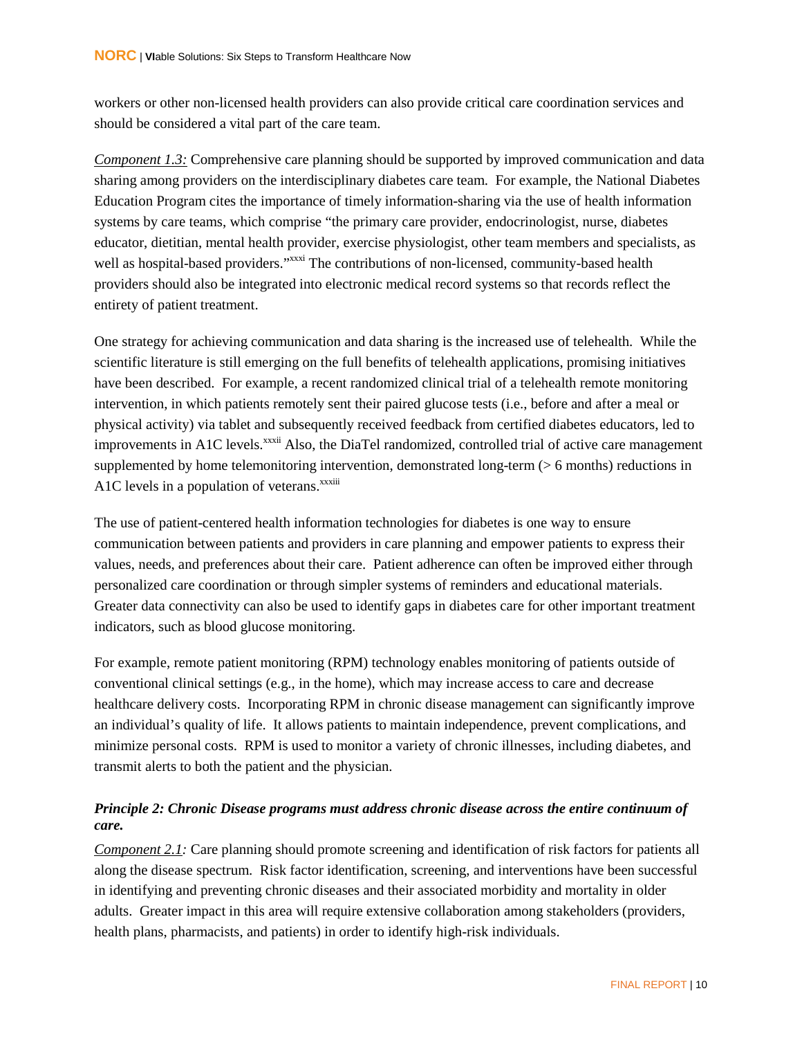workers or other non-licensed health providers can also provide critical care coordination services and should be considered a vital part of the care team.

*Component 1.3:* Comprehensive care planning should be supported by improved communication and data sharing among providers on the interdisciplinary diabetes care team. For example, the National Diabetes Education Program cites the importance of timely information-sharing via the use of health information systems by care teams, which comprise "the primary care provider, endocrinologist, nurse, diabetes educator, dietitian, mental health provider, exercise physiologist, other team members and specialists, as well as hospital-based providers."[xxxi] The contributions of non-licensed, community-based health providers should also be integrated into electronic medical record systems so that records reflect the entirety of patient treatment.

One strategy for achieving communication and data sharing is the increased use of telehealth. While the scientific literature is still emerging on the full benefits of telehealth applications, promising initiatives have been described. For example, a recent randomized clinical trial of a telehealth remote monitoring intervention, in which patients remotely sent their paired glucose tests (i.e., before and after a meal or physical activity) via tablet and subsequently received feedback from certified diabetes educators, led to improvements in A1C levels.[xxxii] Also, the DiaTel randomized, controlled trial of active care management supplemented by home telemonitoring intervention, demonstrated long-term (> 6 months) reductions in A1C levels in a population of veterans.[xxxiii]

The use of patient-centered health information technologies for diabetes is one way to ensure communication between patients and providers in care planning and empower patients to express their values, needs, and preferences about their care. Patient adherence can often be improved either through personalized care coordination or through simpler systems of reminders and educational materials. Greater data connectivity can also be used to identify gaps in diabetes care for other important treatment indicators, such as blood glucose monitoring.

For example, remote patient monitoring (RPM) technology enables monitoring of patients outside of conventional clinical settings (e.g., in the home), which may increase access to care and decrease healthcare delivery costs. Incorporating RPM in chronic disease management can significantly improve an individual's quality of life. It allows patients to maintain independence, prevent complications, and minimize personal costs. RPM is used to monitor a variety of chronic illnesses, including diabetes, and transmit alerts to both the patient and the physician.

### *Principle 2: Chronic Disease programs must address chronic disease across the entire continuum of care.*

*Component 2.1:* Care planning should promote screening and identification of risk factors for patients all along the disease spectrum. Risk factor identification, screening, and interventions have been successful in identifying and preventing chronic diseases and their associated morbidity and mortality in older adults. Greater impact in this area will require extensive collaboration among stakeholders (providers, health plans, pharmacists, and patients) in order to identify high-risk individuals.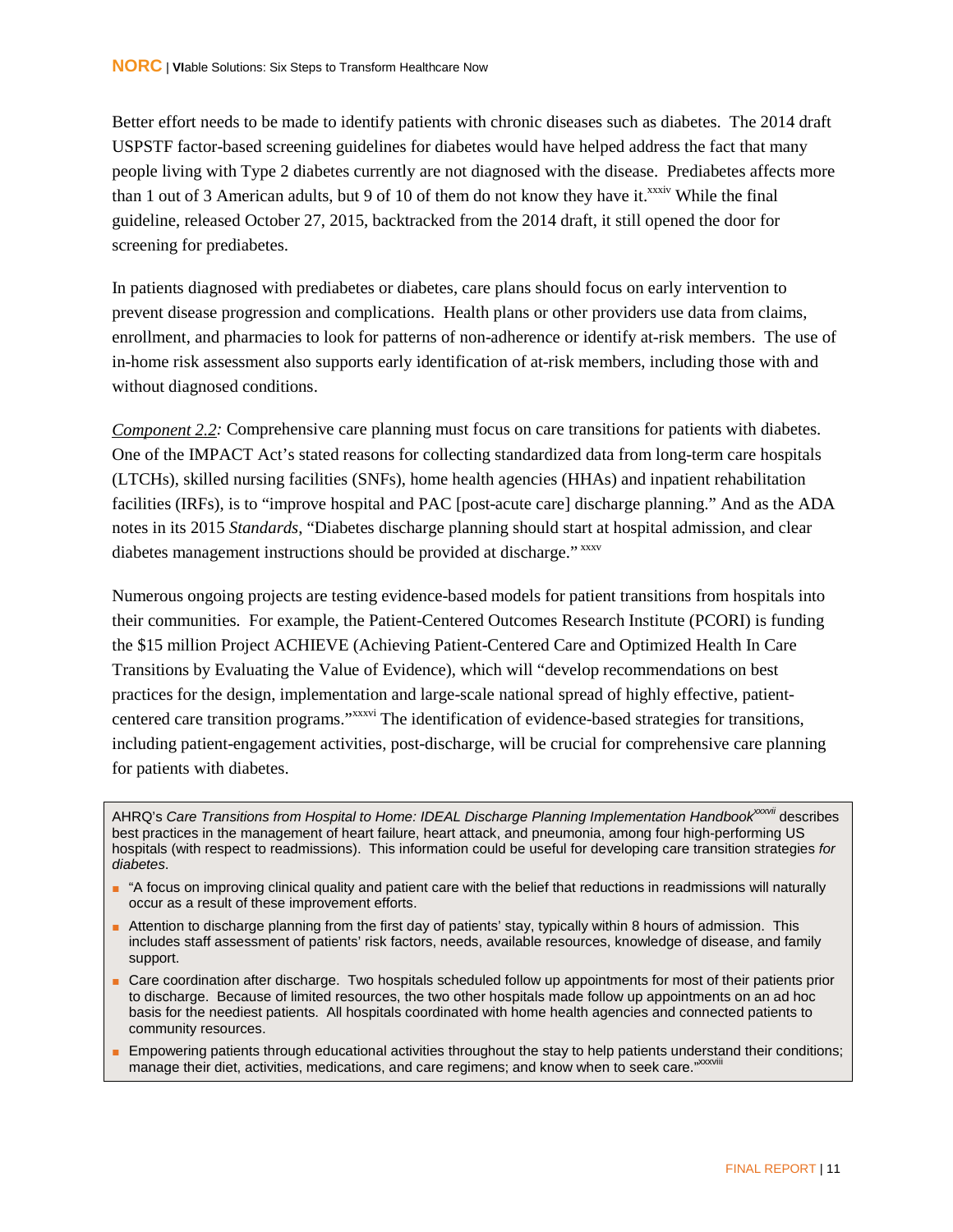Better effort needs to be made to identify patients with chronic diseases such as diabetes. The 2014 draft USPSTF factor-based screening guidelines for diabetes would have helped address the fact that many people living with Type 2 diabetes currently are not diagnosed with the disease. Prediabetes affects more than 1 out of 3 American adults, but 9 of 10 of them do not know they have it.[xxxiv] While the final guideline, released October 27, 2015, backtracked from the 2014 draft, it still opened the door for screening for prediabetes.

In patients diagnosed with prediabetes or diabetes, care plans should focus on early intervention to prevent disease progression and complications. Health plans or other providers use data from claims, enrollment, and pharmacies to look for patterns of non-adherence or identify at-risk members. The use of in-home risk assessment also supports early identification of at-risk members, including those with and without diagnosed conditions.

*Component 2.2:* Comprehensive care planning must focus on care transitions for patients with diabetes. One of the IMPACT Act's stated reasons for collecting standardized data from long-term care hospitals (LTCHs), skilled nursing facilities (SNFs), home health agencies (HHAs) and inpatient rehabilitation facilities (IRFs), is to "improve hospital and PAC [post-acute care] discharge planning." And as the ADA notes in its 2015 *Standards*, "Diabetes discharge planning should start at hospital admission, and clear diabetes management instructions should be provided at discharge." [xxxv]

Numerous ongoing projects are testing evidence-based models for patient transitions from hospitals into their communities. For example, the Patient-Centered Outcomes Research Institute (PCORI) is funding the $15 million Project ACHIEVE (Achieving Patient-Centered Care and Optimized Health In Care Transitions by Evaluating the Value of Evidence), which will "develop recommendations on best practices for the design, implementation and large-scale national spread of highly effective, patient-centered care transition programs."[xxxvi] The identification of evidence-based strategies for transitions, including patient-engagement activities, post-discharge, will be crucial for comprehensive care planning for patients with diabetes.

> AHRQ's *Care Transitions from Hospital to Home: IDEAL Discharge Planning Implementation Handbook*[xxxvii] describes best practices in the management of heart failure, heart attack, and pneumonia, among four high-performing US hospitals (with respect to readmissions). This information could be useful for developing care transition strategies *for diabetes*.
>
> - "A focus on improving clinical quality and patient care with the belief that reductions in readmissions will naturally occur as a result of these improvement efforts.
> - Attention to discharge planning from the first day of patients' stay, typically within 8 hours of admission. This includes staff assessment of patients' risk factors, needs, available resources, knowledge of disease, and family support.
> - Care coordination after discharge. Two hospitals scheduled follow up appointments for most of their patients prior to discharge. Because of limited resources, the two other hospitals made follow up appointments on an ad hoc basis for the neediest patients. All hospitals coordinated with home health agencies and connected patients to community resources.
> - Empowering patients through educational activities throughout the stay to help patients understand their conditions; manage their diet, activities, medications, and care regimens; and know when to seek care."[xxxviii]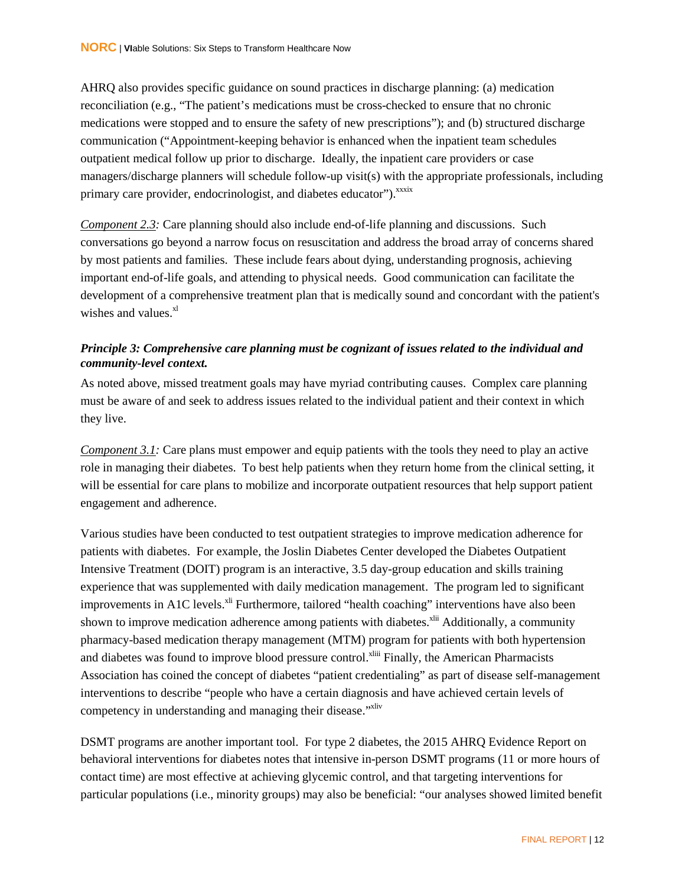AHRQ also provides specific guidance on sound practices in discharge planning: (a) medication reconciliation (e.g., "The patient's medications must be cross-checked to ensure that no chronic medications were stopped and to ensure the safety of new prescriptions"); and (b) structured discharge communication ("Appointment-keeping behavior is enhanced when the inpatient team schedules outpatient medical follow up prior to discharge. Ideally, the inpatient care providers or case managers/discharge planners will schedule follow-up visit(s) with the appropriate professionals, including primary care provider, endocrinologist, and diabetes educator").[xxxix]

*Component 2.3:* Care planning should also include end-of-life planning and discussions. Such conversations go beyond a narrow focus on resuscitation and address the broad array of concerns shared by most patients and families. These include fears about dying, understanding prognosis, achieving important end-of-life goals, and attending to physical needs. Good communication can facilitate the development of a comprehensive treatment plan that is medically sound and concordant with the patient's wishes and values.[xl]

***Principle 3: Comprehensive care planning must be cognizant of issues related to the individual and community-level context.***

As noted above, missed treatment goals may have myriad contributing causes. Complex care planning must be aware of and seek to address issues related to the individual patient and their context in which they live.

*Component 3.1:* Care plans must empower and equip patients with the tools they need to play an active role in managing their diabetes. To best help patients when they return home from the clinical setting, it will be essential for care plans to mobilize and incorporate outpatient resources that help support patient engagement and adherence.

Various studies have been conducted to test outpatient strategies to improve medication adherence for patients with diabetes. For example, the Joslin Diabetes Center developed the Diabetes Outpatient Intensive Treatment (DOIT) program is an interactive, 3.5 day-group education and skills training experience that was supplemented with daily medication management. The program led to significant improvements in A1C levels.[xli] Furthermore, tailored "health coaching" interventions have also been shown to improve medication adherence among patients with diabetes.[xlii] Additionally, a community pharmacy-based medication therapy management (MTM) program for patients with both hypertension and diabetes was found to improve blood pressure control.[xliii] Finally, the American Pharmacists Association has coined the concept of diabetes "patient credentialing" as part of disease self-management interventions to describe "people who have a certain diagnosis and have achieved certain levels of competency in understanding and managing their disease."[xliv]

DSMT programs are another important tool. For type 2 diabetes, the 2015 AHRQ Evidence Report on behavioral interventions for diabetes notes that intensive in-person DSMT programs (11 or more hours of contact time) are most effective at achieving glycemic control, and that targeting interventions for particular populations (i.e., minority groups) may also be beneficial: "our analyses showed limited benefit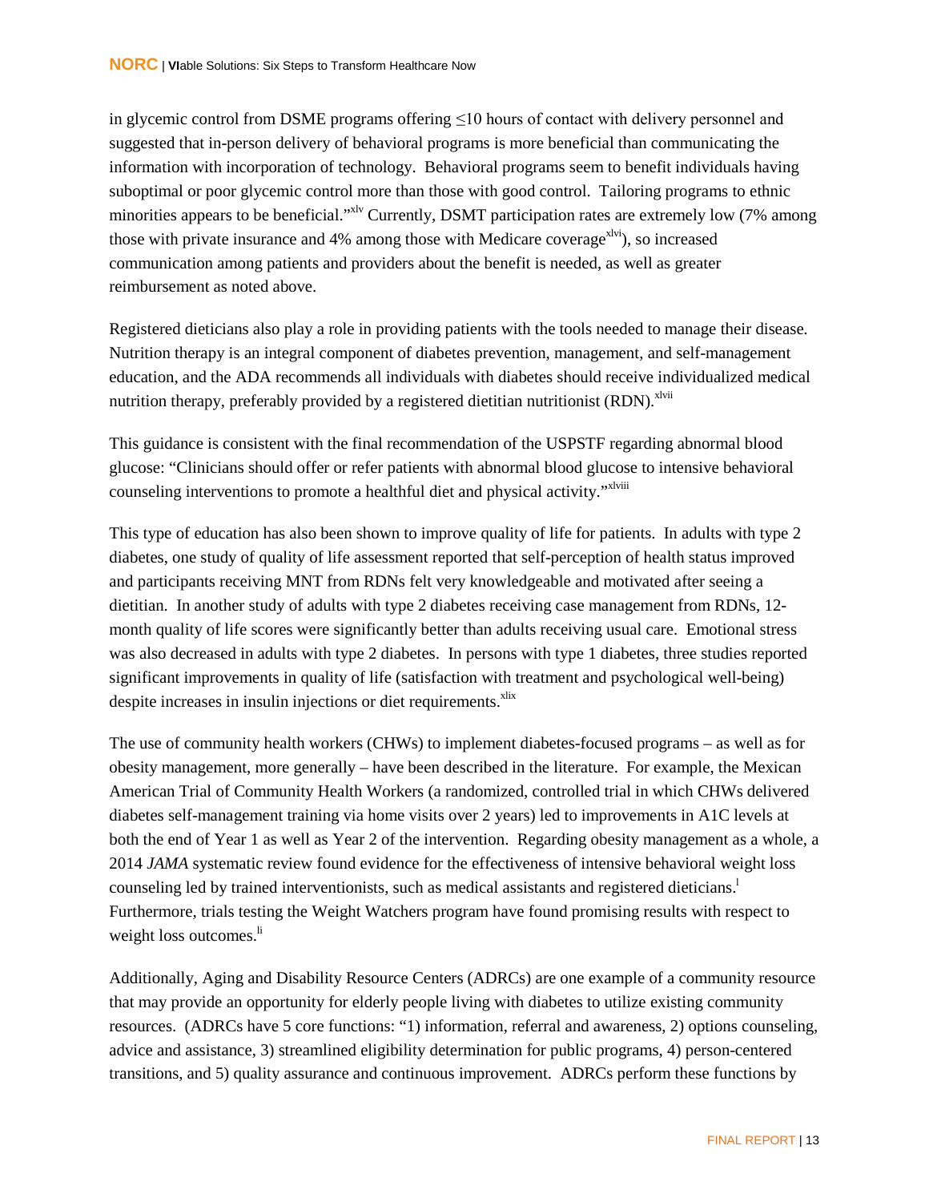in glycemic control from DSME programs offering ≤10 hours of contact with delivery personnel and suggested that in-person delivery of behavioral programs is more beneficial than communicating the information with incorporation of technology. Behavioral programs seem to benefit individuals having suboptimal or poor glycemic control more than those with good control. Tailoring programs to ethnic minorities appears to be beneficial."[xlv] Currently, DSMT participation rates are extremely low (7% among those with private insurance and 4% among those with Medicare coverage[xlvi]), so increased communication among patients and providers about the benefit is needed, as well as greater reimbursement as noted above.

Registered dieticians also play a role in providing patients with the tools needed to manage their disease. Nutrition therapy is an integral component of diabetes prevention, management, and self-management education, and the ADA recommends all individuals with diabetes should receive individualized medical nutrition therapy, preferably provided by a registered dietitian nutritionist (RDN).[xlvii]

This guidance is consistent with the final recommendation of the USPSTF regarding abnormal blood glucose: "Clinicians should offer or refer patients with abnormal blood glucose to intensive behavioral counseling interventions to promote a healthful diet and physical activity."[xlviii]

This type of education has also been shown to improve quality of life for patients. In adults with type 2 diabetes, one study of quality of life assessment reported that self-perception of health status improved and participants receiving MNT from RDNs felt very knowledgeable and motivated after seeing a dietitian. In another study of adults with type 2 diabetes receiving case management from RDNs, 12-month quality of life scores were significantly better than adults receiving usual care. Emotional stress was also decreased in adults with type 2 diabetes. In persons with type 1 diabetes, three studies reported significant improvements in quality of life (satisfaction with treatment and psychological well-being) despite increases in insulin injections or diet requirements.[xlix]

The use of community health workers (CHWs) to implement diabetes-focused programs – as well as for obesity management, more generally – have been described in the literature. For example, the Mexican American Trial of Community Health Workers (a randomized, controlled trial in which CHWs delivered diabetes self-management training via home visits over 2 years) led to improvements in A1C levels at both the end of Year 1 as well as Year 2 of the intervention. Regarding obesity management as a whole, a 2014 *JAMA* systematic review found evidence for the effectiveness of intensive behavioral weight loss counseling led by trained interventionists, such as medical assistants and registered dieticians.[l] Furthermore, trials testing the Weight Watchers program have found promising results with respect to weight loss outcomes.[li]

Additionally, Aging and Disability Resource Centers (ADRCs) are one example of a community resource that may provide an opportunity for elderly people living with diabetes to utilize existing community resources. (ADRCs have 5 core functions: "1) information, referral and awareness, 2) options counseling, advice and assistance, 3) streamlined eligibility determination for public programs, 4) person-centered transitions, and 5) quality assurance and continuous improvement. ADRCs perform these functions by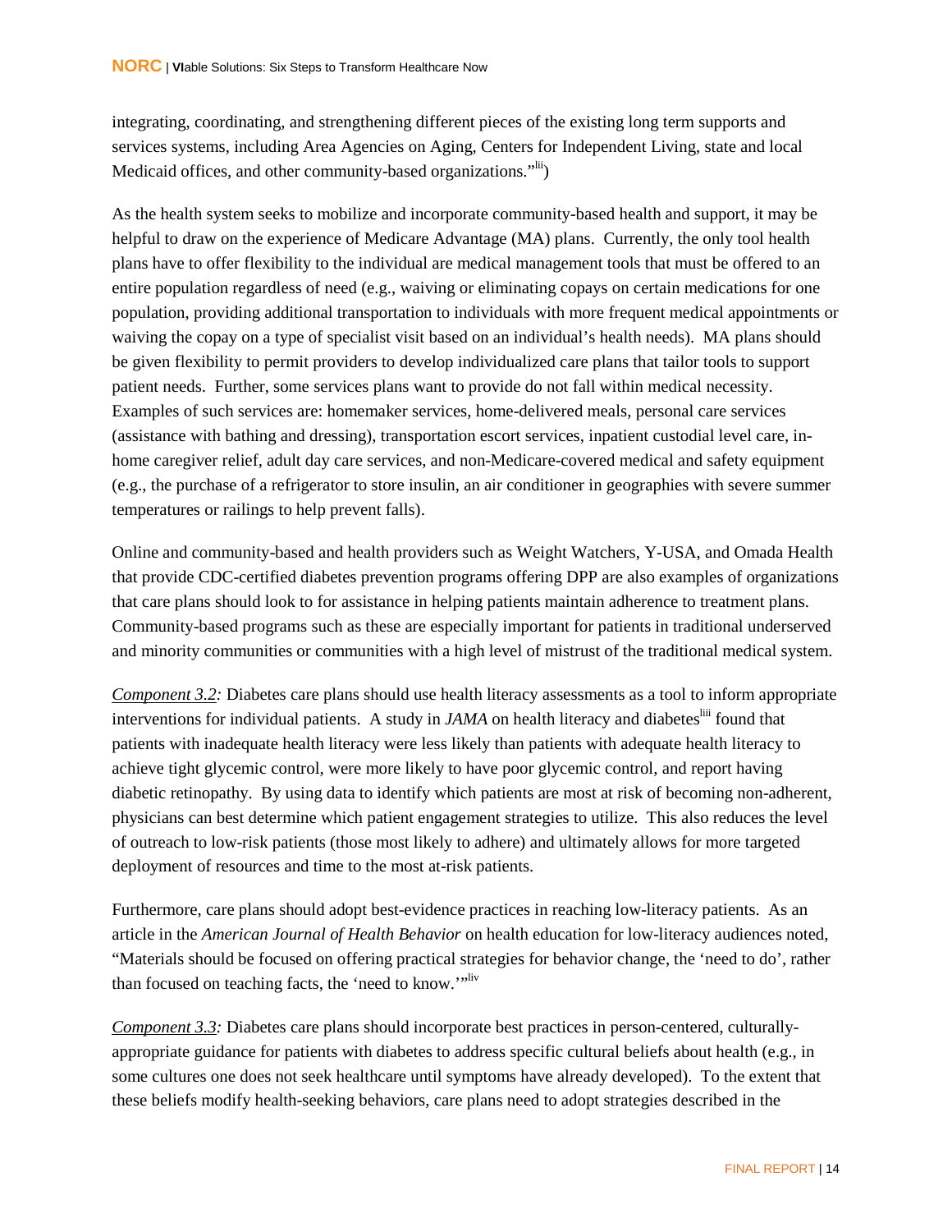integrating, coordinating, and strengthening different pieces of the existing long term supports and services systems, including Area Agencies on Aging, Centers for Independent Living, state and local Medicaid offices, and other community-based organizations."[lii])

As the health system seeks to mobilize and incorporate community-based health and support, it may be helpful to draw on the experience of Medicare Advantage (MA) plans. Currently, the only tool health plans have to offer flexibility to the individual are medical management tools that must be offered to an entire population regardless of need (e.g., waiving or eliminating copays on certain medications for one population, providing additional transportation to individuals with more frequent medical appointments or waiving the copay on a type of specialist visit based on an individual's health needs). MA plans should be given flexibility to permit providers to develop individualized care plans that tailor tools to support patient needs. Further, some services plans want to provide do not fall within medical necessity. Examples of such services are: homemaker services, home-delivered meals, personal care services (assistance with bathing and dressing), transportation escort services, inpatient custodial level care, in-home caregiver relief, adult day care services, and non-Medicare-covered medical and safety equipment (e.g., the purchase of a refrigerator to store insulin, an air conditioner in geographies with severe summer temperatures or railings to help prevent falls).

Online and community-based and health providers such as Weight Watchers, Y-USA, and Omada Health that provide CDC-certified diabetes prevention programs offering DPP are also examples of organizations that care plans should look to for assistance in helping patients maintain adherence to treatment plans. Community-based programs such as these are especially important for patients in traditional underserved and minority communities or communities with a high level of mistrust of the traditional medical system.

_Component 3.2:_ Diabetes care plans should use health literacy assessments as a tool to inform appropriate interventions for individual patients. A study in *JAMA* on health literacy and diabetes[liii] found that patients with inadequate health literacy were less likely than patients with adequate health literacy to achieve tight glycemic control, were more likely to have poor glycemic control, and report having diabetic retinopathy. By using data to identify which patients are most at risk of becoming non-adherent, physicians can best determine which patient engagement strategies to utilize. This also reduces the level of outreach to low-risk patients (those most likely to adhere) and ultimately allows for more targeted deployment of resources and time to the most at-risk patients.

Furthermore, care plans should adopt best-evidence practices in reaching low-literacy patients. As an article in the *American Journal of Health Behavior* on health education for low-literacy audiences noted, "Materials should be focused on offering practical strategies for behavior change, the 'need to do', rather than focused on teaching facts, the 'need to know.'"[liv]

_Component 3.3:_ Diabetes care plans should incorporate best practices in person-centered, culturally-appropriate guidance for patients with diabetes to address specific cultural beliefs about health (e.g., in some cultures one does not seek healthcare until symptoms have already developed). To the extent that these beliefs modify health-seeking behaviors, care plans need to adopt strategies described in the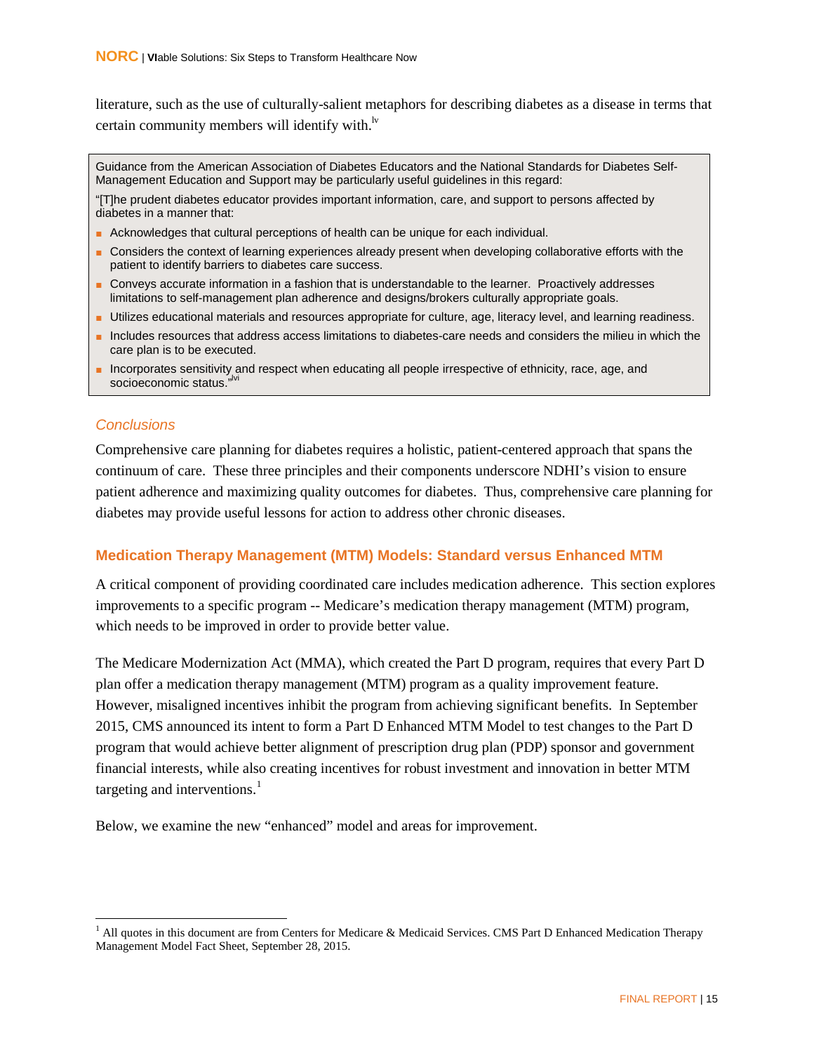literature, such as the use of culturally-salient metaphors for describing diabetes as a disease in terms that certain community members will identify with.[lv]

> Guidance from the American Association of Diabetes Educators and the National Standards for Diabetes Self-Management Education and Support may be particularly useful guidelines in this regard:
>
> "[T]he prudent diabetes educator provides important information, care, and support to persons affected by diabetes in a manner that:
>
> - Acknowledges that cultural perceptions of health can be unique for each individual.
> - Considers the context of learning experiences already present when developing collaborative efforts with the patient to identify barriers to diabetes care success.
> - Conveys accurate information in a fashion that is understandable to the learner. Proactively addresses limitations to self-management plan adherence and designs/brokers culturally appropriate goals.
> - Utilizes educational materials and resources appropriate for culture, age, literacy level, and learning readiness.
> - Includes resources that address access limitations to diabetes-care needs and considers the milieu in which the care plan is to be executed.
> - Incorporates sensitivity and respect when educating all people irrespective of ethnicity, race, age, and socioeconomic status."[lvi]

### *Conclusions*

Comprehensive care planning for diabetes requires a holistic, patient-centered approach that spans the continuum of care. These three principles and their components underscore NDHI's vision to ensure patient adherence and maximizing quality outcomes for diabetes. Thus, comprehensive care planning for diabetes may provide useful lessons for action to address other chronic diseases.

## Medication Therapy Management (MTM) Models: Standard versus Enhanced MTM

A critical component of providing coordinated care includes medication adherence. This section explores improvements to a specific program -- Medicare's medication therapy management (MTM) program, which needs to be improved in order to provide better value.

The Medicare Modernization Act (MMA), which created the Part D program, requires that every Part D plan offer a medication therapy management (MTM) program as a quality improvement feature. However, misaligned incentives inhibit the program from achieving significant benefits. In September 2015, CMS announced its intent to form a Part D Enhanced MTM Model to test changes to the Part D program that would achieve better alignment of prescription drug plan (PDP) sponsor and government financial interests, while also creating incentives for robust investment and innovation in better MTM targeting and interventions.[1]

Below, we examine the new "enhanced" model and areas for improvement.

---

[1] All quotes in this document are from Centers for Medicare & Medicaid Services. CMS Part D Enhanced Medication Therapy Management Model Fact Sheet, September 28, 2015.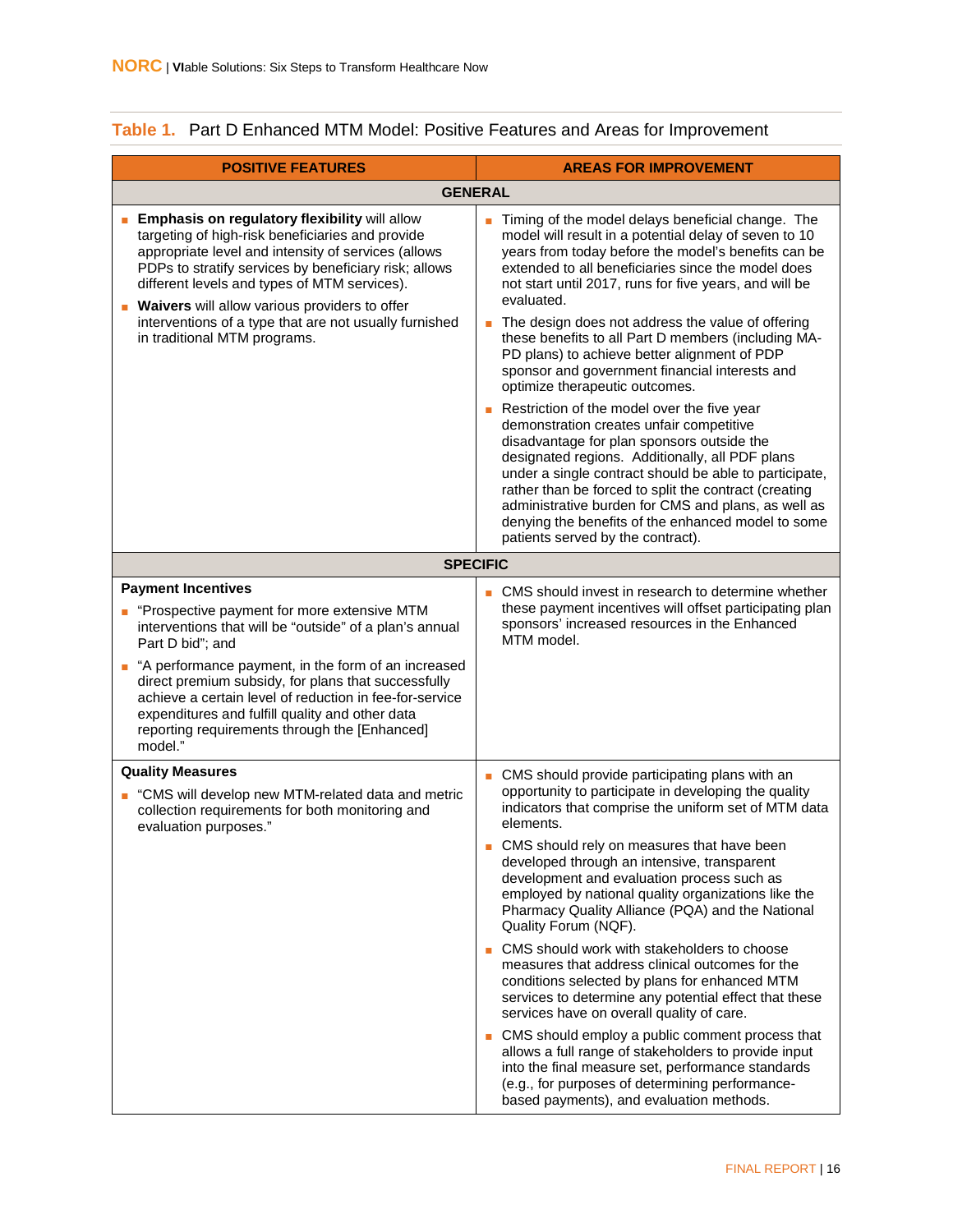**Table 1.** Part D Enhanced MTM Model: Positive Features and Areas for Improvement

| POSITIVE FEATURES | AREAS FOR IMPROVEMENT |
|---|---|
| **GENERAL** | |
| ▪ **Emphasis on regulatory flexibility** will allow targeting of high-risk beneficiaries and provide appropriate level and intensity of services (allows PDPs to stratify services by beneficiary risk; allows different levels and types of MTM services).<br>▪ **Waivers** will allow various providers to offer interventions of a type that are not usually furnished in traditional MTM programs. | ▪ Timing of the model delays beneficial change. The model will result in a potential delay of seven to 10 years from today before the model's benefits can be extended to all beneficiaries since the model does not start until 2017, runs for five years, and will be evaluated.<br>▪ The design does not address the value of offering these benefits to all Part D members (including MA-PD plans) to achieve better alignment of PDP sponsor and government financial interests and optimize therapeutic outcomes.<br>▪ Restriction of the model over the five year demonstration creates unfair competitive disadvantage for plan sponsors outside the designated regions. Additionally, all PDF plans under a single contract should be able to participate, rather than be forced to split the contract (creating administrative burden for CMS and plans, as well as denying the benefits of the enhanced model to some patients served by the contract). |
| **SPECIFIC** | |
| **Payment Incentives**<br>▪ "Prospective payment for more extensive MTM interventions that will be "outside" of a plan's annual Part D bid"; and<br>▪ "A performance payment, in the form of an increased direct premium subsidy, for plans that successfully achieve a certain level of reduction in fee-for-service expenditures and fulfill quality and other data reporting requirements through the [Enhanced] model." | ▪ CMS should invest in research to determine whether these payment incentives will offset participating plan sponsors' increased resources in the Enhanced MTM model. |
| **Quality Measures**<br>▪ "CMS will develop new MTM-related data and metric collection requirements for both monitoring and evaluation purposes." | ▪ CMS should provide participating plans with an opportunity to participate in developing the quality indicators that comprise the uniform set of MTM data elements.<br>▪ CMS should rely on measures that have been developed through an intensive, transparent development and evaluation process such as employed by national quality organizations like the Pharmacy Quality Alliance (PQA) and the National Quality Forum (NQF).<br>▪ CMS should work with stakeholders to choose measures that address clinical outcomes for the conditions selected by plans for enhanced MTM services to determine any potential effect that these services have on overall quality of care.<br>▪ CMS should employ a public comment process that allows a full range of stakeholders to provide input into the final measure set, performance standards (e.g., for purposes of determining performance-based payments), and evaluation methods. |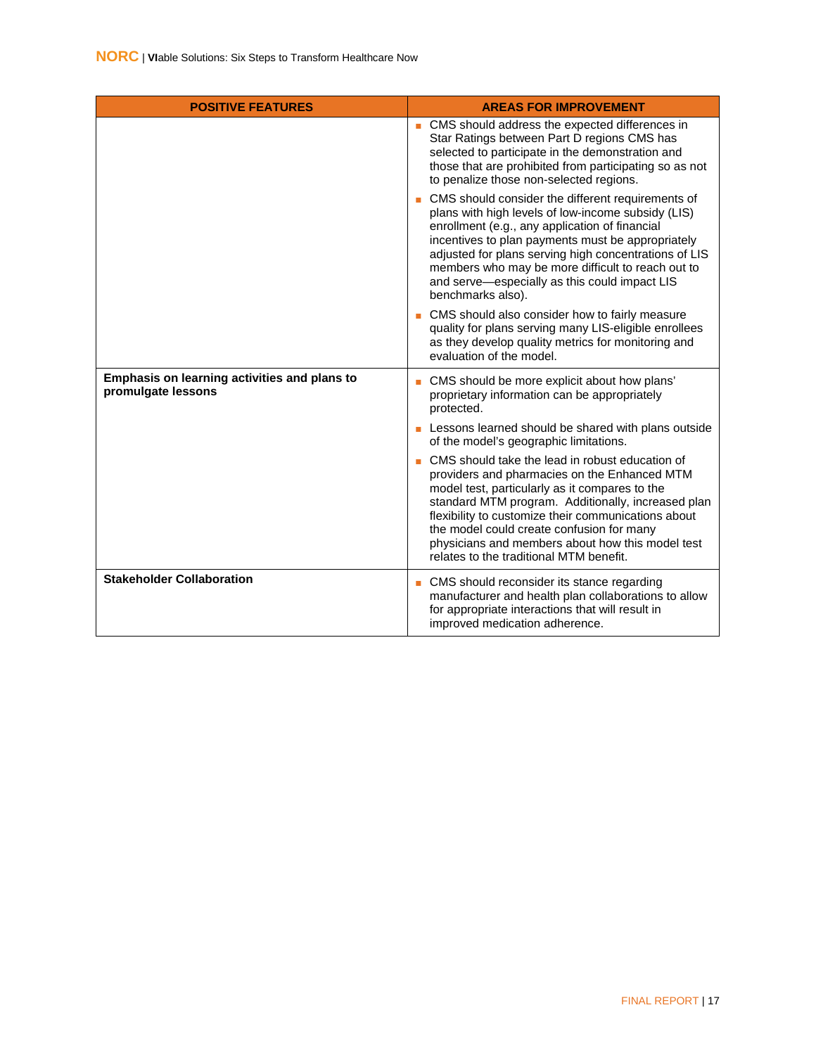| POSITIVE FEATURES | AREAS FOR IMPROVEMENT |
|---|---|
| | ▪ CMS should address the expected differences in Star Ratings between Part D regions CMS has selected to participate in the demonstration and those that are prohibited from participating so as not to penalize those non-selected regions.<br>▪ CMS should consider the different requirements of plans with high levels of low-income subsidy (LIS) enrollment (e.g., any application of financial incentives to plan payments must be appropriately adjusted for plans serving high concentrations of LIS members who may be more difficult to reach out to and serve—especially as this could impact LIS benchmarks also).<br>▪ CMS should also consider how to fairly measure quality for plans serving many LIS-eligible enrollees as they develop quality metrics for monitoring and evaluation of the model. |
| **Emphasis on learning activities and plans to promulgate lessons** | ▪ CMS should be more explicit about how plans' proprietary information can be appropriately protected.<br>▪ Lessons learned should be shared with plans outside of the model's geographic limitations.<br>▪ CMS should take the lead in robust education of providers and pharmacies on the Enhanced MTM model test, particularly as it compares to the standard MTM program. Additionally, increased plan flexibility to customize their communications about the model could create confusion for many physicians and members about how this model test relates to the traditional MTM benefit. |
| **Stakeholder Collaboration** | ▪ CMS should reconsider its stance regarding manufacturer and health plan collaborations to allow for appropriate interactions that will result in improved medication adherence. |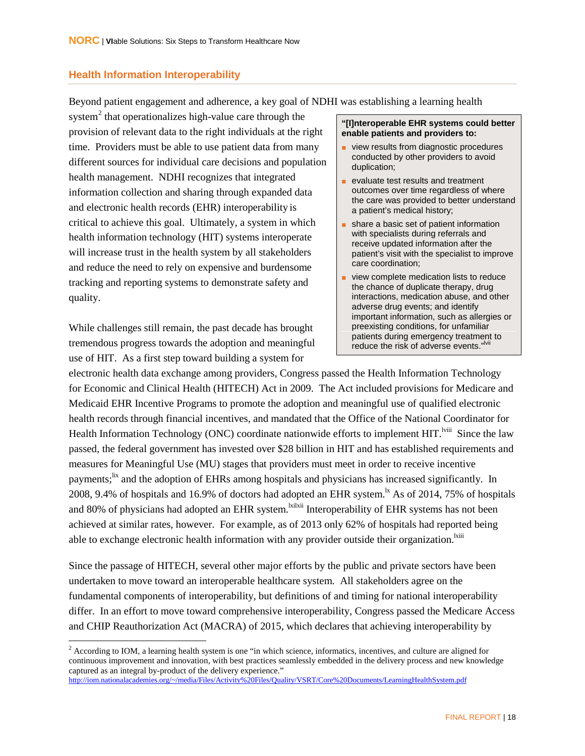## Health Information Interoperability

Beyond patient engagement and adherence, a key goal of NDHI was establishing a learning health system[2] that operationalizes high-value care through the provision of relevant data to the right individuals at the right time. Providers must be able to use patient data from many different sources for individual care decisions and population health management. NDHI recognizes that integrated information collection and sharing through expanded data and electronic health records (EHR) interoperability is critical to achieve this goal. Ultimately, a system in which health information technology (HIT) systems interoperate will increase trust in the health system by all stakeholders and reduce the need to rely on expensive and burdensome tracking and reporting systems to demonstrate safety and quality.

> **"[I]nteroperable EHR systems could better enable patients and providers to:**
>
> - view results from diagnostic procedures conducted by other providers to avoid duplication;
> - evaluate test results and treatment outcomes over time regardless of where the care was provided to better understand a patient's medical history;
> - share a basic set of patient information with specialists during referrals and receive updated information after the patient's visit with the specialist to improve care coordination;
> - view complete medication lists to reduce the chance of duplicate therapy, drug interactions, medication abuse, and other adverse drug events; and identify important information, such as allergies or preexisting conditions, for unfamiliar patients during emergency treatment to reduce the risk of adverse events."[lvii]

While challenges still remain, the past decade has brought tremendous progress towards the adoption and meaningful use of HIT. As a first step toward building a system for electronic health data exchange among providers, Congress passed the Health Information Technology for Economic and Clinical Health (HITECH) Act in 2009. The Act included provisions for Medicare and Medicaid EHR Incentive Programs to promote the adoption and meaningful use of qualified electronic health records through financial incentives, and mandated that the Office of the National Coordinator for Health Information Technology (ONC) coordinate nationwide efforts to implement HIT.[lviii] Since the law passed, the federal government has invested over $28 billion in HIT and has established requirements and measures for Meaningful Use (MU) stages that providers must meet in order to receive incentive payments;[lix] and the adoption of EHRs among hospitals and physicians has increased significantly. In 2008, 9.4% of hospitals and 16.9% of doctors had adopted an EHR system.[lx] As of 2014, 75% of hospitals and 80% of physicians had adopted an EHR system.[lxi,lxii] Interoperability of EHR systems has not been achieved at similar rates, however. For example, as of 2013 only 62% of hospitals had reported being able to exchange electronic health information with any provider outside their organization.[lxiii]

Since the passage of HITECH, several other major efforts by the public and private sectors have been undertaken to move toward an interoperable healthcare system. All stakeholders agree on the fundamental components of interoperability, but definitions of and timing for national interoperability differ. In an effort to move toward comprehensive interoperability, Congress passed the Medicare Access and CHIP Reauthorization Act (MACRA) of 2015, which declares that achieving interoperability by

---

[2] According to IOM, a learning health system is one "in which science, informatics, incentives, and culture are aligned for continuous improvement and innovation, with best practices seamlessly embedded in the delivery process and new knowledge captured as an integral by-product of the delivery experience." http://iom.nationalacademies.org/~/media/Files/Activity%20Files/Quality/VSRT/Core%20Documents/LearningHealthSystem.pdf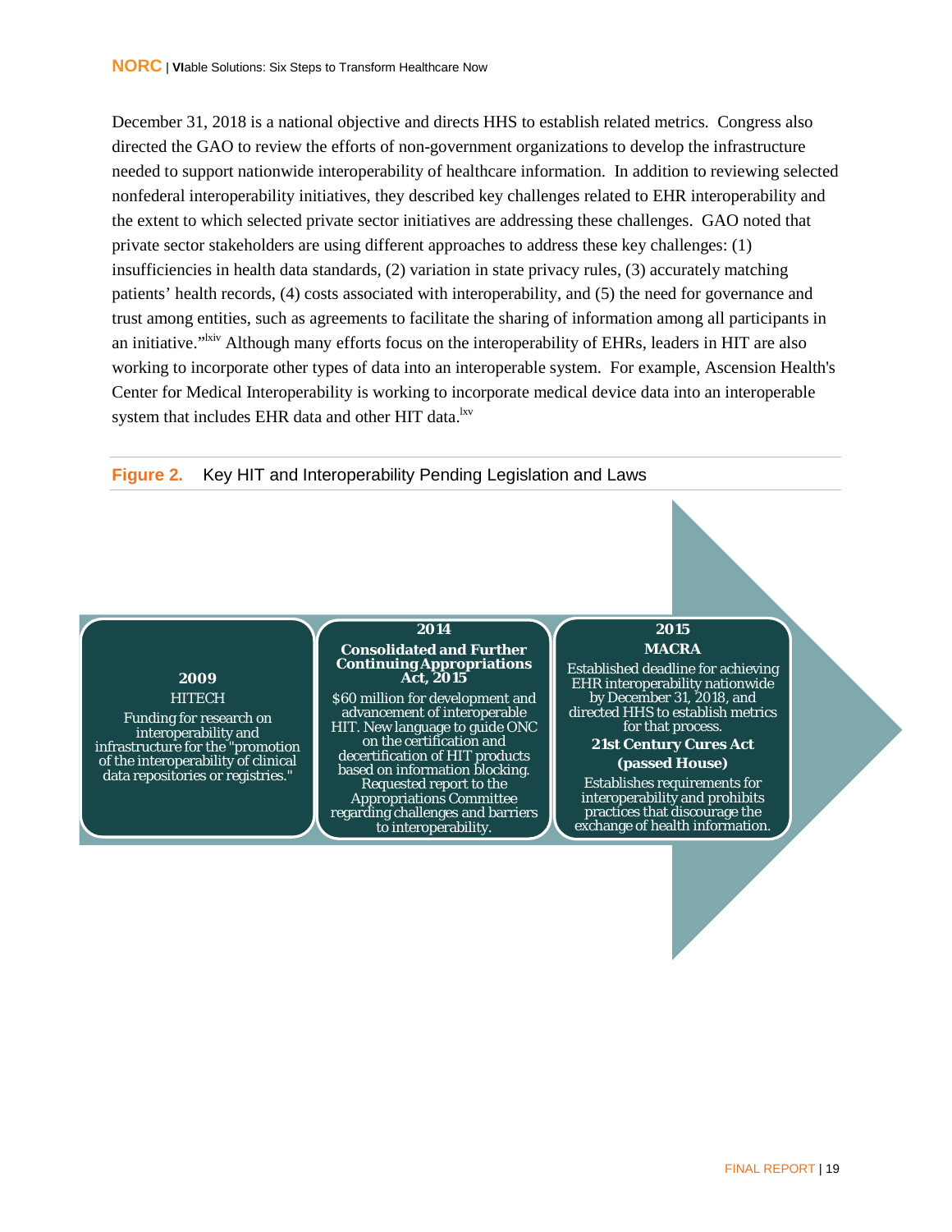December 31, 2018 is a national objective and directs HHS to establish related metrics. Congress also directed the GAO to review the efforts of non-government organizations to develop the infrastructure needed to support nationwide interoperability of healthcare information. In addition to reviewing selected nonfederal interoperability initiatives, they described key challenges related to EHR interoperability and the extent to which selected private sector initiatives are addressing these challenges. GAO noted that private sector stakeholders are using different approaches to address these key challenges: (1) insufficiencies in health data standards, (2) variation in state privacy rules, (3) accurately matching patients' health records, (4) costs associated with interoperability, and (5) the need for governance and trust among entities, such as agreements to facilitate the sharing of information among all participants in an initiative."[lxiv] Although many efforts focus on the interoperability of EHRs, leaders in HIT are also working to incorporate other types of data into an interoperable system. For example, Ascension Health's Center for Medical Interoperability is working to incorporate medical device data into an interoperable system that includes EHR data and other HIT data.[lxv]

**Figure 2.** Key HIT and Interoperability Pending Legislation and Laws

**2009**
HITECH
Funding for research on interoperability and infrastructure for the "promotion of the interoperability of clinical data repositories or registries."

**2014**
**Consolidated and Further Continuing Appropriations Act, 2015**
$60 million for development and advancement of interoperable HIT. New language to guide ONC on the certification and decertification of HIT products based on information blocking. Requested report to the Appropriations Committee regarding challenges and barriers to interoperability.

**2015**
**MACRA**
Established deadline for achieving EHR interoperability nationwide by December 31, 2018, and directed HHS to establish metrics for that process.
**21st Century Cures Act (passed House)**
Establishes requirements for interoperability and prohibits practices that discourage the exchange of health information.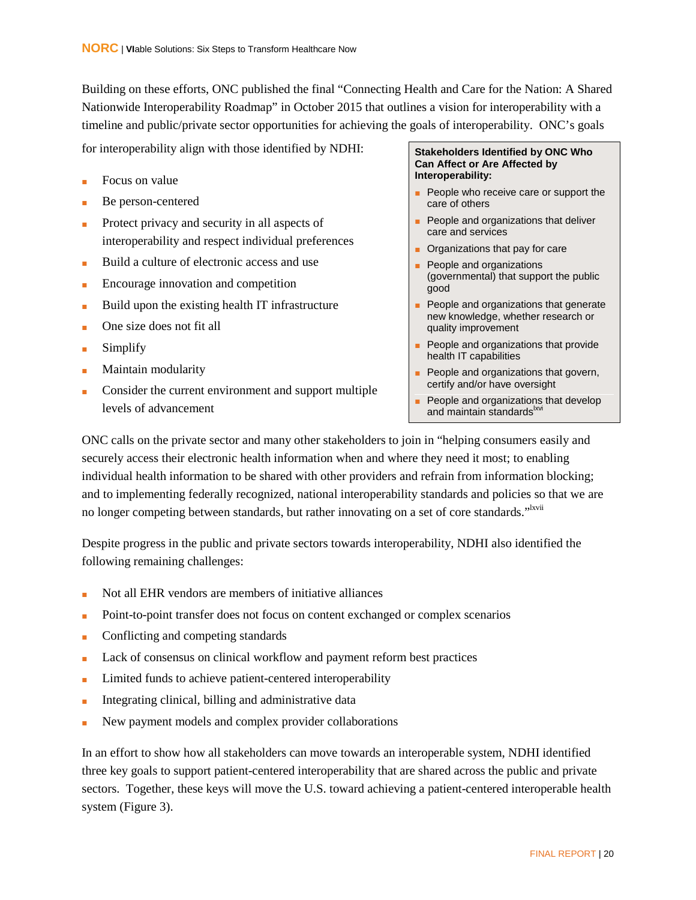Building on these efforts, ONC published the final "Connecting Health and Care for the Nation: A Shared Nationwide Interoperability Roadmap" in October 2015 that outlines a vision for interoperability with a timeline and public/private sector opportunities for achieving the goals of interoperability. ONC's goals for interoperability align with those identified by NDHI:

- Focus on value
- Be person-centered
- Protect privacy and security in all aspects of interoperability and respect individual preferences
- Build a culture of electronic access and use
- Encourage innovation and competition
- Build upon the existing health IT infrastructure
- One size does not fit all
- Simplify
- Maintain modularity
- Consider the current environment and support multiple levels of advancement

**Stakeholders Identified by ONC Who Can Affect or Are Affected by Interoperability:**

- People who receive care or support the care of others
- People and organizations that deliver care and services
- Organizations that pay for care
- People and organizations (governmental) that support the public good
- People and organizations that generate new knowledge, whether research or quality improvement
- People and organizations that provide health IT capabilities
- People and organizations that govern, certify and/or have oversight
- People and organizations that develop and maintain standards[lxvi]

ONC calls on the private sector and many other stakeholders to join in "helping consumers easily and securely access their electronic health information when and where they need it most; to enabling individual health information to be shared with other providers and refrain from information blocking; and to implementing federally recognized, national interoperability standards and policies so that we are no longer competing between standards, but rather innovating on a set of core standards."[lxvii]

Despite progress in the public and private sectors towards interoperability, NDHI also identified the following remaining challenges:

- Not all EHR vendors are members of initiative alliances
- Point-to-point transfer does not focus on content exchanged or complex scenarios
- Conflicting and competing standards
- Lack of consensus on clinical workflow and payment reform best practices
- Limited funds to achieve patient-centered interoperability
- Integrating clinical, billing and administrative data
- New payment models and complex provider collaborations

In an effort to show how all stakeholders can move towards an interoperable system, NDHI identified three key goals to support patient-centered interoperability that are shared across the public and private sectors. Together, these keys will move the U.S. toward achieving a patient-centered interoperable health system (Figure 3).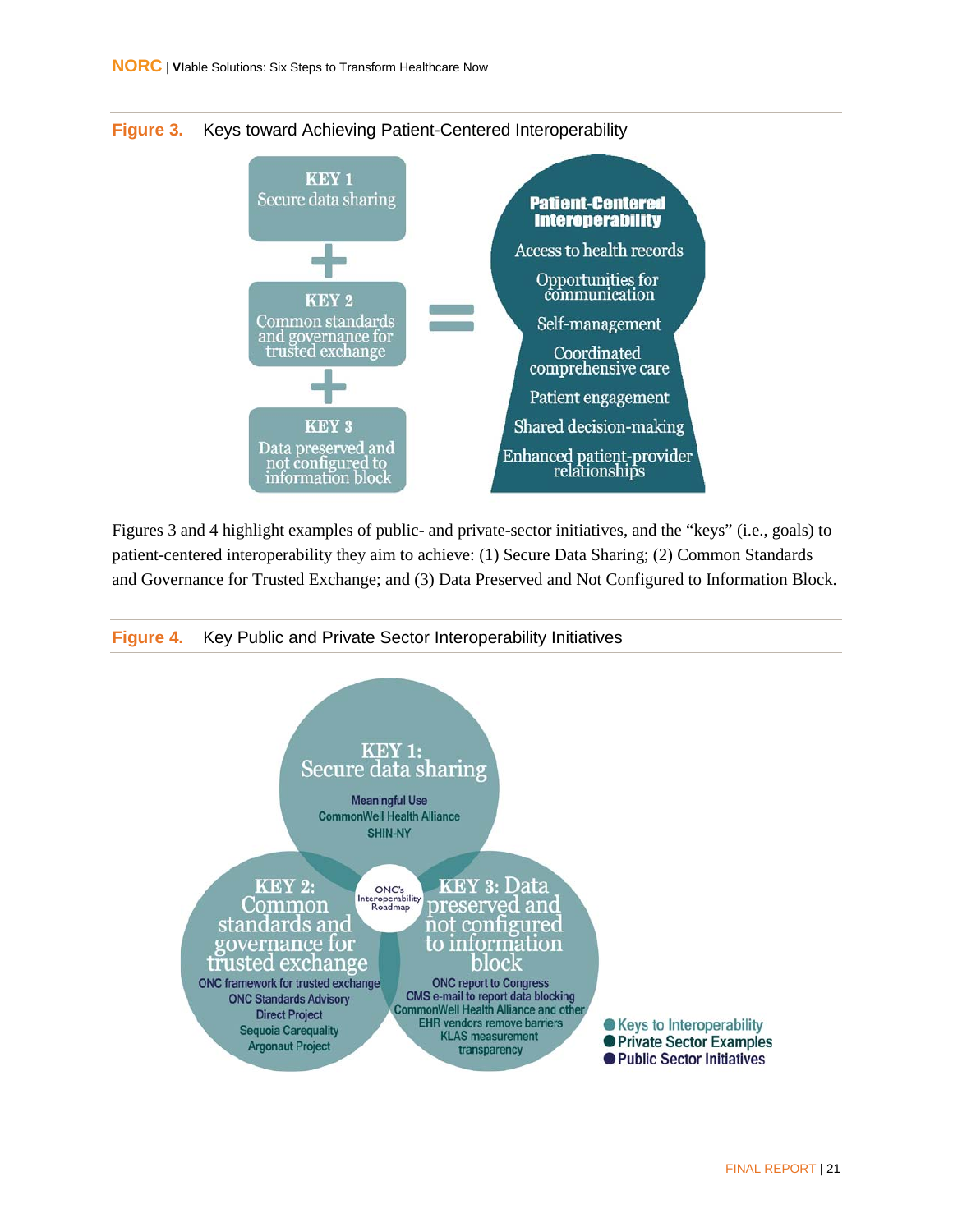**Figure 3.** Keys toward Achieving Patient-Centered Interoperability

KEY 1
Secure data sharing

+

KEY 2
Common standards and governance for trusted exchange

+

KEY 3
Data preserved and not configured to information block

=

**Patient-Centered Interoperability**

- Access to health records
- Opportunities for communication
- Self-management
- Coordinated comprehensive care
- Patient engagement
- Shared decision-making
- Enhanced patient-provider relationships

Figures 3 and 4 highlight examples of public- and private-sector initiatives, and the "keys" (i.e., goals) to patient-centered interoperability they aim to achieve: (1) Secure Data Sharing; (2) Common Standards and Governance for Trusted Exchange; and (3) Data Preserved and Not Configured to Information Block.

**Figure 4.** Key Public and Private Sector Interoperability Initiatives

**KEY 1: Secure data sharing**
- Meaningful Use
- CommonWell Health Alliance
- SHIN-NY

**KEY 2: Common standards and governance for trusted exchange**
- ONC framework for trusted exchange
- ONC Standards Advisory
- Direct Project
- Sequoia Carequality
- Argonaut Project

**KEY 3: Data preserved and not configured to information block**
- ONC report to Congress
- CMS e-mail to report data blocking
- CommonWell Health Alliance and other EHR vendors remove barriers
- KLAS measurement transparency

ONC's Interoperability Roadmap

- Keys to Interoperability
- Private Sector Examples
- Public Sector Initiatives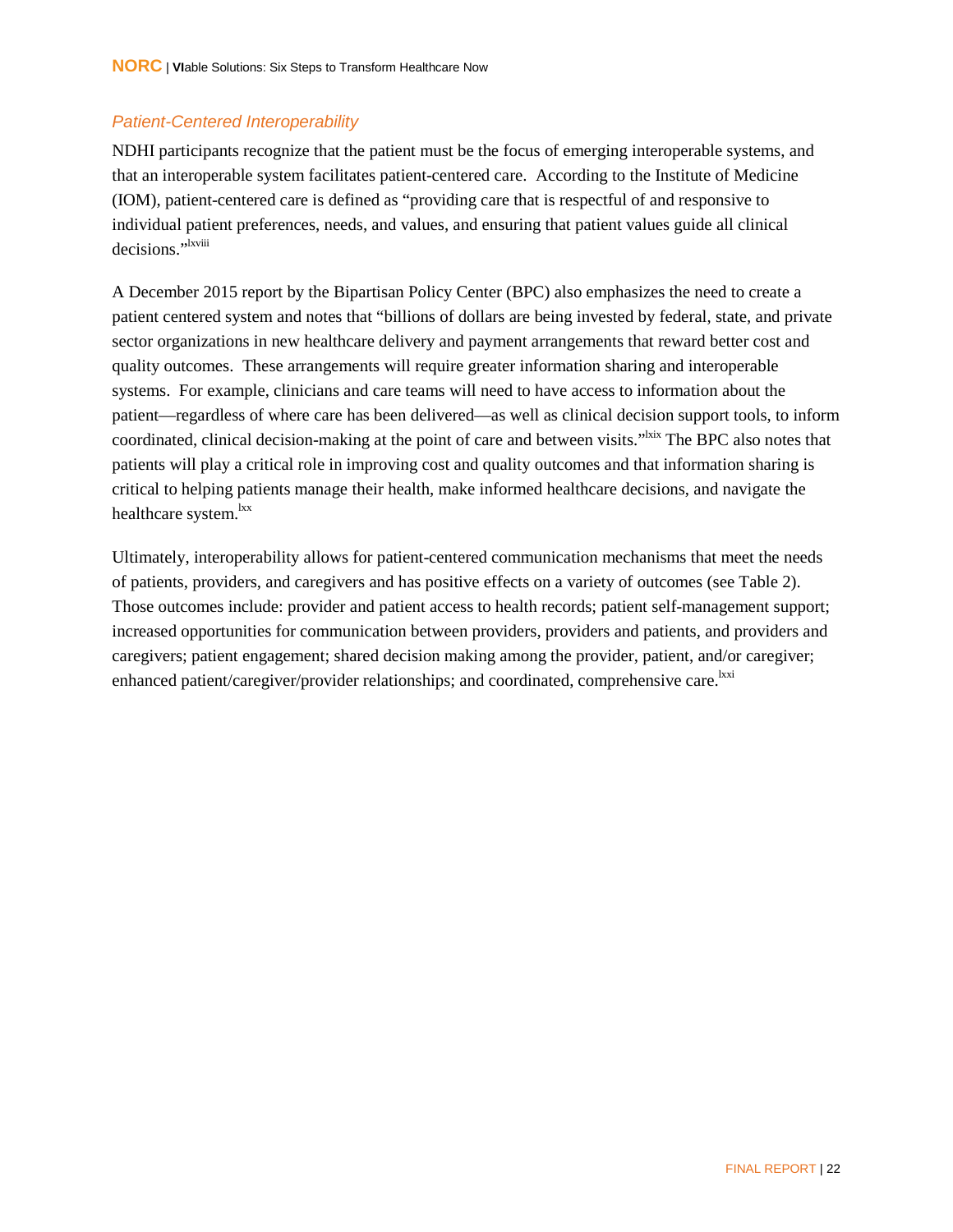### *Patient-Centered Interoperability*

NDHI participants recognize that the patient must be the focus of emerging interoperable systems, and that an interoperable system facilitates patient-centered care. According to the Institute of Medicine (IOM), patient-centered care is defined as "providing care that is respectful of and responsive to individual patient preferences, needs, and values, and ensuring that patient values guide all clinical decisions."[lxviii]

A December 2015 report by the Bipartisan Policy Center (BPC) also emphasizes the need to create a patient centered system and notes that "billions of dollars are being invested by federal, state, and private sector organizations in new healthcare delivery and payment arrangements that reward better cost and quality outcomes. These arrangements will require greater information sharing and interoperable systems. For example, clinicians and care teams will need to have access to information about the patient—regardless of where care has been delivered—as well as clinical decision support tools, to inform coordinated, clinical decision-making at the point of care and between visits."[lxix] The BPC also notes that patients will play a critical role in improving cost and quality outcomes and that information sharing is critical to helping patients manage their health, make informed healthcare decisions, and navigate the healthcare system.[lxx]

Ultimately, interoperability allows for patient-centered communication mechanisms that meet the needs of patients, providers, and caregivers and has positive effects on a variety of outcomes (see Table 2). Those outcomes include: provider and patient access to health records; patient self-management support; increased opportunities for communication between providers, providers and patients, and providers and caregivers; patient engagement; shared decision making among the provider, patient, and/or caregiver; enhanced patient/caregiver/provider relationships; and coordinated, comprehensive care.[lxxi]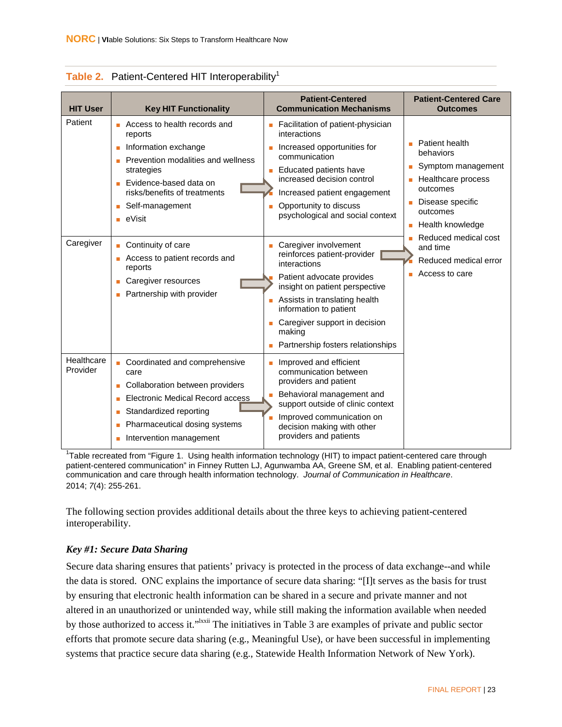**Table 2.** Patient-Centered HIT Interoperability[1]

| HIT User | Key HIT Functionality | Patient-Centered Communication Mechanisms | Patient-Centered Care Outcomes |
|---|---|---|---|
| Patient | ▪ Access to health records and reports<br>▪ Information exchange<br>▪ Prevention modalities and wellness strategies<br>▪ Evidence-based data on risks/benefits of treatments<br>▪ Self-management<br>▪ eVisit | ▪ Facilitation of patient-physician interactions<br>▪ Increased opportunities for communication<br>▪ Educated patients have increased decision control<br>▪ Increased patient engagement<br>▪ Opportunity to discuss psychological and social context | ▪ Patient health behaviors<br>▪ Symptom management<br>▪ Healthcare process outcomes<br>▪ Disease specific outcomes<br>▪ Health knowledge<br>▪ Reduced medical cost and time<br>▪ Reduced medical error<br>▪ Access to care |
| Caregiver | ▪ Continuity of care<br>▪ Access to patient records and reports<br>▪ Caregiver resources<br>▪ Partnership with provider | ▪ Caregiver involvement reinforces patient-provider interactions<br>▪ Patient advocate provides insight on patient perspective<br>▪ Assists in translating health information to patient<br>▪ Caregiver support in decision making<br>▪ Partnership fosters relationships | |
| Healthcare Provider | ▪ Coordinated and comprehensive care<br>▪ Collaboration between providers<br>▪ Electronic Medical Record access<br>▪ Standardized reporting<br>▪ Pharmaceutical dosing systems<br>▪ Intervention management | ▪ Improved and efficient communication between providers and patient<br>▪ Behavioral management and support outside of clinic context<br>▪ Improved communication on decision making with other providers and patients | |

[1]Table recreated from "Figure 1. Using health information technology (HIT) to impact patient-centered care through patient-centered communication" in Finney Rutten LJ, Agunwamba AA, Greene SM, et al. Enabling patient-centered communication and care through health information technology. *Journal of Communication in Healthcare*. 2014; *7*(4): 255-261.

The following section provides additional details about the three keys to achieving patient-centered interoperability.

### *Key #1: Secure Data Sharing*

Secure data sharing ensures that patients' privacy is protected in the process of data exchange--and while the data is stored. ONC explains the importance of secure data sharing: "[I]t serves as the basis for trust by ensuring that electronic health information can be shared in a secure and private manner and not altered in an unauthorized or unintended way, while still making the information available when needed by those authorized to access it."[lxxii] The initiatives in Table 3 are examples of private and public sector efforts that promote secure data sharing (e.g., Meaningful Use), or have been successful in implementing systems that practice secure data sharing (e.g., Statewide Health Information Network of New York).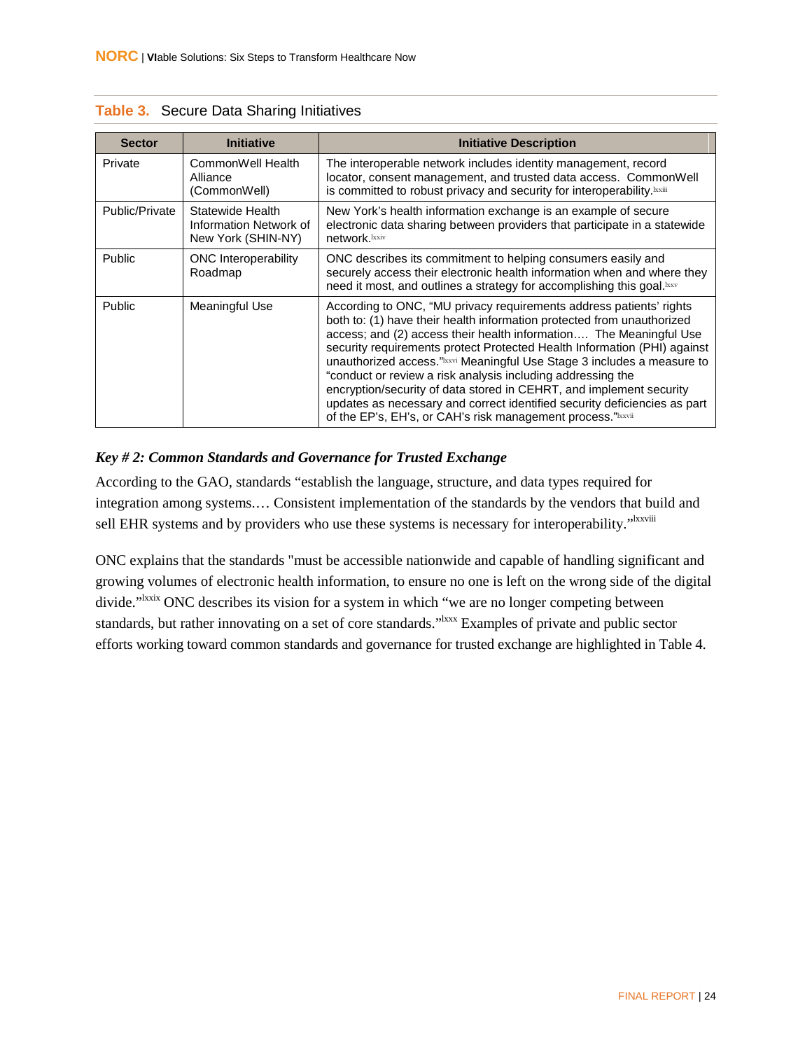**Table 3.** Secure Data Sharing Initiatives

| Sector | Initiative | Initiative Description |
|---|---|---|
| Private | CommonWell Health Alliance (CommonWell) | The interoperable network includes identity management, record locator, consent management, and trusted data access. CommonWell is committed to robust privacy and security for interoperability.[lxxiii] |
| Public/Private | Statewide Health Information Network of New York (SHIN-NY) | New York's health information exchange is an example of secure electronic data sharing between providers that participate in a statewide network.[lxxiv] |
| Public | ONC Interoperability Roadmap | ONC describes its commitment to helping consumers easily and securely access their electronic health information when and where they need it most, and outlines a strategy for accomplishing this goal.[lxxv] |
| Public | Meaningful Use | According to ONC, "MU privacy requirements address patients' rights both to: (1) have their health information protected from unauthorized access; and (2) access their health information…. The Meaningful Use security requirements protect Protected Health Information (PHI) against unauthorized access."[lxxvi] Meaningful Use Stage 3 includes a measure to "conduct or review a risk analysis including addressing the encryption/security of data stored in CEHRT, and implement security updates as necessary and correct identified security deficiencies as part of the EP's, EH's, or CAH's risk management process."[lxxvii] |

### *Key # 2: Common Standards and Governance for Trusted Exchange*

According to the GAO, standards "establish the language, structure, and data types required for integration among systems.… Consistent implementation of the standards by the vendors that build and sell EHR systems and by providers who use these systems is necessary for interoperability."[lxxviii]

ONC explains that the standards "must be accessible nationwide and capable of handling significant and growing volumes of electronic health information, to ensure no one is left on the wrong side of the digital divide."[lxxix] ONC describes its vision for a system in which "we are no longer competing between standards, but rather innovating on a set of core standards."[lxxx] Examples of private and public sector efforts working toward common standards and governance for trusted exchange are highlighted in Table 4.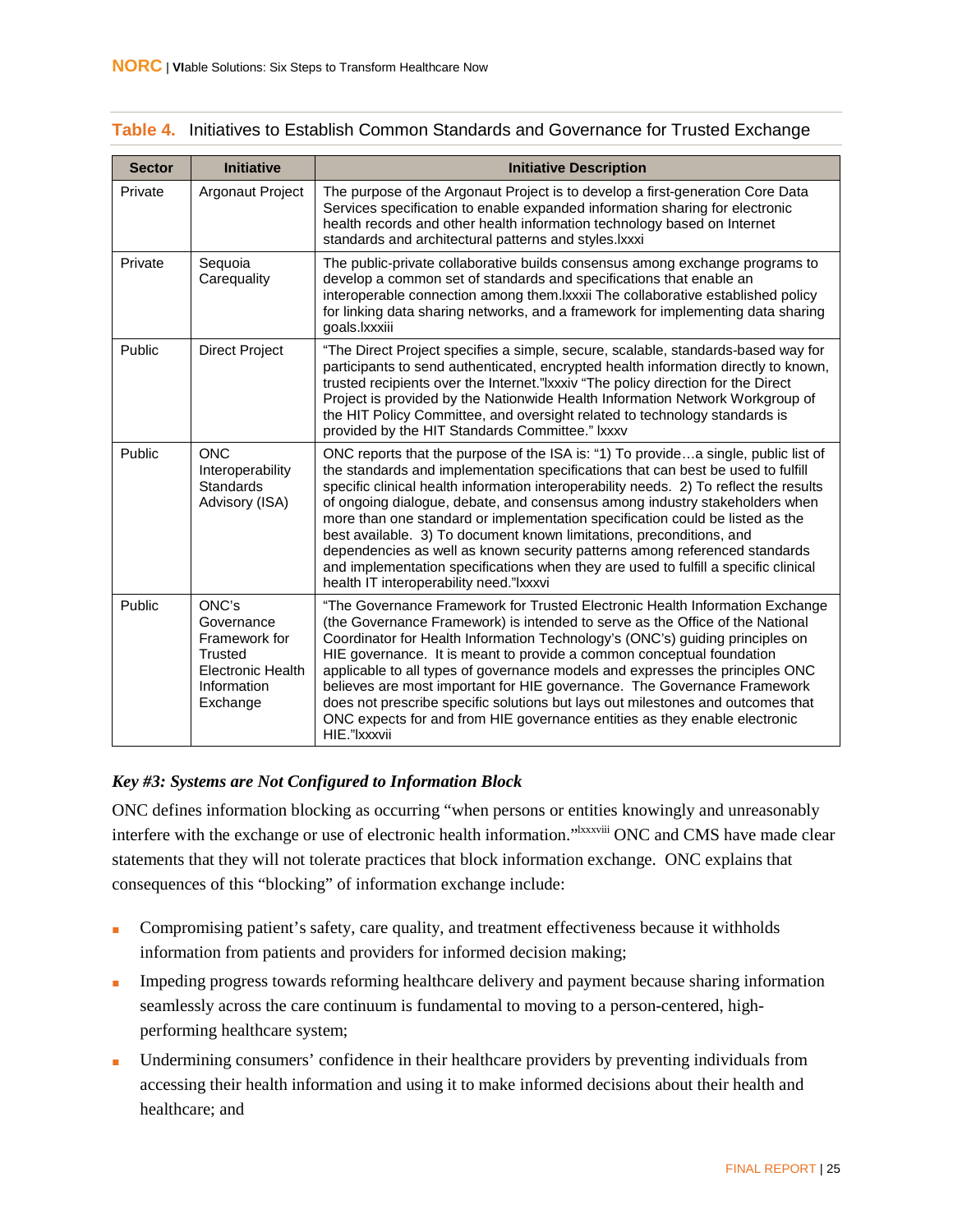**Table 4.** Initiatives to Establish Common Standards and Governance for Trusted Exchange

| Sector | Initiative | Initiative Description |
|---|---|---|
| Private | Argonaut Project | The purpose of the Argonaut Project is to develop a first-generation Core Data Services specification to enable expanded information sharing for electronic health records and other health information technology based on Internet standards and architectural patterns and styles.[lxxxi] |
| Private | Sequoia Carequality | The public-private collaborative builds consensus among exchange programs to develop a common set of standards and specifications that enable an interoperable connection among them.[lxxxii] The collaborative established policy for linking data sharing networks, and a framework for implementing data sharing goals.[lxxxiii] |
| Public | Direct Project | "The Direct Project specifies a simple, secure, scalable, standards-based way for participants to send authenticated, encrypted health information directly to known, trusted recipients over the Internet."[lxxxiv] "The policy direction for the Direct Project is provided by the Nationwide Health Information Network Workgroup of the HIT Policy Committee, and oversight related to technology standards is provided by the HIT Standards Committee." [lxxxv] |
| Public | ONC Interoperability Standards Advisory (ISA) | ONC reports that the purpose of the ISA is: "1) To provide…a single, public list of the standards and implementation specifications that can best be used to fulfill specific clinical health information interoperability needs. 2) To reflect the results of ongoing dialogue, debate, and consensus among industry stakeholders when more than one standard or implementation specification could be listed as the best available. 3) To document known limitations, preconditions, and dependencies as well as known security patterns among referenced standards and implementation specifications when they are used to fulfill a specific clinical health IT interoperability need."[lxxxvi] |
| Public | ONC's Governance Framework for Trusted Electronic Health Information Exchange | "The Governance Framework for Trusted Electronic Health Information Exchange (the Governance Framework) is intended to serve as the Office of the National Coordinator for Health Information Technology's (ONC's) guiding principles on HIE governance. It is meant to provide a common conceptual foundation applicable to all types of governance models and expresses the principles ONC believes are most important for HIE governance. The Governance Framework does not prescribe specific solutions but lays out milestones and outcomes that ONC expects for and from HIE governance entities as they enable electronic HIE."[lxxxvii] |

***Key #3: Systems are Not Configured to Information Block***

ONC defines information blocking as occurring "when persons or entities knowingly and unreasonably interfere with the exchange or use of electronic health information."[lxxxviii] ONC and CMS have made clear statements that they will not tolerate practices that block information exchange. ONC explains that consequences of this "blocking" of information exchange include:

- Compromising patient's safety, care quality, and treatment effectiveness because it withholds information from patients and providers for informed decision making;
- Impeding progress towards reforming healthcare delivery and payment because sharing information seamlessly across the care continuum is fundamental to moving to a person-centered, high-performing healthcare system;
- Undermining consumers' confidence in their healthcare providers by preventing individuals from accessing their health information and using it to make informed decisions about their health and healthcare; and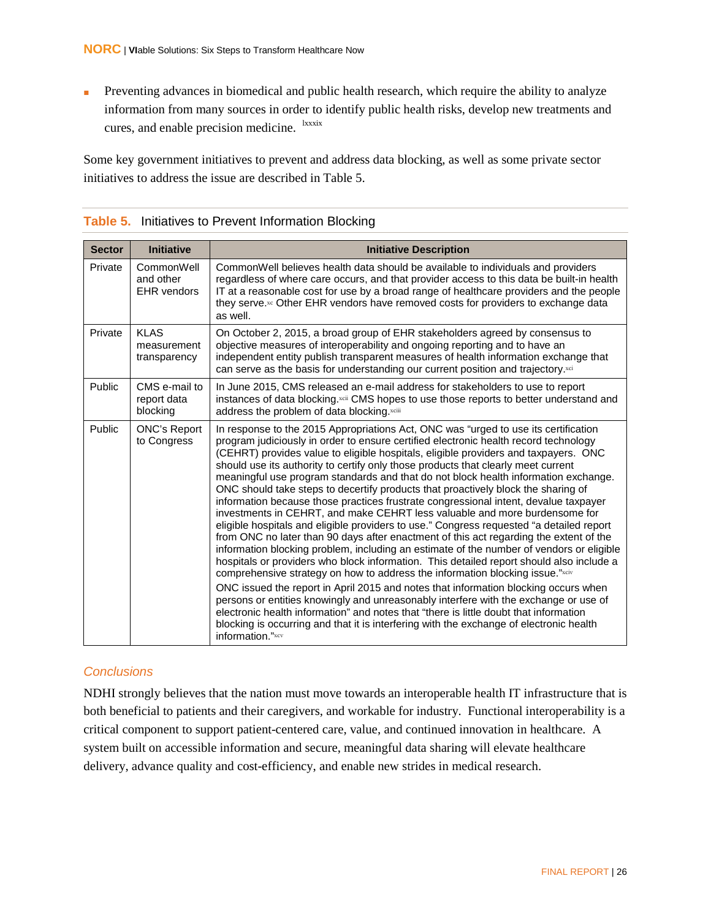- Preventing advances in biomedical and public health research, which require the ability to analyze information from many sources in order to identify public health risks, develop new treatments and cures, and enable precision medicine. [lxxxix]

Some key government initiatives to prevent and address data blocking, as well as some private sector initiatives to address the issue are described in Table 5.

**Table 5.** Initiatives to Prevent Information Blocking

| Sector | Initiative | Initiative Description |
|---|---|---|
| Private | CommonWell and other EHR vendors | CommonWell believes health data should be available to individuals and providers regardless of where care occurs, and that provider access to this data be built-in health IT at a reasonable cost for use by a broad range of healthcare providers and the people they serve.[xc] Other EHR vendors have removed costs for providers to exchange data as well. |
| Private | KLAS measurement transparency | On October 2, 2015, a broad group of EHR stakeholders agreed by consensus to objective measures of interoperability and ongoing reporting and to have an independent entity publish transparent measures of health information exchange that can serve as the basis for understanding our current position and trajectory.[xci] |
| Public | CMS e-mail to report data blocking | In June 2015, CMS released an e-mail address for stakeholders to use to report instances of data blocking.[xcii] CMS hopes to use those reports to better understand and address the problem of data blocking.[xciii] |
| Public | ONC's Report to Congress | In response to the 2015 Appropriations Act, ONC was "urged to use its certification program judiciously in order to ensure certified electronic health record technology (CEHRT) provides value to eligible hospitals, eligible providers and taxpayers. ONC should use its authority to certify only those products that clearly meet current meaningful use program standards and that do not block health information exchange. ONC should take steps to decertify products that proactively block the sharing of information because those practices frustrate congressional intent, devalue taxpayer investments in CEHRT, and make CEHRT less valuable and more burdensome for eligible hospitals and eligible providers to use." Congress requested "a detailed report from ONC no later than 90 days after enactment of this act regarding the extent of the information blocking problem, including an estimate of the number of vendors or eligible hospitals or providers who block information. This detailed report should also include a comprehensive strategy on how to address the information blocking issue."[xciv] ONC issued the report in April 2015 and notes that information blocking occurs when persons or entities knowingly and unreasonably interfere with the exchange or use of electronic health information" and notes that "there is little doubt that information blocking is occurring and that it is interfering with the exchange of electronic health information."[xcv] |

### *Conclusions*

NDHI strongly believes that the nation must move towards an interoperable health IT infrastructure that is both beneficial to patients and their caregivers, and workable for industry. Functional interoperability is a critical component to support patient-centered care, value, and continued innovation in healthcare. A system built on accessible information and secure, meaningful data sharing will elevate healthcare delivery, advance quality and cost-efficiency, and enable new strides in medical research.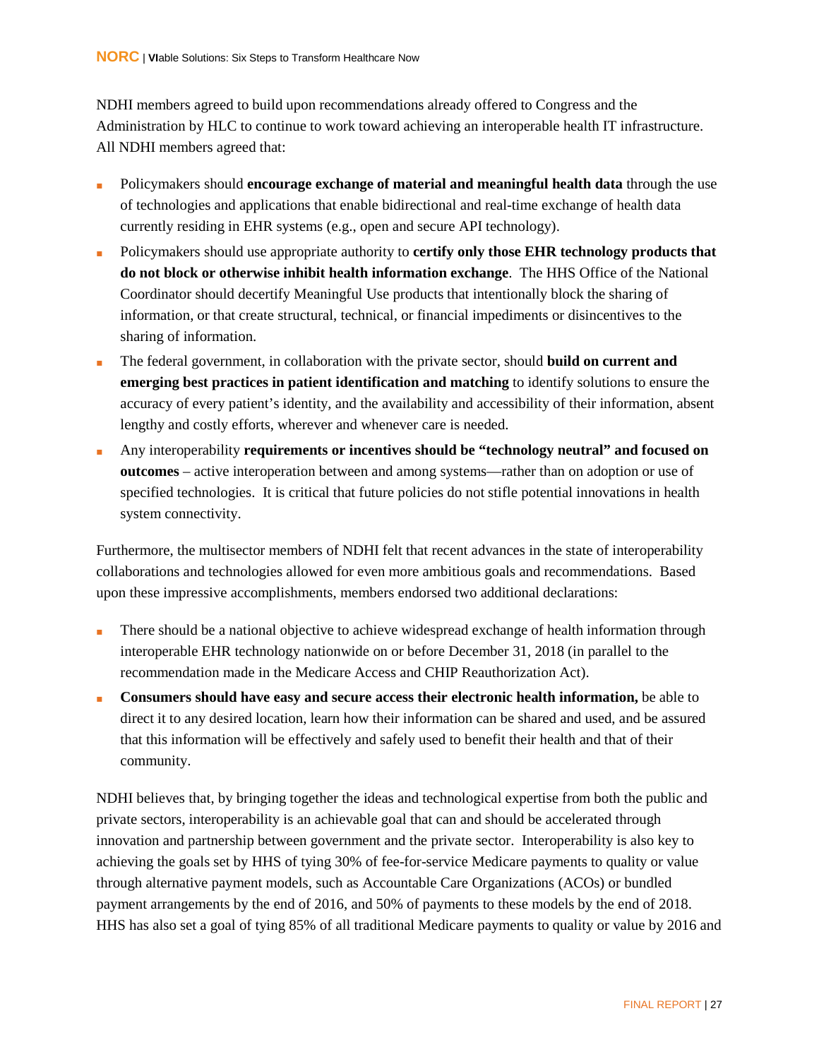NDHI members agreed to build upon recommendations already offered to Congress and the Administration by HLC to continue to work toward achieving an interoperable health IT infrastructure. All NDHI members agreed that:

- Policymakers should **encourage exchange of material and meaningful health data** through the use of technologies and applications that enable bidirectional and real-time exchange of health data currently residing in EHR systems (e.g., open and secure API technology).
- Policymakers should use appropriate authority to **certify only those EHR technology products that do not block or otherwise inhibit health information exchange**. The HHS Office of the National Coordinator should decertify Meaningful Use products that intentionally block the sharing of information, or that create structural, technical, or financial impediments or disincentives to the sharing of information.
- The federal government, in collaboration with the private sector, should **build on current and emerging best practices in patient identification and matching** to identify solutions to ensure the accuracy of every patient's identity, and the availability and accessibility of their information, absent lengthy and costly efforts, wherever and whenever care is needed.
- Any interoperability **requirements or incentives should be "technology neutral" and focused on outcomes** – active interoperation between and among systems—rather than on adoption or use of specified technologies. It is critical that future policies do not stifle potential innovations in health system connectivity.

Furthermore, the multisector members of NDHI felt that recent advances in the state of interoperability collaborations and technologies allowed for even more ambitious goals and recommendations. Based upon these impressive accomplishments, members endorsed two additional declarations:

- There should be a national objective to achieve widespread exchange of health information through interoperable EHR technology nationwide on or before December 31, 2018 (in parallel to the recommendation made in the Medicare Access and CHIP Reauthorization Act).
- **Consumers should have easy and secure access their electronic health information,** be able to direct it to any desired location, learn how their information can be shared and used, and be assured that this information will be effectively and safely used to benefit their health and that of their community.

NDHI believes that, by bringing together the ideas and technological expertise from both the public and private sectors, interoperability is an achievable goal that can and should be accelerated through innovation and partnership between government and the private sector. Interoperability is also key to achieving the goals set by HHS of tying 30% of fee-for-service Medicare payments to quality or value through alternative payment models, such as Accountable Care Organizations (ACOs) or bundled payment arrangements by the end of 2016, and 50% of payments to these models by the end of 2018. HHS has also set a goal of tying 85% of all traditional Medicare payments to quality or value by 2016 and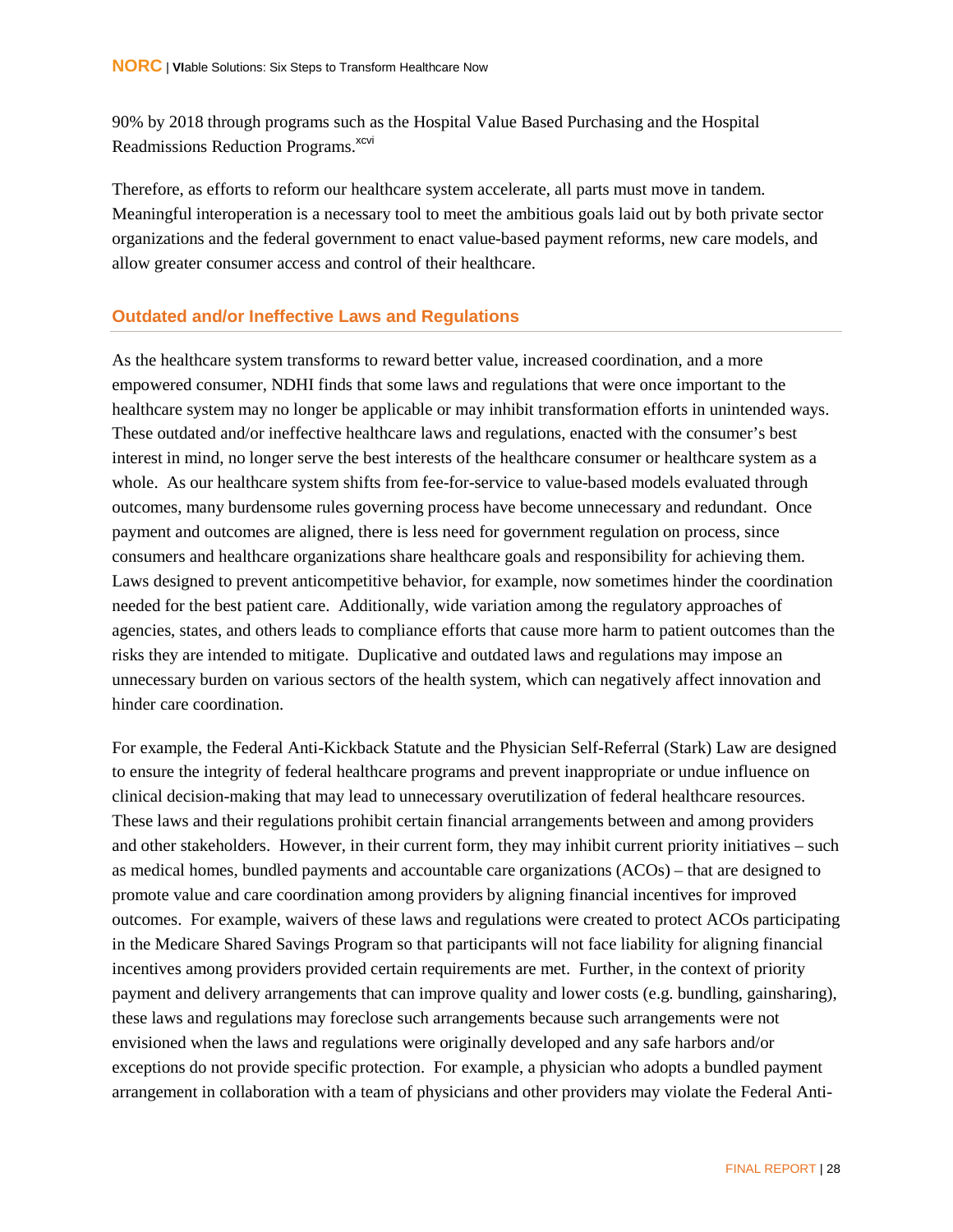90% by 2018 through programs such as the Hospital Value Based Purchasing and the Hospital Readmissions Reduction Programs.[xcvi]

Therefore, as efforts to reform our healthcare system accelerate, all parts must move in tandem. Meaningful interoperation is a necessary tool to meet the ambitious goals laid out by both private sector organizations and the federal government to enact value-based payment reforms, new care models, and allow greater consumer access and control of their healthcare.

## Outdated and/or Ineffective Laws and Regulations

As the healthcare system transforms to reward better value, increased coordination, and a more empowered consumer, NDHI finds that some laws and regulations that were once important to the healthcare system may no longer be applicable or may inhibit transformation efforts in unintended ways. These outdated and/or ineffective healthcare laws and regulations, enacted with the consumer's best interest in mind, no longer serve the best interests of the healthcare consumer or healthcare system as a whole. As our healthcare system shifts from fee-for-service to value-based models evaluated through outcomes, many burdensome rules governing process have become unnecessary and redundant. Once payment and outcomes are aligned, there is less need for government regulation on process, since consumers and healthcare organizations share healthcare goals and responsibility for achieving them. Laws designed to prevent anticompetitive behavior, for example, now sometimes hinder the coordination needed for the best patient care. Additionally, wide variation among the regulatory approaches of agencies, states, and others leads to compliance efforts that cause more harm to patient outcomes than the risks they are intended to mitigate. Duplicative and outdated laws and regulations may impose an unnecessary burden on various sectors of the health system, which can negatively affect innovation and hinder care coordination.

For example, the Federal Anti-Kickback Statute and the Physician Self-Referral (Stark) Law are designed to ensure the integrity of federal healthcare programs and prevent inappropriate or undue influence on clinical decision-making that may lead to unnecessary overutilization of federal healthcare resources. These laws and their regulations prohibit certain financial arrangements between and among providers and other stakeholders. However, in their current form, they may inhibit current priority initiatives – such as medical homes, bundled payments and accountable care organizations (ACOs) – that are designed to promote value and care coordination among providers by aligning financial incentives for improved outcomes. For example, waivers of these laws and regulations were created to protect ACOs participating in the Medicare Shared Savings Program so that participants will not face liability for aligning financial incentives among providers provided certain requirements are met. Further, in the context of priority payment and delivery arrangements that can improve quality and lower costs (e.g. bundling, gainsharing), these laws and regulations may foreclose such arrangements because such arrangements were not envisioned when the laws and regulations were originally developed and any safe harbors and/or exceptions do not provide specific protection. For example, a physician who adopts a bundled payment arrangement in collaboration with a team of physicians and other providers may violate the Federal Anti-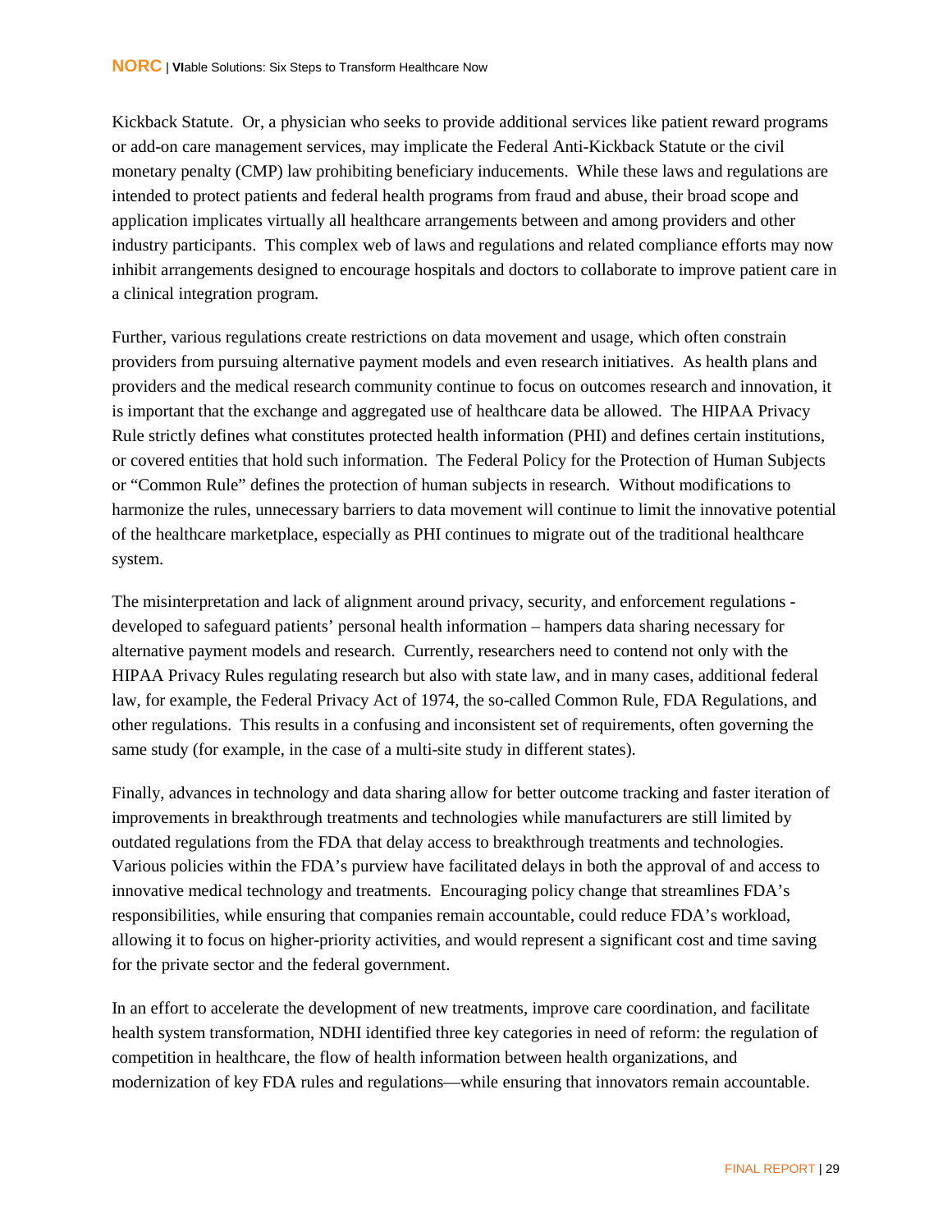Kickback Statute. Or, a physician who seeks to provide additional services like patient reward programs or add-on care management services, may implicate the Federal Anti-Kickback Statute or the civil monetary penalty (CMP) law prohibiting beneficiary inducements. While these laws and regulations are intended to protect patients and federal health programs from fraud and abuse, their broad scope and application implicates virtually all healthcare arrangements between and among providers and other industry participants. This complex web of laws and regulations and related compliance efforts may now inhibit arrangements designed to encourage hospitals and doctors to collaborate to improve patient care in a clinical integration program.

Further, various regulations create restrictions on data movement and usage, which often constrain providers from pursuing alternative payment models and even research initiatives. As health plans and providers and the medical research community continue to focus on outcomes research and innovation, it is important that the exchange and aggregated use of healthcare data be allowed. The HIPAA Privacy Rule strictly defines what constitutes protected health information (PHI) and defines certain institutions, or covered entities that hold such information. The Federal Policy for the Protection of Human Subjects or "Common Rule" defines the protection of human subjects in research. Without modifications to harmonize the rules, unnecessary barriers to data movement will continue to limit the innovative potential of the healthcare marketplace, especially as PHI continues to migrate out of the traditional healthcare system.

The misinterpretation and lack of alignment around privacy, security, and enforcement regulations - developed to safeguard patients' personal health information – hampers data sharing necessary for alternative payment models and research. Currently, researchers need to contend not only with the HIPAA Privacy Rules regulating research but also with state law, and in many cases, additional federal law, for example, the Federal Privacy Act of 1974, the so-called Common Rule, FDA Regulations, and other regulations. This results in a confusing and inconsistent set of requirements, often governing the same study (for example, in the case of a multi-site study in different states).

Finally, advances in technology and data sharing allow for better outcome tracking and faster iteration of improvements in breakthrough treatments and technologies while manufacturers are still limited by outdated regulations from the FDA that delay access to breakthrough treatments and technologies. Various policies within the FDA's purview have facilitated delays in both the approval of and access to innovative medical technology and treatments. Encouraging policy change that streamlines FDA's responsibilities, while ensuring that companies remain accountable, could reduce FDA's workload, allowing it to focus on higher-priority activities, and would represent a significant cost and time saving for the private sector and the federal government.

In an effort to accelerate the development of new treatments, improve care coordination, and facilitate health system transformation, NDHI identified three key categories in need of reform: the regulation of competition in healthcare, the flow of health information between health organizations, and modernization of key FDA rules and regulations—while ensuring that innovators remain accountable.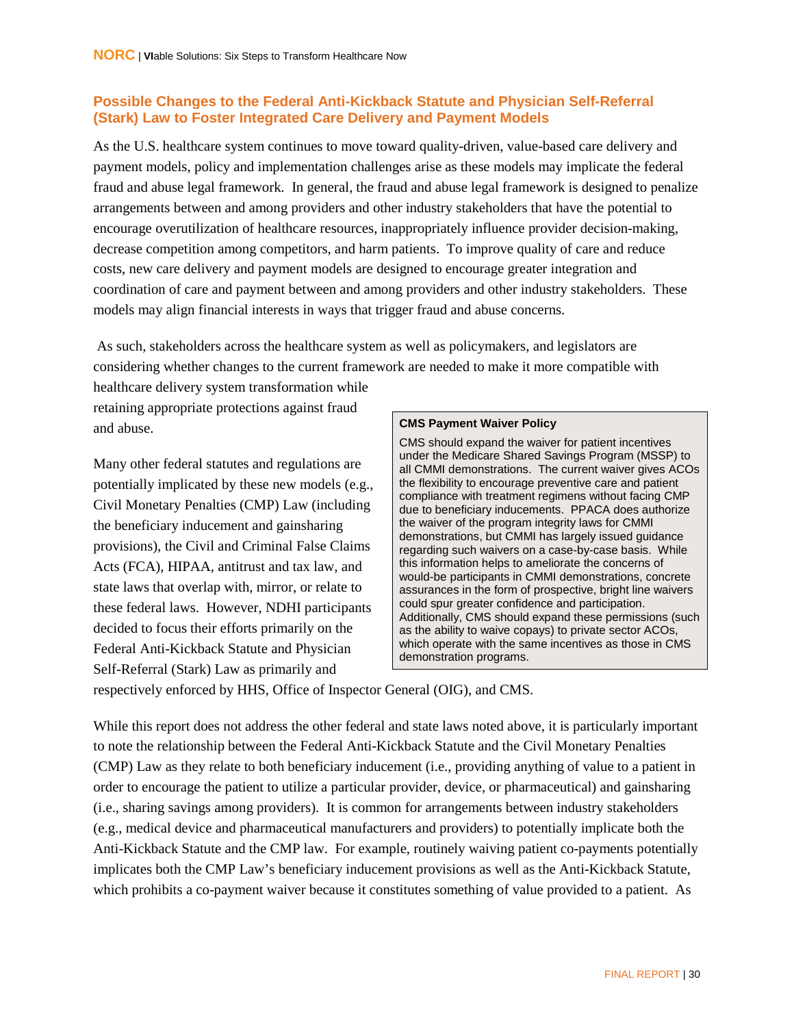### Possible Changes to the Federal Anti-Kickback Statute and Physician Self-Referral (Stark) Law to Foster Integrated Care Delivery and Payment Models

As the U.S. healthcare system continues to move toward quality-driven, value-based care delivery and payment models, policy and implementation challenges arise as these models may implicate the federal fraud and abuse legal framework. In general, the fraud and abuse legal framework is designed to penalize arrangements between and among providers and other industry stakeholders that have the potential to encourage overutilization of healthcare resources, inappropriately influence provider decision-making, decrease competition among competitors, and harm patients. To improve quality of care and reduce costs, new care delivery and payment models are designed to encourage greater integration and coordination of care and payment between and among providers and other industry stakeholders. These models may align financial interests in ways that trigger fraud and abuse concerns.

As such, stakeholders across the healthcare system as well as policymakers, and legislators are considering whether changes to the current framework are needed to make it more compatible with healthcare delivery system transformation while retaining appropriate protections against fraud and abuse.

Many other federal statutes and regulations are potentially implicated by these new models (e.g., Civil Monetary Penalties (CMP) Law (including the beneficiary inducement and gainsharing provisions), the Civil and Criminal False Claims Acts (FCA), HIPAA, antitrust and tax law, and state laws that overlap with, mirror, or relate to these federal laws. However, NDHI participants decided to focus their efforts primarily on the Federal Anti-Kickback Statute and Physician Self-Referral (Stark) Law as primarily and respectively enforced by HHS, Office of Inspector General (OIG), and CMS.

> **CMS Payment Waiver Policy**
>
> CMS should expand the waiver for patient incentives under the Medicare Shared Savings Program (MSSP) to all CMMI demonstrations. The current waiver gives ACOs the flexibility to encourage preventive care and patient compliance with treatment regimens without facing CMP due to beneficiary inducements. PPACA does authorize the waiver of the program integrity laws for CMMI demonstrations, but CMMI has largely issued guidance regarding such waivers on a case-by-case basis. While this information helps to ameliorate the concerns of would-be participants in CMMI demonstrations, concrete assurances in the form of prospective, bright line waivers could spur greater confidence and participation. Additionally, CMS should expand these permissions (such as the ability to waive copays) to private sector ACOs, which operate with the same incentives as those in CMS demonstration programs.

While this report does not address the other federal and state laws noted above, it is particularly important to note the relationship between the Federal Anti-Kickback Statute and the Civil Monetary Penalties (CMP) Law as they relate to both beneficiary inducement (i.e., providing anything of value to a patient in order to encourage the patient to utilize a particular provider, device, or pharmaceutical) and gainsharing (i.e., sharing savings among providers). It is common for arrangements between industry stakeholders (e.g., medical device and pharmaceutical manufacturers and providers) to potentially implicate both the Anti-Kickback Statute and the CMP law. For example, routinely waiving patient co-payments potentially implicates both the CMP Law's beneficiary inducement provisions as well as the Anti-Kickback Statute, which prohibits a co-payment waiver because it constitutes something of value provided to a patient. As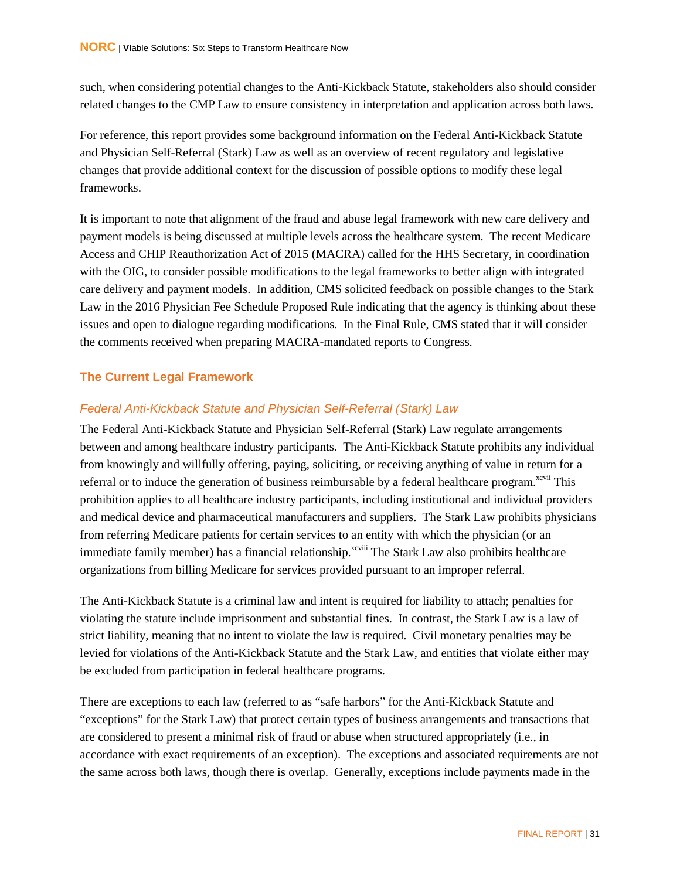such, when considering potential changes to the Anti-Kickback Statute, stakeholders also should consider related changes to the CMP Law to ensure consistency in interpretation and application across both laws.

For reference, this report provides some background information on the Federal Anti-Kickback Statute and Physician Self-Referral (Stark) Law as well as an overview of recent regulatory and legislative changes that provide additional context for the discussion of possible options to modify these legal frameworks.

It is important to note that alignment of the fraud and abuse legal framework with new care delivery and payment models is being discussed at multiple levels across the healthcare system. The recent Medicare Access and CHIP Reauthorization Act of 2015 (MACRA) called for the HHS Secretary, in coordination with the OIG, to consider possible modifications to the legal frameworks to better align with integrated care delivery and payment models. In addition, CMS solicited feedback on possible changes to the Stark Law in the 2016 Physician Fee Schedule Proposed Rule indicating that the agency is thinking about these issues and open to dialogue regarding modifications. In the Final Rule, CMS stated that it will consider the comments received when preparing MACRA-mandated reports to Congress.

## The Current Legal Framework

### *Federal Anti-Kickback Statute and Physician Self-Referral (Stark) Law*

The Federal Anti-Kickback Statute and Physician Self-Referral (Stark) Law regulate arrangements between and among healthcare industry participants. The Anti-Kickback Statute prohibits any individual from knowingly and willfully offering, paying, soliciting, or receiving anything of value in return for a referral or to induce the generation of business reimbursable by a federal healthcare program.[xcvii] This prohibition applies to all healthcare industry participants, including institutional and individual providers and medical device and pharmaceutical manufacturers and suppliers. The Stark Law prohibits physicians from referring Medicare patients for certain services to an entity with which the physician (or an immediate family member) has a financial relationship.[xcviii] The Stark Law also prohibits healthcare organizations from billing Medicare for services provided pursuant to an improper referral.

The Anti-Kickback Statute is a criminal law and intent is required for liability to attach; penalties for violating the statute include imprisonment and substantial fines. In contrast, the Stark Law is a law of strict liability, meaning that no intent to violate the law is required. Civil monetary penalties may be levied for violations of the Anti-Kickback Statute and the Stark Law, and entities that violate either may be excluded from participation in federal healthcare programs.

There are exceptions to each law (referred to as "safe harbors" for the Anti-Kickback Statute and "exceptions" for the Stark Law) that protect certain types of business arrangements and transactions that are considered to present a minimal risk of fraud or abuse when structured appropriately (i.e., in accordance with exact requirements of an exception). The exceptions and associated requirements are not the same across both laws, though there is overlap. Generally, exceptions include payments made in the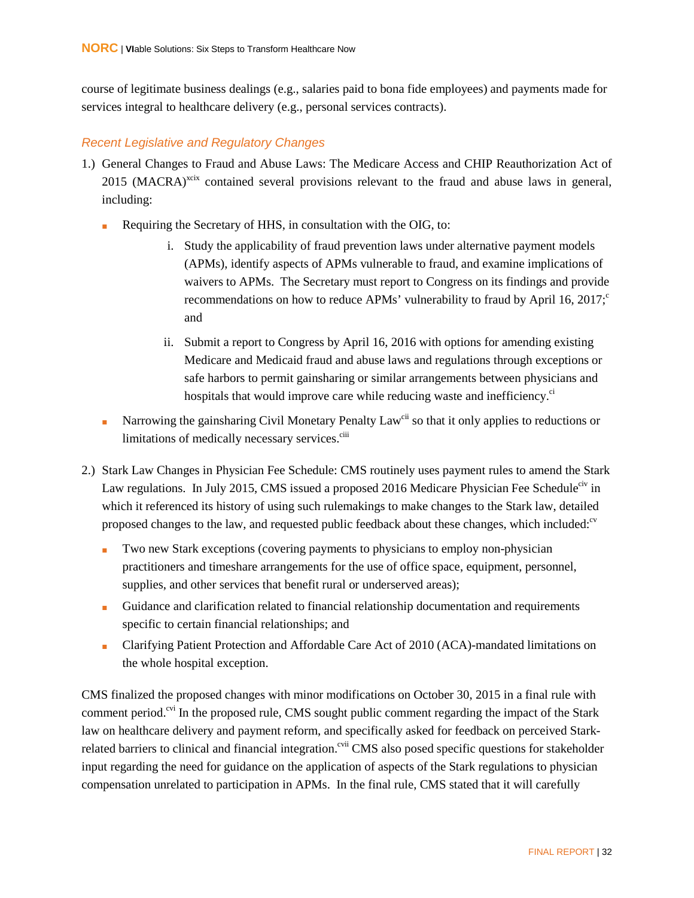course of legitimate business dealings (e.g., salaries paid to bona fide employees) and payments made for services integral to healthcare delivery (e.g., personal services contracts).

### *Recent Legislative and Regulatory Changes*

1.) General Changes to Fraud and Abuse Laws: The Medicare Access and CHIP Reauthorization Act of 2015 (MACRA)[xcix] contained several provisions relevant to the fraud and abuse laws in general, including:

- Requiring the Secretary of HHS, in consultation with the OIG, to:
  1. Study the applicability of fraud prevention laws under alternative payment models (APMs), identify aspects of APMs vulnerable to fraud, and examine implications of waivers to APMs. The Secretary must report to Congress on its findings and provide recommendations on how to reduce APMs' vulnerability to fraud by April 16, 2017;[c] and
  2. Submit a report to Congress by April 16, 2016 with options for amending existing Medicare and Medicaid fraud and abuse laws and regulations through exceptions or safe harbors to permit gainsharing or similar arrangements between physicians and hospitals that would improve care while reducing waste and inefficiency.[ci]
- Narrowing the gainsharing Civil Monetary Penalty Law[cii] so that it only applies to reductions or limitations of medically necessary services.[ciii]

2.) Stark Law Changes in Physician Fee Schedule: CMS routinely uses payment rules to amend the Stark Law regulations. In July 2015, CMS issued a proposed 2016 Medicare Physician Fee Schedule[civ] in which it referenced its history of using such rulemakings to make changes to the Stark law, detailed proposed changes to the law, and requested public feedback about these changes, which included:[cv]

- Two new Stark exceptions (covering payments to physicians to employ non-physician practitioners and timeshare arrangements for the use of office space, equipment, personnel, supplies, and other services that benefit rural or underserved areas);
- Guidance and clarification related to financial relationship documentation and requirements specific to certain financial relationships; and
- Clarifying Patient Protection and Affordable Care Act of 2010 (ACA)-mandated limitations on the whole hospital exception.

CMS finalized the proposed changes with minor modifications on October 30, 2015 in a final rule with comment period.[cvi] In the proposed rule, CMS sought public comment regarding the impact of the Stark law on healthcare delivery and payment reform, and specifically asked for feedback on perceived Stark-related barriers to clinical and financial integration.[cvii] CMS also posed specific questions for stakeholder input regarding the need for guidance on the application of aspects of the Stark regulations to physician compensation unrelated to participation in APMs. In the final rule, CMS stated that it will carefully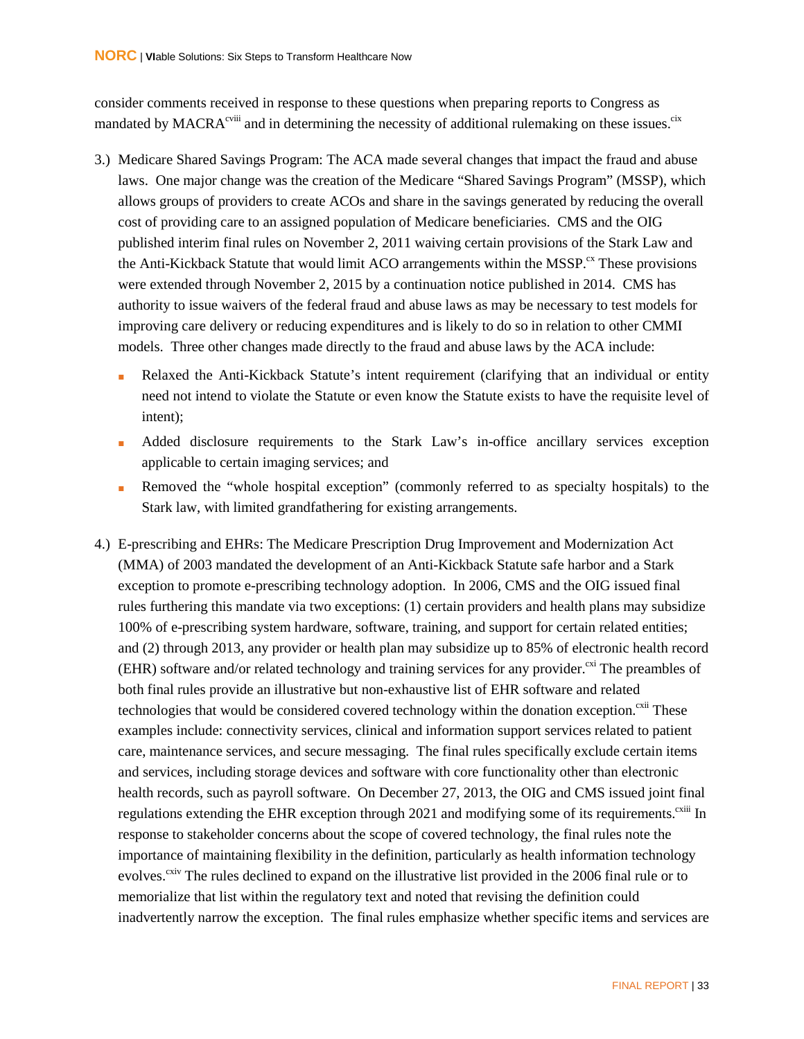consider comments received in response to these questions when preparing reports to Congress as mandated by MACRA[cviii] and in determining the necessity of additional rulemaking on these issues.[cix]

3.) Medicare Shared Savings Program: The ACA made several changes that impact the fraud and abuse laws. One major change was the creation of the Medicare "Shared Savings Program" (MSSP), which allows groups of providers to create ACOs and share in the savings generated by reducing the overall cost of providing care to an assigned population of Medicare beneficiaries. CMS and the OIG published interim final rules on November 2, 2011 waiving certain provisions of the Stark Law and the Anti-Kickback Statute that would limit ACO arrangements within the MSSP.[cx] These provisions were extended through November 2, 2015 by a continuation notice published in 2014. CMS has authority to issue waivers of the federal fraud and abuse laws as may be necessary to test models for improving care delivery or reducing expenditures and is likely to do so in relation to other CMMI models. Three other changes made directly to the fraud and abuse laws by the ACA include:

   - Relaxed the Anti-Kickback Statute's intent requirement (clarifying that an individual or entity need not intend to violate the Statute or even know the Statute exists to have the requisite level of intent);
   - Added disclosure requirements to the Stark Law's in-office ancillary services exception applicable to certain imaging services; and
   - Removed the "whole hospital exception" (commonly referred to as specialty hospitals) to the Stark law, with limited grandfathering for existing arrangements.

4.) E-prescribing and EHRs: The Medicare Prescription Drug Improvement and Modernization Act (MMA) of 2003 mandated the development of an Anti-Kickback Statute safe harbor and a Stark exception to promote e-prescribing technology adoption. In 2006, CMS and the OIG issued final rules furthering this mandate via two exceptions: (1) certain providers and health plans may subsidize 100% of e-prescribing system hardware, software, training, and support for certain related entities; and (2) through 2013, any provider or health plan may subsidize up to 85% of electronic health record (EHR) software and/or related technology and training services for any provider.[cxi] The preambles of both final rules provide an illustrative but non-exhaustive list of EHR software and related technologies that would be considered covered technology within the donation exception.[cxii] These examples include: connectivity services, clinical and information support services related to patient care, maintenance services, and secure messaging. The final rules specifically exclude certain items and services, including storage devices and software with core functionality other than electronic health records, such as payroll software. On December 27, 2013, the OIG and CMS issued joint final regulations extending the EHR exception through 2021 and modifying some of its requirements.[cxiii] In response to stakeholder concerns about the scope of covered technology, the final rules note the importance of maintaining flexibility in the definition, particularly as health information technology evolves.[cxiv] The rules declined to expand on the illustrative list provided in the 2006 final rule or to memorialize that list within the regulatory text and noted that revising the definition could inadvertently narrow the exception. The final rules emphasize whether specific items and services are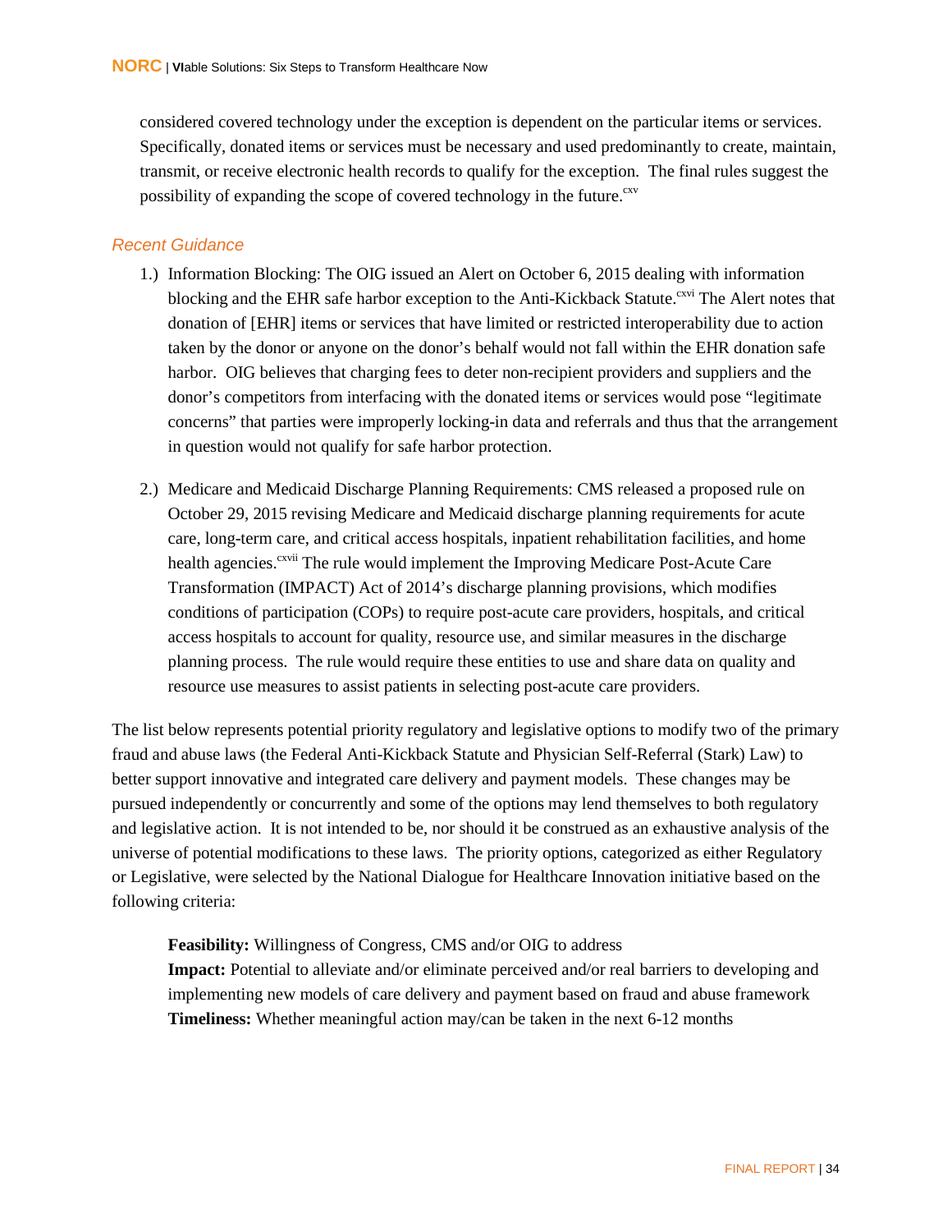considered covered technology under the exception is dependent on the particular items or services. Specifically, donated items or services must be necessary and used predominantly to create, maintain, transmit, or receive electronic health records to qualify for the exception. The final rules suggest the possibility of expanding the scope of covered technology in the future.[cxv]

### *Recent Guidance*

1.) Information Blocking: The OIG issued an Alert on October 6, 2015 dealing with information blocking and the EHR safe harbor exception to the Anti-Kickback Statute.[cxvi] The Alert notes that donation of [EHR] items or services that have limited or restricted interoperability due to action taken by the donor or anyone on the donor's behalf would not fall within the EHR donation safe harbor. OIG believes that charging fees to deter non-recipient providers and suppliers and the donor's competitors from interfacing with the donated items or services would pose "legitimate concerns" that parties were improperly locking-in data and referrals and thus that the arrangement in question would not qualify for safe harbor protection.

2.) Medicare and Medicaid Discharge Planning Requirements: CMS released a proposed rule on October 29, 2015 revising Medicare and Medicaid discharge planning requirements for acute care, long-term care, and critical access hospitals, inpatient rehabilitation facilities, and home health agencies.[cxvii] The rule would implement the Improving Medicare Post-Acute Care Transformation (IMPACT) Act of 2014's discharge planning provisions, which modifies conditions of participation (COPs) to require post-acute care providers, hospitals, and critical access hospitals to account for quality, resource use, and similar measures in the discharge planning process. The rule would require these entities to use and share data on quality and resource use measures to assist patients in selecting post-acute care providers.

The list below represents potential priority regulatory and legislative options to modify two of the primary fraud and abuse laws (the Federal Anti-Kickback Statute and Physician Self-Referral (Stark) Law) to better support innovative and integrated care delivery and payment models. These changes may be pursued independently or concurrently and some of the options may lend themselves to both regulatory and legislative action. It is not intended to be, nor should it be construed as an exhaustive analysis of the universe of potential modifications to these laws. The priority options, categorized as either Regulatory or Legislative, were selected by the National Dialogue for Healthcare Innovation initiative based on the following criteria:

**Feasibility:** Willingness of Congress, CMS and/or OIG to address
**Impact:** Potential to alleviate and/or eliminate perceived and/or real barriers to developing and implementing new models of care delivery and payment based on fraud and abuse framework
**Timeliness:** Whether meaningful action may/can be taken in the next 6-12 months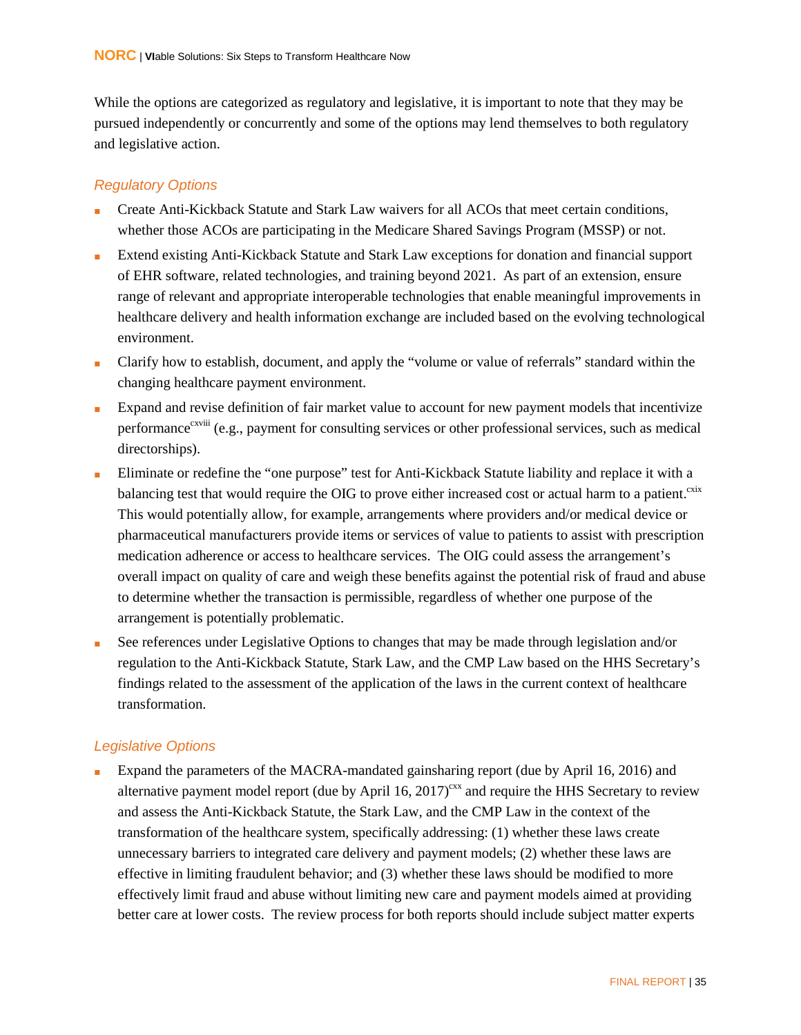While the options are categorized as regulatory and legislative, it is important to note that they may be pursued independently or concurrently and some of the options may lend themselves to both regulatory and legislative action.

### *Regulatory Options*

- Create Anti-Kickback Statute and Stark Law waivers for all ACOs that meet certain conditions, whether those ACOs are participating in the Medicare Shared Savings Program (MSSP) or not.
- Extend existing Anti-Kickback Statute and Stark Law exceptions for donation and financial support of EHR software, related technologies, and training beyond 2021. As part of an extension, ensure range of relevant and appropriate interoperable technologies that enable meaningful improvements in healthcare delivery and health information exchange are included based on the evolving technological environment.
- Clarify how to establish, document, and apply the "volume or value of referrals" standard within the changing healthcare payment environment.
- Expand and revise definition of fair market value to account for new payment models that incentivize performance[cxviii] (e.g., payment for consulting services or other professional services, such as medical directorships).
- Eliminate or redefine the "one purpose" test for Anti-Kickback Statute liability and replace it with a balancing test that would require the OIG to prove either increased cost or actual harm to a patient.[cxix] This would potentially allow, for example, arrangements where providers and/or medical device or pharmaceutical manufacturers provide items or services of value to patients to assist with prescription medication adherence or access to healthcare services. The OIG could assess the arrangement's overall impact on quality of care and weigh these benefits against the potential risk of fraud and abuse to determine whether the transaction is permissible, regardless of whether one purpose of the arrangement is potentially problematic.
- See references under Legislative Options to changes that may be made through legislation and/or regulation to the Anti-Kickback Statute, Stark Law, and the CMP Law based on the HHS Secretary's findings related to the assessment of the application of the laws in the current context of healthcare transformation.

### *Legislative Options*

- Expand the parameters of the MACRA-mandated gainsharing report (due by April 16, 2016) and alternative payment model report (due by April 16, 2017)[cxx] and require the HHS Secretary to review and assess the Anti-Kickback Statute, the Stark Law, and the CMP Law in the context of the transformation of the healthcare system, specifically addressing: (1) whether these laws create unnecessary barriers to integrated care delivery and payment models; (2) whether these laws are effective in limiting fraudulent behavior; and (3) whether these laws should be modified to more effectively limit fraud and abuse without limiting new care and payment models aimed at providing better care at lower costs. The review process for both reports should include subject matter experts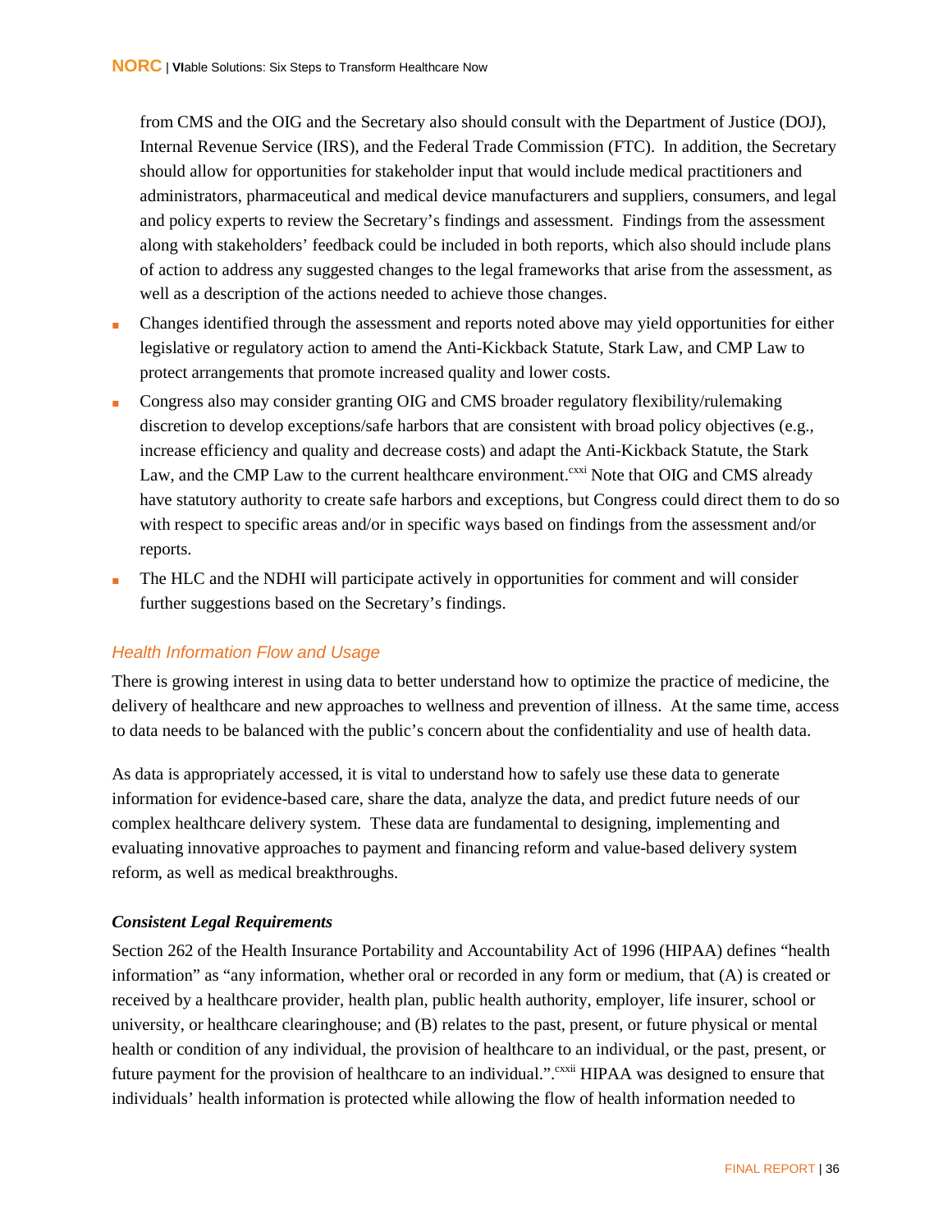from CMS and the OIG and the Secretary also should consult with the Department of Justice (DOJ), Internal Revenue Service (IRS), and the Federal Trade Commission (FTC). In addition, the Secretary should allow for opportunities for stakeholder input that would include medical practitioners and administrators, pharmaceutical and medical device manufacturers and suppliers, consumers, and legal and policy experts to review the Secretary's findings and assessment. Findings from the assessment along with stakeholders' feedback could be included in both reports, which also should include plans of action to address any suggested changes to the legal frameworks that arise from the assessment, as well as a description of the actions needed to achieve those changes.

- Changes identified through the assessment and reports noted above may yield opportunities for either legislative or regulatory action to amend the Anti-Kickback Statute, Stark Law, and CMP Law to protect arrangements that promote increased quality and lower costs.
- Congress also may consider granting OIG and CMS broader regulatory flexibility/rulemaking discretion to develop exceptions/safe harbors that are consistent with broad policy objectives (e.g., increase efficiency and quality and decrease costs) and adapt the Anti-Kickback Statute, the Stark Law, and the CMP Law to the current healthcare environment.[cxxi] Note that OIG and CMS already have statutory authority to create safe harbors and exceptions, but Congress could direct them to do so with respect to specific areas and/or in specific ways based on findings from the assessment and/or reports.
- The HLC and the NDHI will participate actively in opportunities for comment and will consider further suggestions based on the Secretary's findings.

### *Health Information Flow and Usage*

There is growing interest in using data to better understand how to optimize the practice of medicine, the delivery of healthcare and new approaches to wellness and prevention of illness. At the same time, access to data needs to be balanced with the public's concern about the confidentiality and use of health data.

As data is appropriately accessed, it is vital to understand how to safely use these data to generate information for evidence-based care, share the data, analyze the data, and predict future needs of our complex healthcare delivery system. These data are fundamental to designing, implementing and evaluating innovative approaches to payment and financing reform and value-based delivery system reform, as well as medical breakthroughs.

#### ***Consistent Legal Requirements***

Section 262 of the Health Insurance Portability and Accountability Act of 1996 (HIPAA) defines "health information" as "any information, whether oral or recorded in any form or medium, that (A) is created or received by a healthcare provider, health plan, public health authority, employer, life insurer, school or university, or healthcare clearinghouse; and (B) relates to the past, present, or future physical or mental health or condition of any individual, the provision of healthcare to an individual, or the past, present, or future payment for the provision of healthcare to an individual.".[cxxii] HIPAA was designed to ensure that individuals' health information is protected while allowing the flow of health information needed to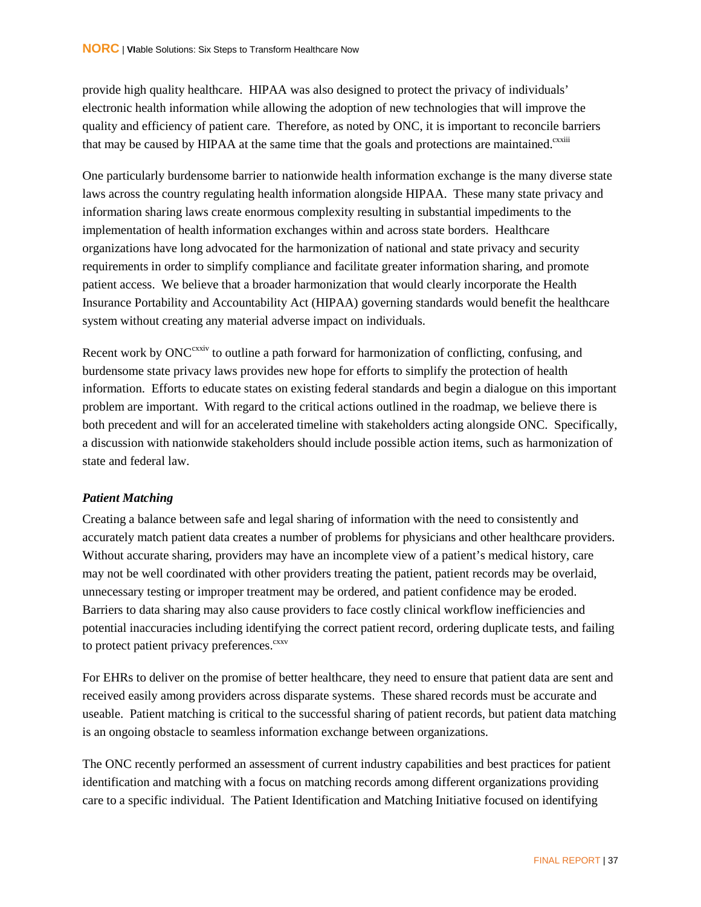provide high quality healthcare. HIPAA was also designed to protect the privacy of individuals' electronic health information while allowing the adoption of new technologies that will improve the quality and efficiency of patient care. Therefore, as noted by ONC, it is important to reconcile barriers that may be caused by HIPAA at the same time that the goals and protections are maintained.[cxxiii]

One particularly burdensome barrier to nationwide health information exchange is the many diverse state laws across the country regulating health information alongside HIPAA. These many state privacy and information sharing laws create enormous complexity resulting in substantial impediments to the implementation of health information exchanges within and across state borders. Healthcare organizations have long advocated for the harmonization of national and state privacy and security requirements in order to simplify compliance and facilitate greater information sharing, and promote patient access. We believe that a broader harmonization that would clearly incorporate the Health Insurance Portability and Accountability Act (HIPAA) governing standards would benefit the healthcare system without creating any material adverse impact on individuals.

Recent work by ONC[cxxiv] to outline a path forward for harmonization of conflicting, confusing, and burdensome state privacy laws provides new hope for efforts to simplify the protection of health information. Efforts to educate states on existing federal standards and begin a dialogue on this important problem are important. With regard to the critical actions outlined in the roadmap, we believe there is both precedent and will for an accelerated timeline with stakeholders acting alongside ONC. Specifically, a discussion with nationwide stakeholders should include possible action items, such as harmonization of state and federal law.

### *Patient Matching*

Creating a balance between safe and legal sharing of information with the need to consistently and accurately match patient data creates a number of problems for physicians and other healthcare providers. Without accurate sharing, providers may have an incomplete view of a patient's medical history, care may not be well coordinated with other providers treating the patient, patient records may be overlaid, unnecessary testing or improper treatment may be ordered, and patient confidence may be eroded. Barriers to data sharing may also cause providers to face costly clinical workflow inefficiencies and potential inaccuracies including identifying the correct patient record, ordering duplicate tests, and failing to protect patient privacy preferences.[cxxv]

For EHRs to deliver on the promise of better healthcare, they need to ensure that patient data are sent and received easily among providers across disparate systems. These shared records must be accurate and useable. Patient matching is critical to the successful sharing of patient records, but patient data matching is an ongoing obstacle to seamless information exchange between organizations.

The ONC recently performed an assessment of current industry capabilities and best practices for patient identification and matching with a focus on matching records among different organizations providing care to a specific individual. The Patient Identification and Matching Initiative focused on identifying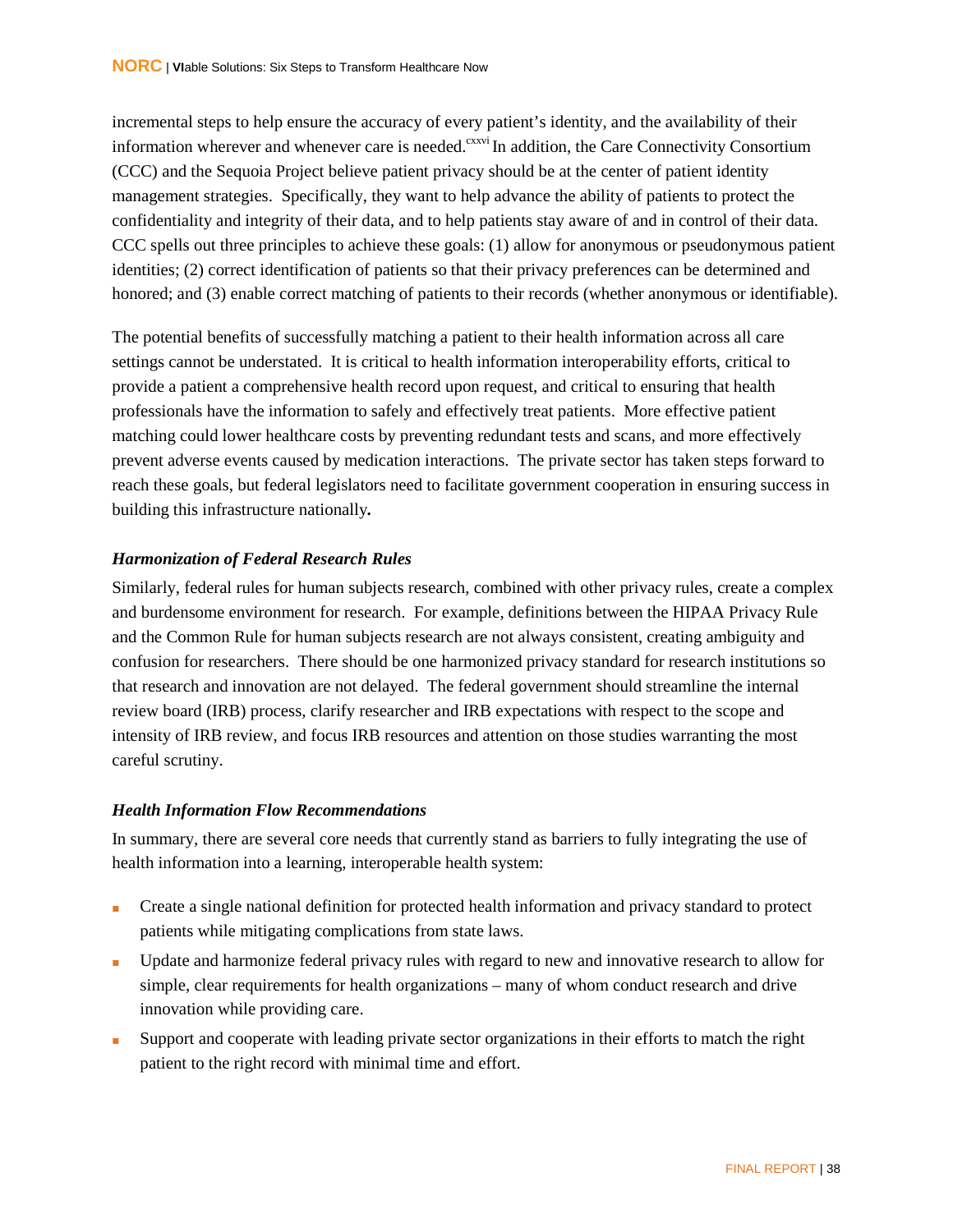incremental steps to help ensure the accuracy of every patient's identity, and the availability of their information wherever and whenever care is needed.[cxxvi] In addition, the Care Connectivity Consortium (CCC) and the Sequoia Project believe patient privacy should be at the center of patient identity management strategies. Specifically, they want to help advance the ability of patients to protect the confidentiality and integrity of their data, and to help patients stay aware of and in control of their data. CCC spells out three principles to achieve these goals: (1) allow for anonymous or pseudonymous patient identities; (2) correct identification of patients so that their privacy preferences can be determined and honored; and (3) enable correct matching of patients to their records (whether anonymous or identifiable).

The potential benefits of successfully matching a patient to their health information across all care settings cannot be understated. It is critical to health information interoperability efforts, critical to provide a patient a comprehensive health record upon request, and critical to ensuring that health professionals have the information to safely and effectively treat patients. More effective patient matching could lower healthcare costs by preventing redundant tests and scans, and more effectively prevent adverse events caused by medication interactions. The private sector has taken steps forward to reach these goals, but federal legislators need to facilitate government cooperation in ensuring success in building this infrastructure nationally**.**

***Harmonization of Federal Research Rules***

Similarly, federal rules for human subjects research, combined with other privacy rules, create a complex and burdensome environment for research. For example, definitions between the HIPAA Privacy Rule and the Common Rule for human subjects research are not always consistent, creating ambiguity and confusion for researchers. There should be one harmonized privacy standard for research institutions so that research and innovation are not delayed. The federal government should streamline the internal review board (IRB) process, clarify researcher and IRB expectations with respect to the scope and intensity of IRB review, and focus IRB resources and attention on those studies warranting the most careful scrutiny.

***Health Information Flow Recommendations***

In summary, there are several core needs that currently stand as barriers to fully integrating the use of health information into a learning, interoperable health system:

- Create a single national definition for protected health information and privacy standard to protect patients while mitigating complications from state laws.
- Update and harmonize federal privacy rules with regard to new and innovative research to allow for simple, clear requirements for health organizations – many of whom conduct research and drive innovation while providing care.
- Support and cooperate with leading private sector organizations in their efforts to match the right patient to the right record with minimal time and effort.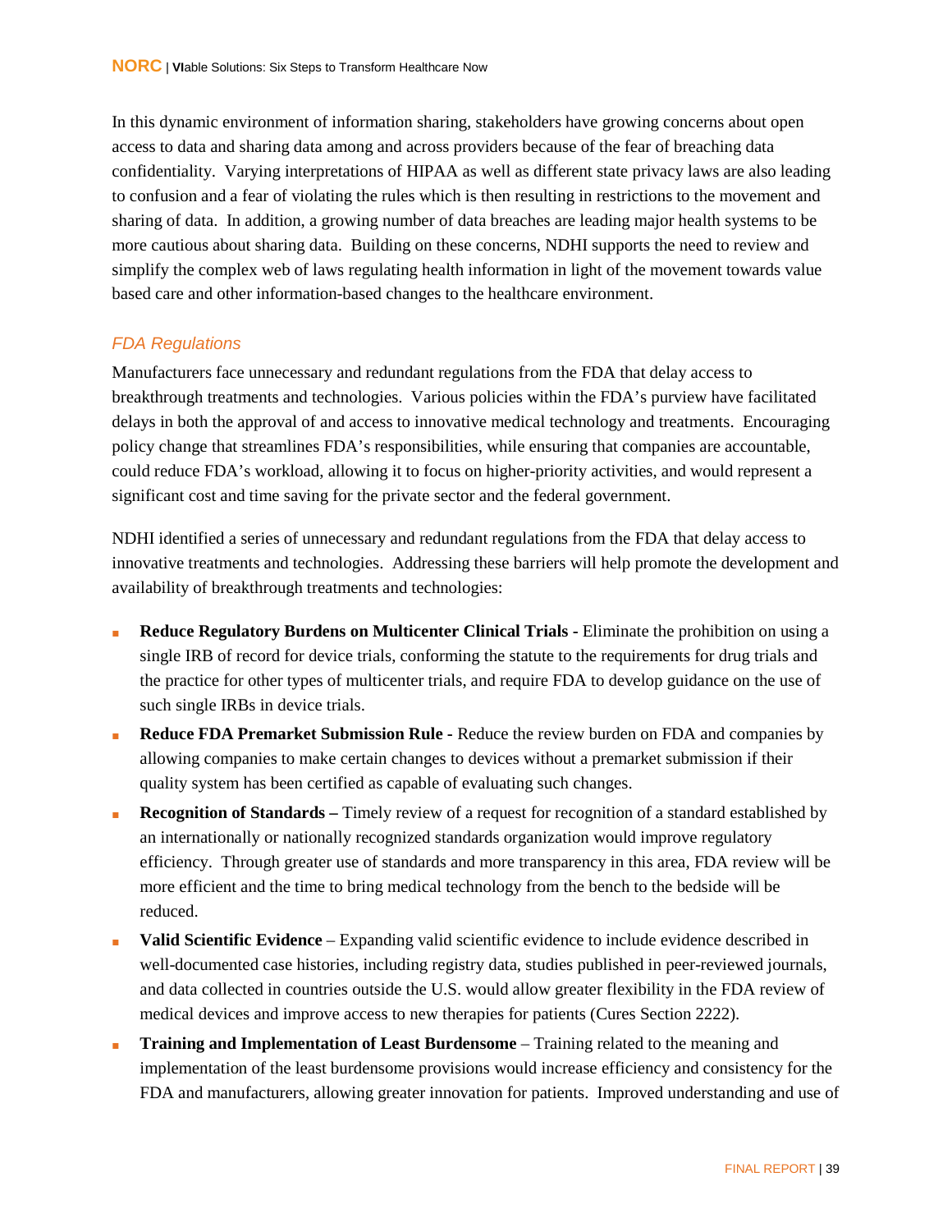In this dynamic environment of information sharing, stakeholders have growing concerns about open access to data and sharing data among and across providers because of the fear of breaching data confidentiality. Varying interpretations of HIPAA as well as different state privacy laws are also leading to confusion and a fear of violating the rules which is then resulting in restrictions to the movement and sharing of data. In addition, a growing number of data breaches are leading major health systems to be more cautious about sharing data. Building on these concerns, NDHI supports the need to review and simplify the complex web of laws regulating health information in light of the movement towards value based care and other information-based changes to the healthcare environment.

### *FDA Regulations*

Manufacturers face unnecessary and redundant regulations from the FDA that delay access to breakthrough treatments and technologies. Various policies within the FDA's purview have facilitated delays in both the approval of and access to innovative medical technology and treatments. Encouraging policy change that streamlines FDA's responsibilities, while ensuring that companies are accountable, could reduce FDA's workload, allowing it to focus on higher-priority activities, and would represent a significant cost and time saving for the private sector and the federal government.

NDHI identified a series of unnecessary and redundant regulations from the FDA that delay access to innovative treatments and technologies. Addressing these barriers will help promote the development and availability of breakthrough treatments and technologies:

- **Reduce Regulatory Burdens on Multicenter Clinical Trials -** Eliminate the prohibition on using a single IRB of record for device trials, conforming the statute to the requirements for drug trials and the practice for other types of multicenter trials, and require FDA to develop guidance on the use of such single IRBs in device trials.
- **Reduce FDA Premarket Submission Rule -** Reduce the review burden on FDA and companies by allowing companies to make certain changes to devices without a premarket submission if their quality system has been certified as capable of evaluating such changes.
- **Recognition of Standards –** Timely review of a request for recognition of a standard established by an internationally or nationally recognized standards organization would improve regulatory efficiency. Through greater use of standards and more transparency in this area, FDA review will be more efficient and the time to bring medical technology from the bench to the bedside will be reduced.
- **Valid Scientific Evidence** – Expanding valid scientific evidence to include evidence described in well-documented case histories, including registry data, studies published in peer-reviewed journals, and data collected in countries outside the U.S. would allow greater flexibility in the FDA review of medical devices and improve access to new therapies for patients (Cures Section 2222).
- **Training and Implementation of Least Burdensome** – Training related to the meaning and implementation of the least burdensome provisions would increase efficiency and consistency for the FDA and manufacturers, allowing greater innovation for patients. Improved understanding and use of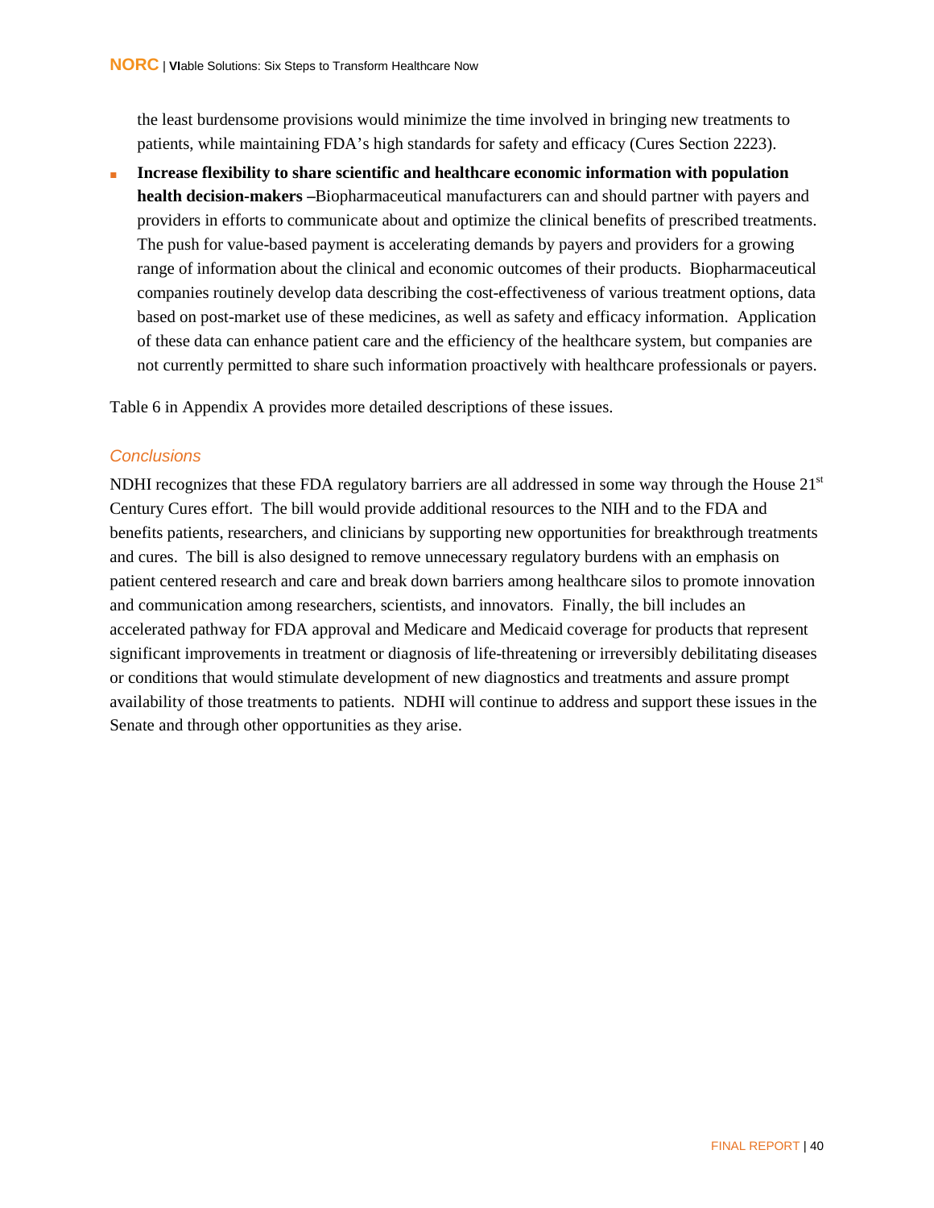the least burdensome provisions would minimize the time involved in bringing new treatments to patients, while maintaining FDA's high standards for safety and efficacy (Cures Section 2223).

- **Increase flexibility to share scientific and healthcare economic information with population health decision-makers –**Biopharmaceutical manufacturers can and should partner with payers and providers in efforts to communicate about and optimize the clinical benefits of prescribed treatments. The push for value-based payment is accelerating demands by payers and providers for a growing range of information about the clinical and economic outcomes of their products. Biopharmaceutical companies routinely develop data describing the cost-effectiveness of various treatment options, data based on post-market use of these medicines, as well as safety and efficacy information. Application of these data can enhance patient care and the efficiency of the healthcare system, but companies are not currently permitted to share such information proactively with healthcare professionals or payers.

Table 6 in Appendix A provides more detailed descriptions of these issues.

### *Conclusions*

NDHI recognizes that these FDA regulatory barriers are all addressed in some way through the House 21st Century Cures effort. The bill would provide additional resources to the NIH and to the FDA and benefits patients, researchers, and clinicians by supporting new opportunities for breakthrough treatments and cures. The bill is also designed to remove unnecessary regulatory burdens with an emphasis on patient centered research and care and break down barriers among healthcare silos to promote innovation and communication among researchers, scientists, and innovators. Finally, the bill includes an accelerated pathway for FDA approval and Medicare and Medicaid coverage for products that represent significant improvements in treatment or diagnosis of life-threatening or irreversibly debilitating diseases or conditions that would stimulate development of new diagnostics and treatments and assure prompt availability of those treatments to patients. NDHI will continue to address and support these issues in the Senate and through other opportunities as they arise.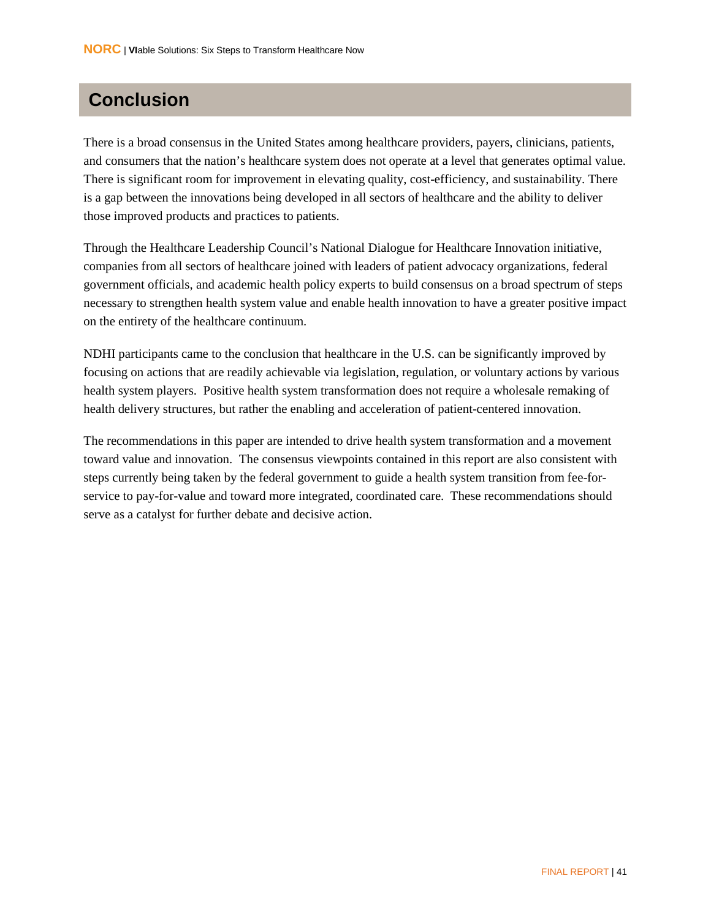## Conclusion

There is a broad consensus in the United States among healthcare providers, payers, clinicians, patients, and consumers that the nation's healthcare system does not operate at a level that generates optimal value. There is significant room for improvement in elevating quality, cost-efficiency, and sustainability. There is a gap between the innovations being developed in all sectors of healthcare and the ability to deliver those improved products and practices to patients.

Through the Healthcare Leadership Council's National Dialogue for Healthcare Innovation initiative, companies from all sectors of healthcare joined with leaders of patient advocacy organizations, federal government officials, and academic health policy experts to build consensus on a broad spectrum of steps necessary to strengthen health system value and enable health innovation to have a greater positive impact on the entirety of the healthcare continuum.

NDHI participants came to the conclusion that healthcare in the U.S. can be significantly improved by focusing on actions that are readily achievable via legislation, regulation, or voluntary actions by various health system players. Positive health system transformation does not require a wholesale remaking of health delivery structures, but rather the enabling and acceleration of patient-centered innovation.

The recommendations in this paper are intended to drive health system transformation and a movement toward value and innovation. The consensus viewpoints contained in this report are also consistent with steps currently being taken by the federal government to guide a health system transition from fee-for-service to pay-for-value and toward more integrated, coordinated care. These recommendations should serve as a catalyst for further debate and decisive action.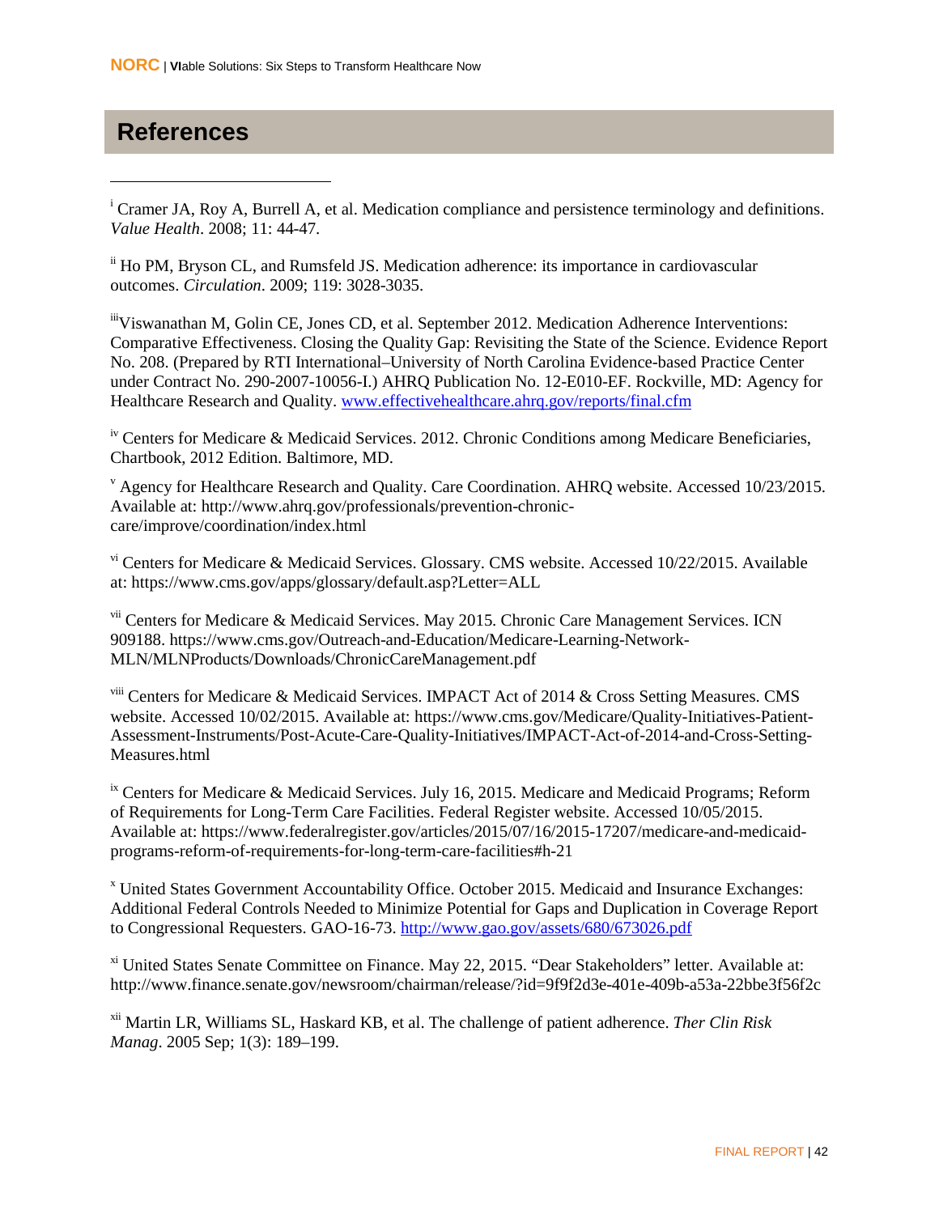# References

[i] Cramer JA, Roy A, Burrell A, et al. Medication compliance and persistence terminology and definitions. *Value Health*. 2008; 11: 44-47.

[ii] Ho PM, Bryson CL, and Rumsfeld JS. Medication adherence: its importance in cardiovascular outcomes. *Circulation*. 2009; 119: 3028-3035.

[iii] Viswanathan M, Golin CE, Jones CD, et al. September 2012. Medication Adherence Interventions: Comparative Effectiveness. Closing the Quality Gap: Revisiting the State of the Science. Evidence Report No. 208. (Prepared by RTI International–University of North Carolina Evidence-based Practice Center under Contract No. 290-2007-10056-I.) AHRQ Publication No. 12-E010-EF. Rockville, MD: Agency for Healthcare Research and Quality. www.effectivehealthcare.ahrq.gov/reports/final.cfm

[iv] Centers for Medicare & Medicaid Services. 2012. Chronic Conditions among Medicare Beneficiaries, Chartbook, 2012 Edition. Baltimore, MD.

[v] Agency for Healthcare Research and Quality. Care Coordination. AHRQ website. Accessed 10/23/2015. Available at: http://www.ahrq.gov/professionals/prevention-chronic-care/improve/coordination/index.html

[vi] Centers for Medicare & Medicaid Services. Glossary. CMS website. Accessed 10/22/2015. Available at: https://www.cms.gov/apps/glossary/default.asp?Letter=ALL

[vii] Centers for Medicare & Medicaid Services. May 2015. Chronic Care Management Services. ICN 909188. https://www.cms.gov/Outreach-and-Education/Medicare-Learning-Network-MLN/MLNProducts/Downloads/ChronicCareManagement.pdf

[viii] Centers for Medicare & Medicaid Services. IMPACT Act of 2014 & Cross Setting Measures. CMS website. Accessed 10/02/2015. Available at: https://www.cms.gov/Medicare/Quality-Initiatives-Patient-Assessment-Instruments/Post-Acute-Care-Quality-Initiatives/IMPACT-Act-of-2014-and-Cross-Setting-Measures.html

[ix] Centers for Medicare & Medicaid Services. July 16, 2015. Medicare and Medicaid Programs; Reform of Requirements for Long-Term Care Facilities. Federal Register website. Accessed 10/05/2015. Available at: https://www.federalregister.gov/articles/2015/07/16/2015-17207/medicare-and-medicaid-programs-reform-of-requirements-for-long-term-care-facilities#h-21

[x] United States Government Accountability Office. October 2015. Medicaid and Insurance Exchanges: Additional Federal Controls Needed to Minimize Potential for Gaps and Duplication in Coverage Report to Congressional Requesters. GAO-16-73. http://www.gao.gov/assets/680/673026.pdf

[xi] United States Senate Committee on Finance. May 22, 2015. "Dear Stakeholders" letter. Available at: http://www.finance.senate.gov/newsroom/chairman/release/?id=9f9f2d3e-401e-409b-a53a-22bbe3f56f2c

[xii] Martin LR, Williams SL, Haskard KB, et al. The challenge of patient adherence. *Ther Clin Risk Manag*. 2005 Sep; 1(3): 189–199.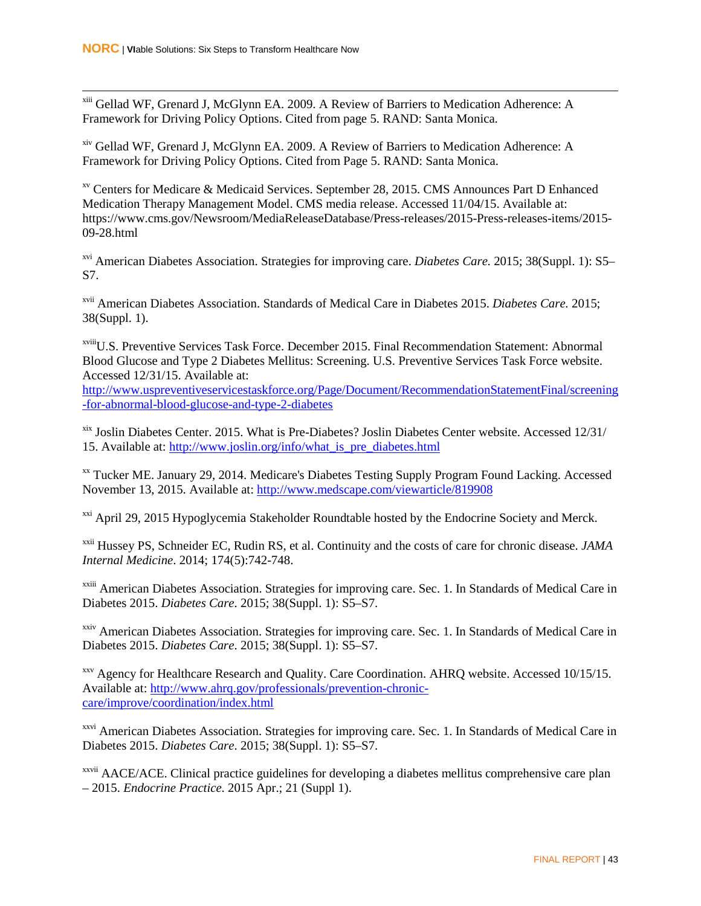[xiii] Gellad WF, Grenard J, McGlynn EA. 2009. A Review of Barriers to Medication Adherence: A Framework for Driving Policy Options. Cited from page 5. RAND: Santa Monica.

[xiv] Gellad WF, Grenard J, McGlynn EA. 2009. A Review of Barriers to Medication Adherence: A Framework for Driving Policy Options. Cited from Page 5. RAND: Santa Monica.

[xv] Centers for Medicare & Medicaid Services. September 28, 2015. CMS Announces Part D Enhanced Medication Therapy Management Model. CMS media release. Accessed 11/04/15. Available at: https://www.cms.gov/Newsroom/MediaReleaseDatabase/Press-releases/2015-Press-releases-items/2015-09-28.html

[xvi] American Diabetes Association. Strategies for improving care. *Diabetes Care.* 2015; 38(Suppl. 1): S5–S7.

[xvii] American Diabetes Association. Standards of Medical Care in Diabetes 2015. *Diabetes Care.* 2015; 38(Suppl. 1).

[xviii] U.S. Preventive Services Task Force. December 2015. Final Recommendation Statement: Abnormal Blood Glucose and Type 2 Diabetes Mellitus: Screening. U.S. Preventive Services Task Force website. Accessed 12/31/15. Available at: http://www.uspreventiveservicestaskforce.org/Page/Document/RecommendationStatementFinal/screening-for-abnormal-blood-glucose-and-type-2-diabetes

[xix] Joslin Diabetes Center. 2015. What is Pre-Diabetes? Joslin Diabetes Center website. Accessed 12/31/15. Available at: http://www.joslin.org/info/what_is_pre_diabetes.html

[xx] Tucker ME. January 29, 2014. Medicare's Diabetes Testing Supply Program Found Lacking. Accessed November 13, 2015. Available at: http://www.medscape.com/viewarticle/819908

[xxi] April 29, 2015 Hypoglycemia Stakeholder Roundtable hosted by the Endocrine Society and Merck.

[xxii] Hussey PS, Schneider EC, Rudin RS, et al. Continuity and the costs of care for chronic disease. *JAMA Internal Medicine*. 2014; 174(5):742-748.

[xxiii] American Diabetes Association. Strategies for improving care. Sec. 1. In Standards of Medical Care in Diabetes 2015. *Diabetes Care*. 2015; 38(Suppl. 1): S5–S7.

[xxiv] American Diabetes Association. Strategies for improving care. Sec. 1. In Standards of Medical Care in Diabetes 2015. *Diabetes Care*. 2015; 38(Suppl. 1): S5–S7.

[xxv] Agency for Healthcare Research and Quality. Care Coordination. AHRQ website. Accessed 10/15/15. Available at: http://www.ahrq.gov/professionals/prevention-chronic-care/improve/coordination/index.html

[xxvi] American Diabetes Association. Strategies for improving care. Sec. 1. In Standards of Medical Care in Diabetes 2015. *Diabetes Care*. 2015; 38(Suppl. 1): S5–S7.

[xxvii] AACE/ACE. Clinical practice guidelines for developing a diabetes mellitus comprehensive care plan – 2015. *Endocrine Practice.* 2015 Apr.; 21 (Suppl 1).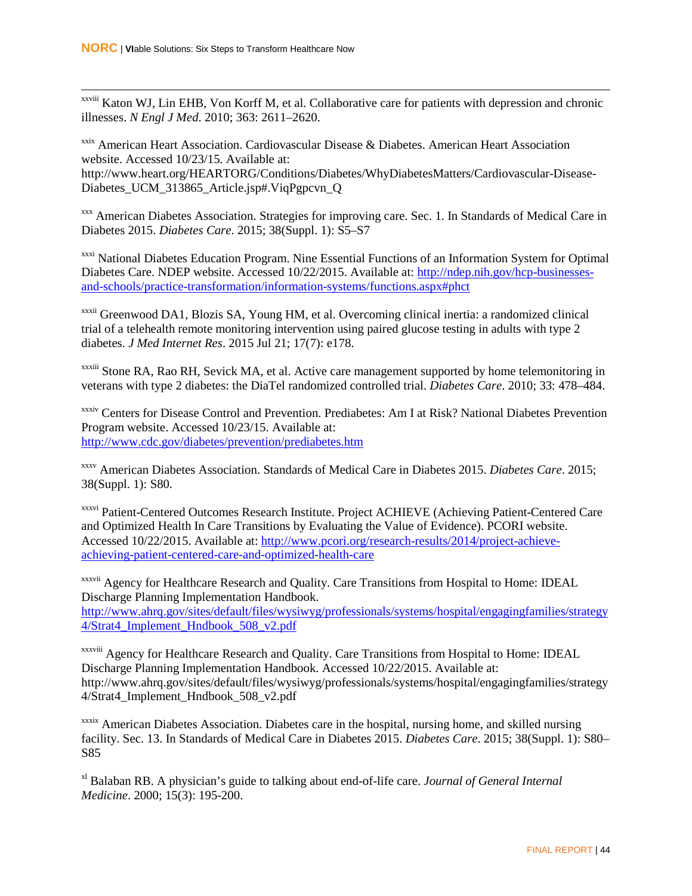[xxviii] Katon WJ, Lin EHB, Von Korff M, et al. Collaborative care for patients with depression and chronic illnesses. *N Engl J Med*. 2010; 363: 2611–2620.

[xxix] American Heart Association. Cardiovascular Disease & Diabetes. American Heart Association website. Accessed 10/23/15. Available at: http://www.heart.org/HEARTORG/Conditions/Diabetes/WhyDiabetesMatters/Cardiovascular-Disease-Diabetes_UCM_313865_Article.jsp#.ViqPgpcvn_Q

[xxx] American Diabetes Association. Strategies for improving care. Sec. 1. In Standards of Medical Care in Diabetes 2015. *Diabetes Care*. 2015; 38(Suppl. 1): S5–S7

[xxxi] National Diabetes Education Program. Nine Essential Functions of an Information System for Optimal Diabetes Care. NDEP website. Accessed 10/22/2015. Available at: [http://ndep.nih.gov/hcp-businesses-and-schools/practice-transformation/information-systems/functions.aspx#phct](http://ndep.nih.gov/hcp-businesses-and-schools/practice-transformation/information-systems/functions.aspx#phct)

[xxxii] Greenwood DA1, Blozis SA, Young HM, et al. Overcoming clinical inertia: a randomized clinical trial of a telehealth remote monitoring intervention using paired glucose testing in adults with type 2 diabetes. *J Med Internet Res*. 2015 Jul 21; 17(7): e178.

[xxxiii] Stone RA, Rao RH, Sevick MA, et al. Active care management supported by home telemonitoring in veterans with type 2 diabetes: the DiaTel randomized controlled trial. *Diabetes Care*. 2010; 33: 478–484.

[xxxiv] Centers for Disease Control and Prevention. Prediabetes: Am I at Risk? National Diabetes Prevention Program website. Accessed 10/23/15. Available at: [http://www.cdc.gov/diabetes/prevention/prediabetes.htm](http://www.cdc.gov/diabetes/prevention/prediabetes.htm)

[xxxv] American Diabetes Association. Standards of Medical Care in Diabetes 2015. *Diabetes Care*. 2015; 38(Suppl. 1): S80.

[xxxvi] Patient-Centered Outcomes Research Institute. Project ACHIEVE (Achieving Patient-Centered Care and Optimized Health In Care Transitions by Evaluating the Value of Evidence). PCORI website. Accessed 10/22/2015. Available at: [http://www.pcori.org/research-results/2014/project-achieve-achieving-patient-centered-care-and-optimized-health-care](http://www.pcori.org/research-results/2014/project-achieve-achieving-patient-centered-care-and-optimized-health-care)

[xxxvii] Agency for Healthcare Research and Quality. Care Transitions from Hospital to Home: IDEAL Discharge Planning Implementation Handbook. [http://www.ahrq.gov/sites/default/files/wysiwyg/professionals/systems/hospital/engagingfamilies/strategy4/Strat4_Implement_Hndbook_508_v2.pdf](http://www.ahrq.gov/sites/default/files/wysiwyg/professionals/systems/hospital/engagingfamilies/strategy4/Strat4_Implement_Hndbook_508_v2.pdf)

[xxxviii] Agency for Healthcare Research and Quality. Care Transitions from Hospital to Home: IDEAL Discharge Planning Implementation Handbook. Accessed 10/22/2015. Available at: http://www.ahrq.gov/sites/default/files/wysiwyg/professionals/systems/hospital/engagingfamilies/strategy4/Strat4_Implement_Hndbook_508_v2.pdf

[xxxix] American Diabetes Association. Diabetes care in the hospital, nursing home, and skilled nursing facility. Sec. 13. In Standards of Medical Care in Diabetes 2015. *Diabetes Care*. 2015; 38(Suppl. 1): S80–S85

[xl] Balaban RB. A physician's guide to talking about end-of-life care. *Journal of General Internal Medicine*. 2000; 15(3): 195-200.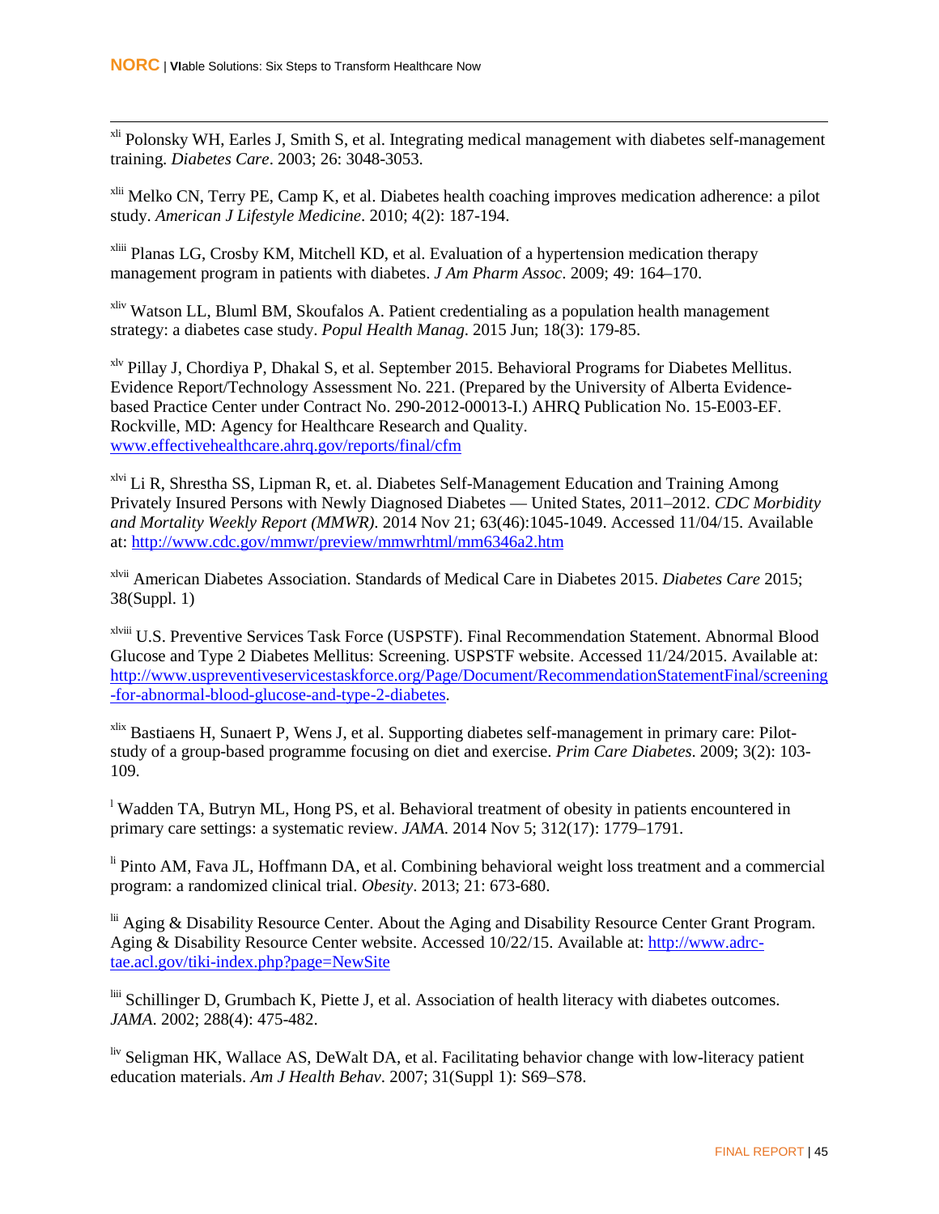[xli] Polonsky WH, Earles J, Smith S, et al. Integrating medical management with diabetes self-management training. *Diabetes Care*. 2003; 26: 3048-3053.

[xlii] Melko CN, Terry PE, Camp K, et al. Diabetes health coaching improves medication adherence: a pilot study. *American J Lifestyle Medicine*. 2010; 4(2): 187-194.

[xliii] Planas LG, Crosby KM, Mitchell KD, et al. Evaluation of a hypertension medication therapy management program in patients with diabetes. *J Am Pharm Assoc*. 2009; 49: 164–170.

[xliv] Watson LL, Bluml BM, Skoufalos A. Patient credentialing as a population health management strategy: a diabetes case study. *Popul Health Manag*. 2015 Jun; 18(3): 179-85.

[xlv] Pillay J, Chordiya P, Dhakal S, et al. September 2015. Behavioral Programs for Diabetes Mellitus. Evidence Report/Technology Assessment No. 221. (Prepared by the University of Alberta Evidence-based Practice Center under Contract No. 290-2012-00013-I.) AHRQ Publication No. 15-E003-EF. Rockville, MD: Agency for Healthcare Research and Quality. www.effectivehealthcare.ahrq.gov/reports/final/cfm

[xlvi] Li R, Shrestha SS, Lipman R, et. al. Diabetes Self-Management Education and Training Among Privately Insured Persons with Newly Diagnosed Diabetes — United States, 2011–2012. *CDC Morbidity and Mortality Weekly Report (MMWR)*. 2014 Nov 21; 63(46):1045-1049. Accessed 11/04/15. Available at: http://www.cdc.gov/mmwr/preview/mmwrhtml/mm6346a2.htm

[xlvii] American Diabetes Association. Standards of Medical Care in Diabetes 2015. *Diabetes Care* 2015; 38(Suppl. 1)

[xlviii] U.S. Preventive Services Task Force (USPSTF). Final Recommendation Statement. Abnormal Blood Glucose and Type 2 Diabetes Mellitus: Screening. USPSTF website. Accessed 11/24/2015. Available at: http://www.uspreventiveservicestaskforce.org/Page/Document/RecommendationStatementFinal/screening-for-abnormal-blood-glucose-and-type-2-diabetes.

[xlix] Bastiaens H, Sunaert P, Wens J, et al. Supporting diabetes self-management in primary care: Pilot-study of a group-based programme focusing on diet and exercise. *Prim Care Diabetes*. 2009; 3(2): 103-109.

[l] Wadden TA, Butryn ML, Hong PS, et al. Behavioral treatment of obesity in patients encountered in primary care settings: a systematic review. *JAMA*. 2014 Nov 5; 312(17): 1779–1791.

[li] Pinto AM, Fava JL, Hoffmann DA, et al. Combining behavioral weight loss treatment and a commercial program: a randomized clinical trial. *Obesity*. 2013; 21: 673-680.

[lii] Aging & Disability Resource Center. About the Aging and Disability Resource Center Grant Program. Aging & Disability Resource Center website. Accessed 10/22/15. Available at: http://www.adrc-tae.acl.gov/tiki-index.php?page=NewSite

[liii] Schillinger D, Grumbach K, Piette J, et al. Association of health literacy with diabetes outcomes. *JAMA*. 2002; 288(4): 475-482.

[liv] Seligman HK, Wallace AS, DeWalt DA, et al. Facilitating behavior change with low-literacy patient education materials. *Am J Health Behav*. 2007; 31(Suppl 1): S69–S78.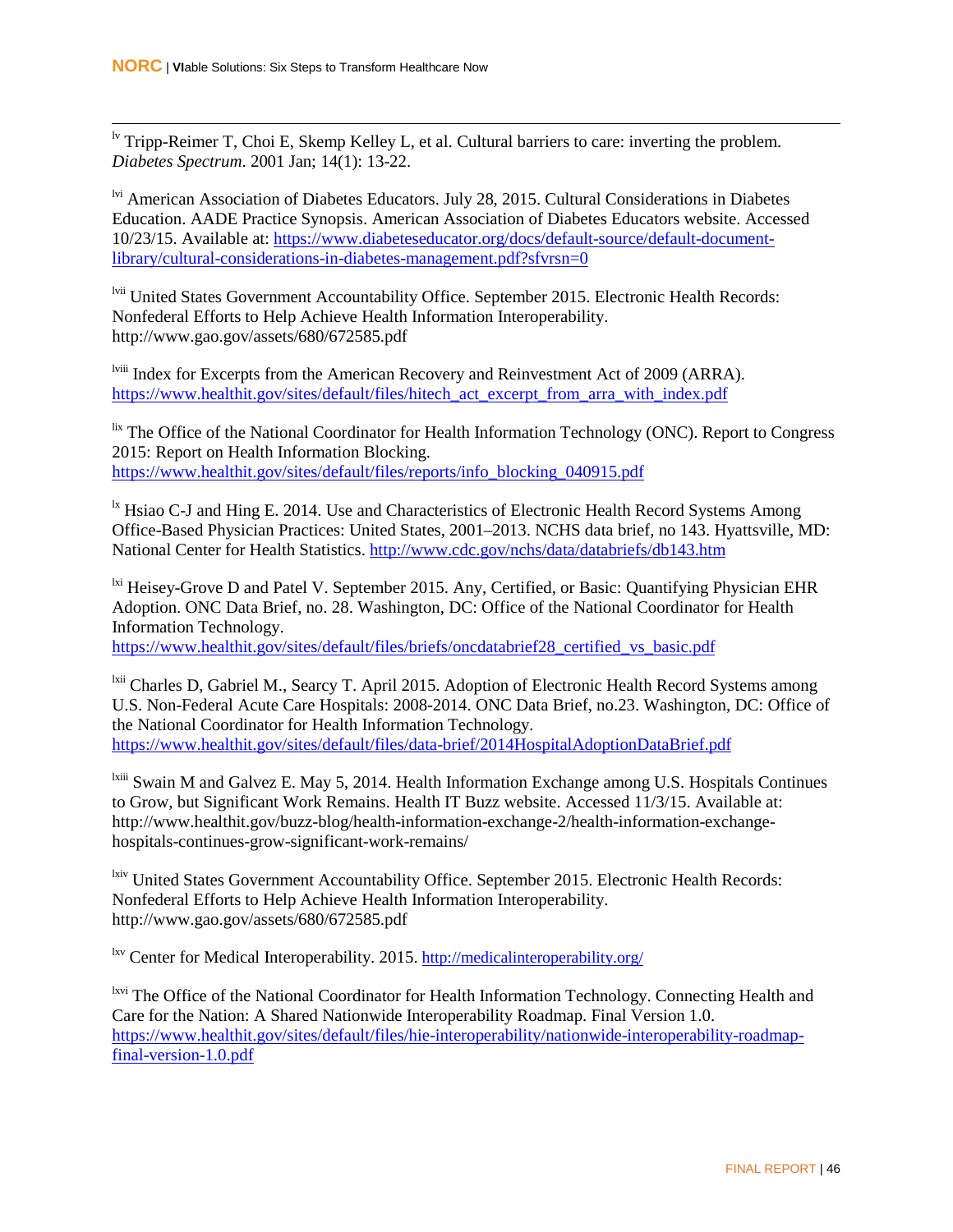[lv] Tripp-Reimer T, Choi E, Skemp Kelley L, et al. Cultural barriers to care: inverting the problem. *Diabetes Spectrum*. 2001 Jan; 14(1): 13-22.

[lvi] American Association of Diabetes Educators. July 28, 2015. Cultural Considerations in Diabetes Education. AADE Practice Synopsis. American Association of Diabetes Educators website. Accessed 10/23/15. Available at: https://www.diabeteseducator.org/docs/default-source/default-document-library/cultural-considerations-in-diabetes-management.pdf?sfvrsn=0

[lvii] United States Government Accountability Office. September 2015. Electronic Health Records: Nonfederal Efforts to Help Achieve Health Information Interoperability. http://www.gao.gov/assets/680/672585.pdf

[lviii] Index for Excerpts from the American Recovery and Reinvestment Act of 2009 (ARRA). https://www.healthit.gov/sites/default/files/hitech_act_excerpt_from_arra_with_index.pdf

[lix] The Office of the National Coordinator for Health Information Technology (ONC). Report to Congress 2015: Report on Health Information Blocking. https://www.healthit.gov/sites/default/files/reports/info_blocking_040915.pdf

[lx] Hsiao C-J and Hing E. 2014. Use and Characteristics of Electronic Health Record Systems Among Office-Based Physician Practices: United States, 2001–2013. NCHS data brief, no 143. Hyattsville, MD: National Center for Health Statistics. http://www.cdc.gov/nchs/data/databriefs/db143.htm

[lxi] Heisey-Grove D and Patel V. September 2015. Any, Certified, or Basic: Quantifying Physician EHR Adoption. ONC Data Brief, no. 28. Washington, DC: Office of the National Coordinator for Health Information Technology. https://www.healthit.gov/sites/default/files/briefs/oncdatabrief28_certified_vs_basic.pdf

[lxii] Charles D, Gabriel M., Searcy T. April 2015. Adoption of Electronic Health Record Systems among U.S. Non-Federal Acute Care Hospitals: 2008-2014. ONC Data Brief, no.23. Washington, DC: Office of the National Coordinator for Health Information Technology. https://www.healthit.gov/sites/default/files/data-brief/2014HospitalAdoptionDataBrief.pdf

[lxiii] Swain M and Galvez E. May 5, 2014. Health Information Exchange among U.S. Hospitals Continues to Grow, but Significant Work Remains. Health IT Buzz website. Accessed 11/3/15. Available at: http://www.healthit.gov/buzz-blog/health-information-exchange-2/health-information-exchange-hospitals-continues-grow-significant-work-remains/

[lxiv] United States Government Accountability Office. September 2015. Electronic Health Records: Nonfederal Efforts to Help Achieve Health Information Interoperability. http://www.gao.gov/assets/680/672585.pdf

[lxv] Center for Medical Interoperability. 2015. http://medicalinteroperability.org/

[lxvi] The Office of the National Coordinator for Health Information Technology. Connecting Health and Care for the Nation: A Shared Nationwide Interoperability Roadmap. Final Version 1.0. https://www.healthit.gov/sites/default/files/hie-interoperability/nationwide-interoperability-roadmap-final-version-1.0.pdf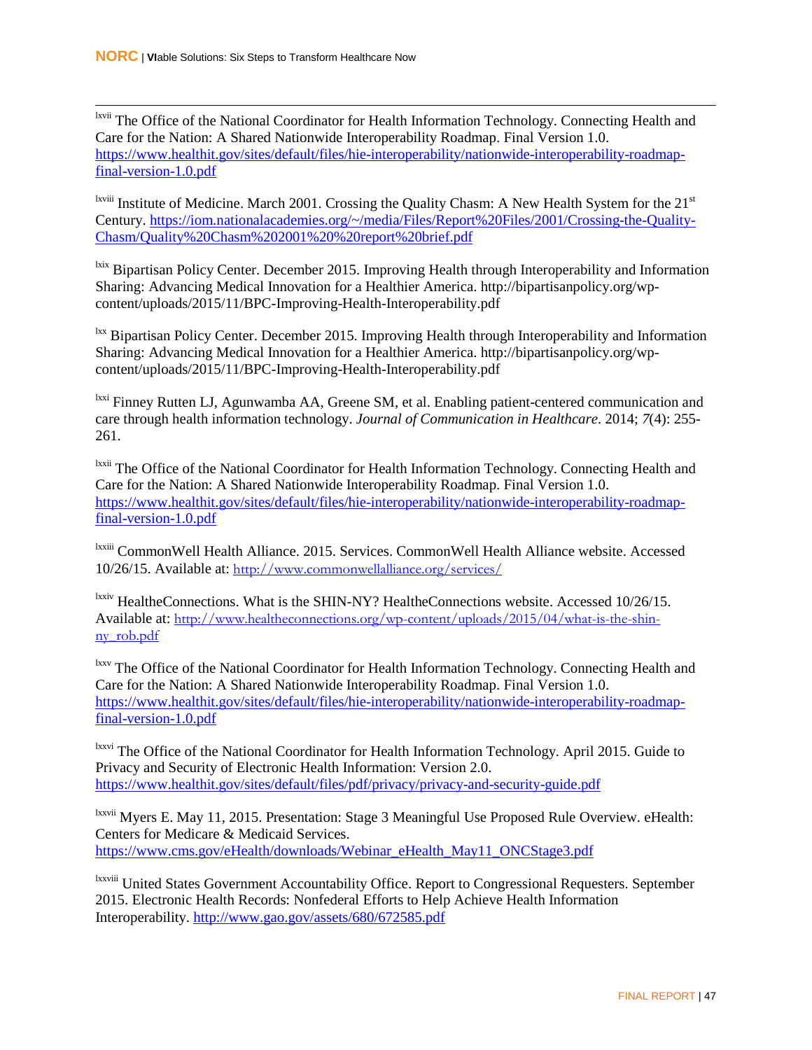[lxvii] The Office of the National Coordinator for Health Information Technology. Connecting Health and Care for the Nation: A Shared Nationwide Interoperability Roadmap. Final Version 1.0. https://www.healthit.gov/sites/default/files/hie-interoperability/nationwide-interoperability-roadmap-final-version-1.0.pdf

[lxviii] Institute of Medicine. March 2001. Crossing the Quality Chasm: A New Health System for the 21st Century. https://iom.nationalacademies.org/~/media/Files/Report%20Files/2001/Crossing-the-Quality-Chasm/Quality%20Chasm%202001%20%20report%20brief.pdf

[lxix] Bipartisan Policy Center. December 2015. Improving Health through Interoperability and Information Sharing: Advancing Medical Innovation for a Healthier America. http://bipartisanpolicy.org/wp-content/uploads/2015/11/BPC-Improving-Health-Interoperability.pdf

[lxx] Bipartisan Policy Center. December 2015. Improving Health through Interoperability and Information Sharing: Advancing Medical Innovation for a Healthier America. http://bipartisanpolicy.org/wp-content/uploads/2015/11/BPC-Improving-Health-Interoperability.pdf

[lxxi] Finney Rutten LJ, Agunwamba AA, Greene SM, et al. Enabling patient-centered communication and care through health information technology. *Journal of Communication in Healthcare*. 2014; *7*(4): 255-261.

[lxxii] The Office of the National Coordinator for Health Information Technology. Connecting Health and Care for the Nation: A Shared Nationwide Interoperability Roadmap. Final Version 1.0. https://www.healthit.gov/sites/default/files/hie-interoperability/nationwide-interoperability-roadmap-final-version-1.0.pdf

[lxxiii] CommonWell Health Alliance. 2015. Services. CommonWell Health Alliance website. Accessed 10/26/15. Available at: http://www.commonwellalliance.org/services/

[lxxiv] HealtheConnections. What is the SHIN-NY? HealtheConnections website. Accessed 10/26/15. Available at: http://www.healtheconnections.org/wp-content/uploads/2015/04/what-is-the-shin-ny_rob.pdf

[lxxv] The Office of the National Coordinator for Health Information Technology. Connecting Health and Care for the Nation: A Shared Nationwide Interoperability Roadmap. Final Version 1.0. https://www.healthit.gov/sites/default/files/hie-interoperability/nationwide-interoperability-roadmap-final-version-1.0.pdf

[lxxvi] The Office of the National Coordinator for Health Information Technology. April 2015. Guide to Privacy and Security of Electronic Health Information: Version 2.0. https://www.healthit.gov/sites/default/files/pdf/privacy/privacy-and-security-guide.pdf

[lxxvii] Myers E. May 11, 2015. Presentation: Stage 3 Meaningful Use Proposed Rule Overview. eHealth: Centers for Medicare & Medicaid Services. https://www.cms.gov/eHealth/downloads/Webinar_eHealth_May11_ONCStage3.pdf

[lxxviii] United States Government Accountability Office. Report to Congressional Requesters. September 2015. Electronic Health Records: Nonfederal Efforts to Help Achieve Health Information Interoperability. http://www.gao.gov/assets/680/672585.pdf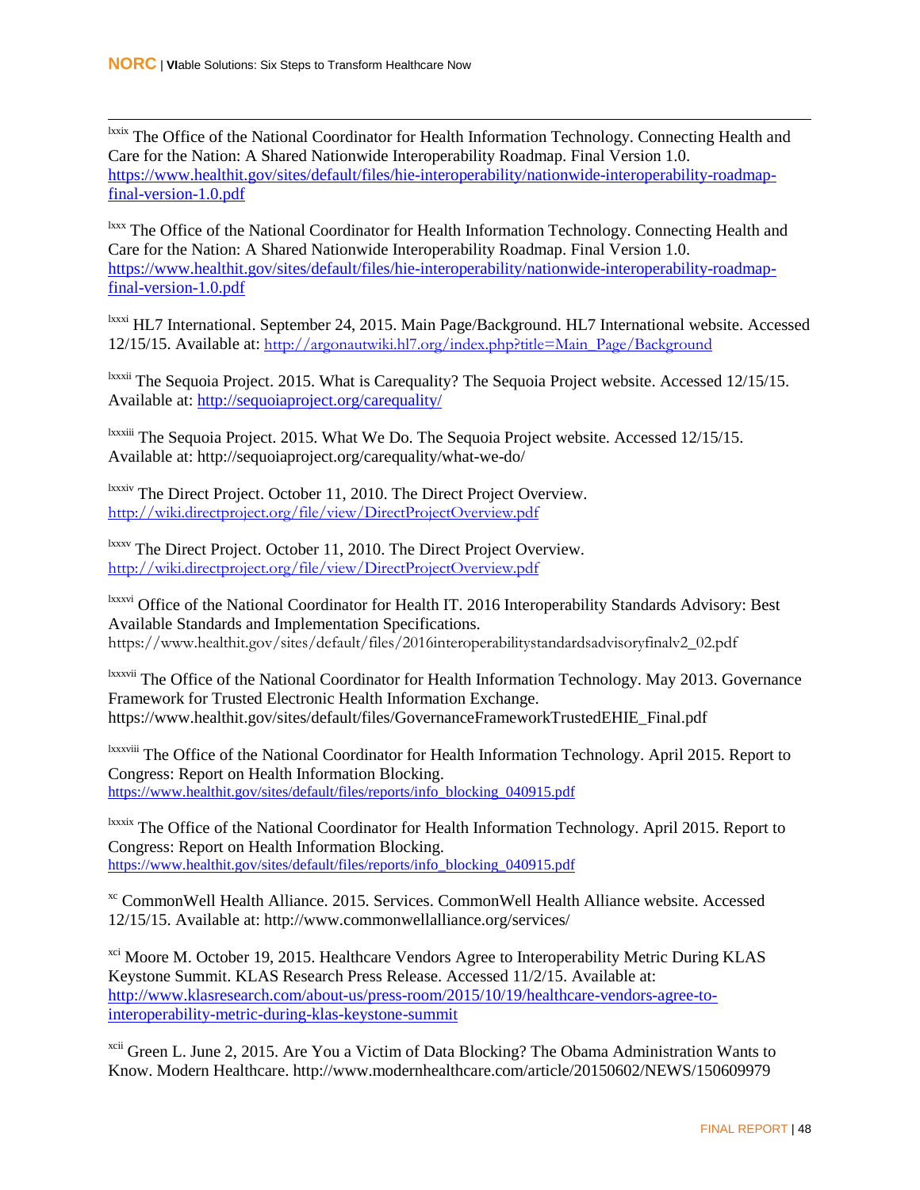[lxxix] The Office of the National Coordinator for Health Information Technology. Connecting Health and Care for the Nation: A Shared Nationwide Interoperability Roadmap. Final Version 1.0. https://www.healthit.gov/sites/default/files/hie-interoperability/nationwide-interoperability-roadmap-final-version-1.0.pdf

[lxxx] The Office of the National Coordinator for Health Information Technology. Connecting Health and Care for the Nation: A Shared Nationwide Interoperability Roadmap. Final Version 1.0. https://www.healthit.gov/sites/default/files/hie-interoperability/nationwide-interoperability-roadmap-final-version-1.0.pdf

[lxxxi] HL7 International. September 24, 2015. Main Page/Background. HL7 International website. Accessed 12/15/15. Available at: http://argonautwiki.hl7.org/index.php?title=Main_Page/Background

[lxxxii] The Sequoia Project. 2015. What is Carequality? The Sequoia Project website. Accessed 12/15/15. Available at: http://sequoiaproject.org/carequality/

[lxxxiii] The Sequoia Project. 2015. What We Do. The Sequoia Project website. Accessed 12/15/15. Available at: http://sequoiaproject.org/carequality/what-we-do/

[lxxxiv] The Direct Project. October 11, 2010. The Direct Project Overview. http://wiki.directproject.org/file/view/DirectProjectOverview.pdf

[lxxxv] The Direct Project. October 11, 2010. The Direct Project Overview. http://wiki.directproject.org/file/view/DirectProjectOverview.pdf

[lxxxvi] Office of the National Coordinator for Health IT. 2016 Interoperability Standards Advisory: Best Available Standards and Implementation Specifications. https://www.healthit.gov/sites/default/files/2016interoperabilitystandardsadvisoryfinalv2_02.pdf

[lxxxvii] The Office of the National Coordinator for Health Information Technology. May 2013. Governance Framework for Trusted Electronic Health Information Exchange. https://www.healthit.gov/sites/default/files/GovernanceFrameworkTrustedEHIE_Final.pdf

[lxxxviii] The Office of the National Coordinator for Health Information Technology. April 2015. Report to Congress: Report on Health Information Blocking. https://www.healthit.gov/sites/default/files/reports/info_blocking_040915.pdf

[lxxxix] The Office of the National Coordinator for Health Information Technology. April 2015. Report to Congress: Report on Health Information Blocking. https://www.healthit.gov/sites/default/files/reports/info_blocking_040915.pdf

[xc] CommonWell Health Alliance. 2015. Services. CommonWell Health Alliance website. Accessed 12/15/15. Available at: http://www.commonwellalliance.org/services/

[xci] Moore M. October 19, 2015. Healthcare Vendors Agree to Interoperability Metric During KLAS Keystone Summit. KLAS Research Press Release. Accessed 11/2/15. Available at: http://www.klasresearch.com/about-us/press-room/2015/10/19/healthcare-vendors-agree-to-interoperability-metric-during-klas-keystone-summit

[xcii] Green L. June 2, 2015. Are You a Victim of Data Blocking? The Obama Administration Wants to Know. Modern Healthcare. http://www.modernhealthcare.com/article/20150602/NEWS/150609979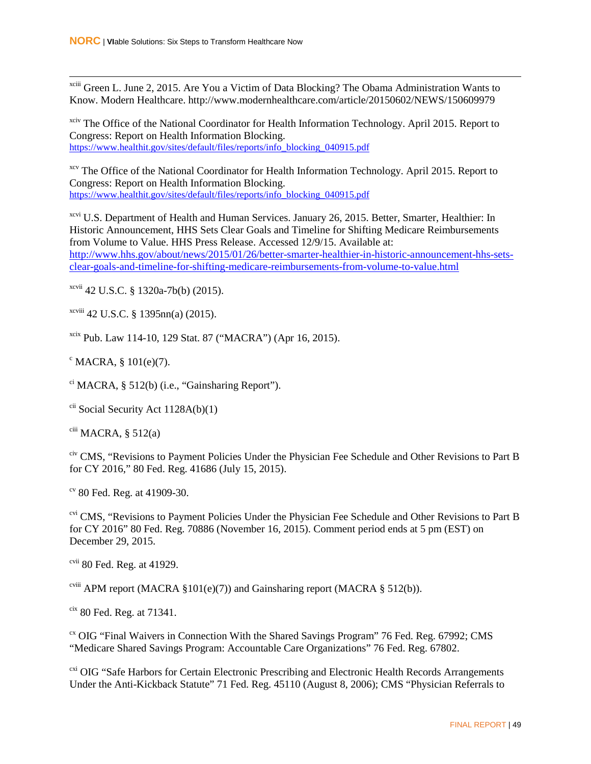[xciii] Green L. June 2, 2015. Are You a Victim of Data Blocking? The Obama Administration Wants to Know. Modern Healthcare. http://www.modernhealthcare.com/article/20150602/NEWS/150609979

[xciv] The Office of the National Coordinator for Health Information Technology. April 2015. Report to Congress: Report on Health Information Blocking. https://www.healthit.gov/sites/default/files/reports/info_blocking_040915.pdf

[xcv] The Office of the National Coordinator for Health Information Technology. April 2015. Report to Congress: Report on Health Information Blocking. https://www.healthit.gov/sites/default/files/reports/info_blocking_040915.pdf

[xcvi] U.S. Department of Health and Human Services. January 26, 2015. Better, Smarter, Healthier: In Historic Announcement, HHS Sets Clear Goals and Timeline for Shifting Medicare Reimbursements from Volume to Value. HHS Press Release. Accessed 12/9/15. Available at: http://www.hhs.gov/about/news/2015/01/26/better-smarter-healthier-in-historic-announcement-hhs-sets-clear-goals-and-timeline-for-shifting-medicare-reimbursements-from-volume-to-value.html

[xcvii] 42 U.S.C. § 1320a-7b(b) (2015).

[xcviii] 42 U.S.C. § 1395nn(a) (2015).

[xcix] Pub. Law 114-10, 129 Stat. 87 ("MACRA") (Apr 16, 2015).

[c] MACRA, § 101(e)(7).

[ci] MACRA, § 512(b) (i.e., "Gainsharing Report").

[cii] Social Security Act 1128A(b)(1)

[ciii] MACRA, § 512(a)

[civ] CMS, "Revisions to Payment Policies Under the Physician Fee Schedule and Other Revisions to Part B for CY 2016," 80 Fed. Reg. 41686 (July 15, 2015).

[cv] 80 Fed. Reg. at 41909-30.

[cvi] CMS, "Revisions to Payment Policies Under the Physician Fee Schedule and Other Revisions to Part B for CY 2016" 80 Fed. Reg. 70886 (November 16, 2015). Comment period ends at 5 pm (EST) on December 29, 2015.

[cvii] 80 Fed. Reg. at 41929.

[cviii] APM report (MACRA §101(e)(7)) and Gainsharing report (MACRA § 512(b)).

[cix] 80 Fed. Reg. at 71341.

[cx] OIG "Final Waivers in Connection With the Shared Savings Program" 76 Fed. Reg. 67992; CMS "Medicare Shared Savings Program: Accountable Care Organizations" 76 Fed. Reg. 67802.

[cxi] OIG "Safe Harbors for Certain Electronic Prescribing and Electronic Health Records Arrangements Under the Anti-Kickback Statute" 71 Fed. Reg. 45110 (August 8, 2006); CMS "Physician Referrals to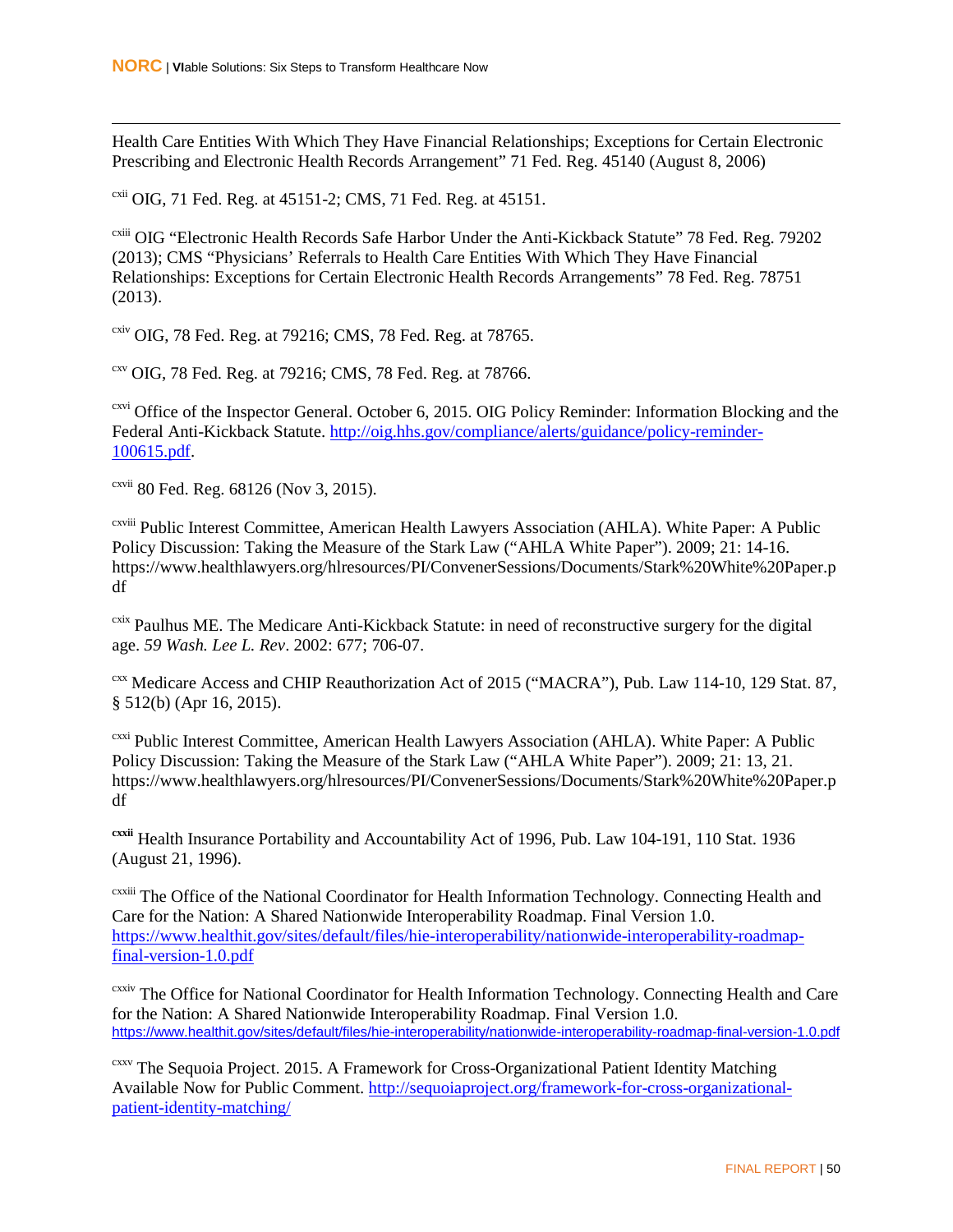Health Care Entities With Which They Have Financial Relationships; Exceptions for Certain Electronic Prescribing and Electronic Health Records Arrangement" 71 Fed. Reg. 45140 (August 8, 2006)

[cxii] OIG, 71 Fed. Reg. at 45151-2; CMS, 71 Fed. Reg. at 45151.

[cxiii] OIG "Electronic Health Records Safe Harbor Under the Anti-Kickback Statute" 78 Fed. Reg. 79202 (2013); CMS "Physicians' Referrals to Health Care Entities With Which They Have Financial Relationships: Exceptions for Certain Electronic Health Records Arrangements" 78 Fed. Reg. 78751 (2013).

[cxiv] OIG, 78 Fed. Reg. at 79216; CMS, 78 Fed. Reg. at 78765.

[cxv] OIG, 78 Fed. Reg. at 79216; CMS, 78 Fed. Reg. at 78766.

[cxvi] Office of the Inspector General. October 6, 2015. OIG Policy Reminder: Information Blocking and the Federal Anti-Kickback Statute. [http://oig.hhs.gov/compliance/alerts/guidance/policy-reminder-100615.pdf](http://oig.hhs.gov/compliance/alerts/guidance/policy-reminder-100615.pdf).

[cxvii] 80 Fed. Reg. 68126 (Nov 3, 2015).

[cxviii] Public Interest Committee, American Health Lawyers Association (AHLA). White Paper: A Public Policy Discussion: Taking the Measure of the Stark Law ("AHLA White Paper"). 2009; 21: 14-16. https://www.healthlawyers.org/hlresources/PI/ConvenerSessions/Documents/Stark%20White%20Paper.pdf

[cxix] Paulhus ME. The Medicare Anti-Kickback Statute: in need of reconstructive surgery for the digital age. *59 Wash. Lee L. Rev*. 2002: 677; 706-07.

[cxx] Medicare Access and CHIP Reauthorization Act of 2015 ("MACRA"), Pub. Law 114-10, 129 Stat. 87, § 512(b) (Apr 16, 2015).

[cxxi] Public Interest Committee, American Health Lawyers Association (AHLA). White Paper: A Public Policy Discussion: Taking the Measure of the Stark Law ("AHLA White Paper"). 2009; 21: 13, 21. https://www.healthlawyers.org/hlresources/PI/ConvenerSessions/Documents/Stark%20White%20Paper.pdf

[cxxii] Health Insurance Portability and Accountability Act of 1996, Pub. Law 104-191, 110 Stat. 1936 (August 21, 1996).

[cxxiii] The Office of the National Coordinator for Health Information Technology. Connecting Health and Care for the Nation: A Shared Nationwide Interoperability Roadmap. Final Version 1.0. [https://www.healthit.gov/sites/default/files/hie-interoperability/nationwide-interoperability-roadmap-final-version-1.0.pdf](https://www.healthit.gov/sites/default/files/hie-interoperability/nationwide-interoperability-roadmap-final-version-1.0.pdf)

[cxxiv] The Office for National Coordinator for Health Information Technology. Connecting Health and Care for the Nation: A Shared Nationwide Interoperability Roadmap. Final Version 1.0. [https://www.healthit.gov/sites/default/files/hie-interoperability/nationwide-interoperability-roadmap-final-version-1.0.pdf](https://www.healthit.gov/sites/default/files/hie-interoperability/nationwide-interoperability-roadmap-final-version-1.0.pdf)

[cxxv] The Sequoia Project. 2015. A Framework for Cross-Organizational Patient Identity Matching Available Now for Public Comment. [http://sequoiaproject.org/framework-for-cross-organizational-patient-identity-matching/](http://sequoiaproject.org/framework-for-cross-organizational-patient-identity-matching/)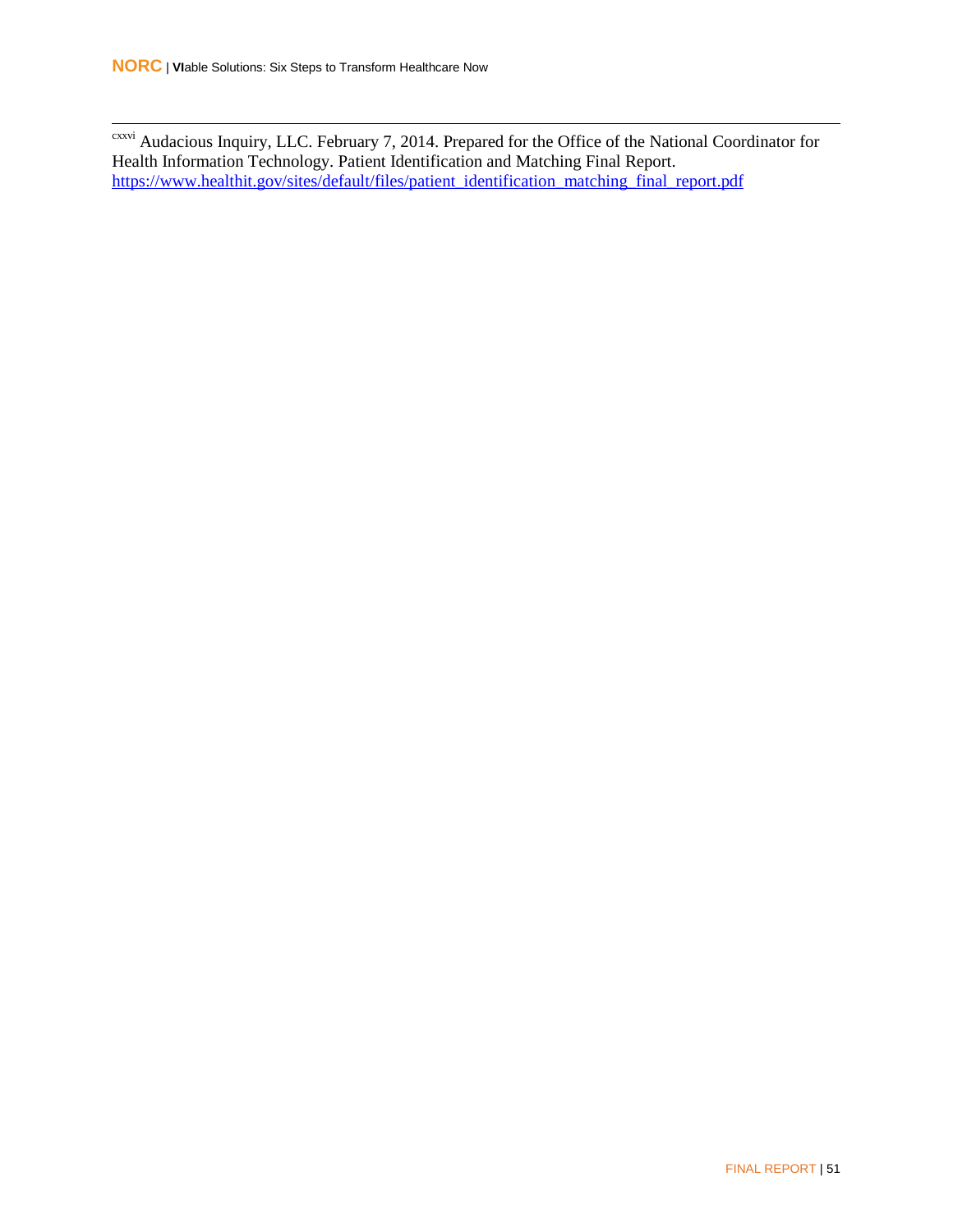[cxxvi] Audacious Inquiry, LLC. February 7, 2014. Prepared for the Office of the National Coordinator for Health Information Technology. Patient Identification and Matching Final Report. https://www.healthit.gov/sites/default/files/patient_identification_matching_final_report.pdf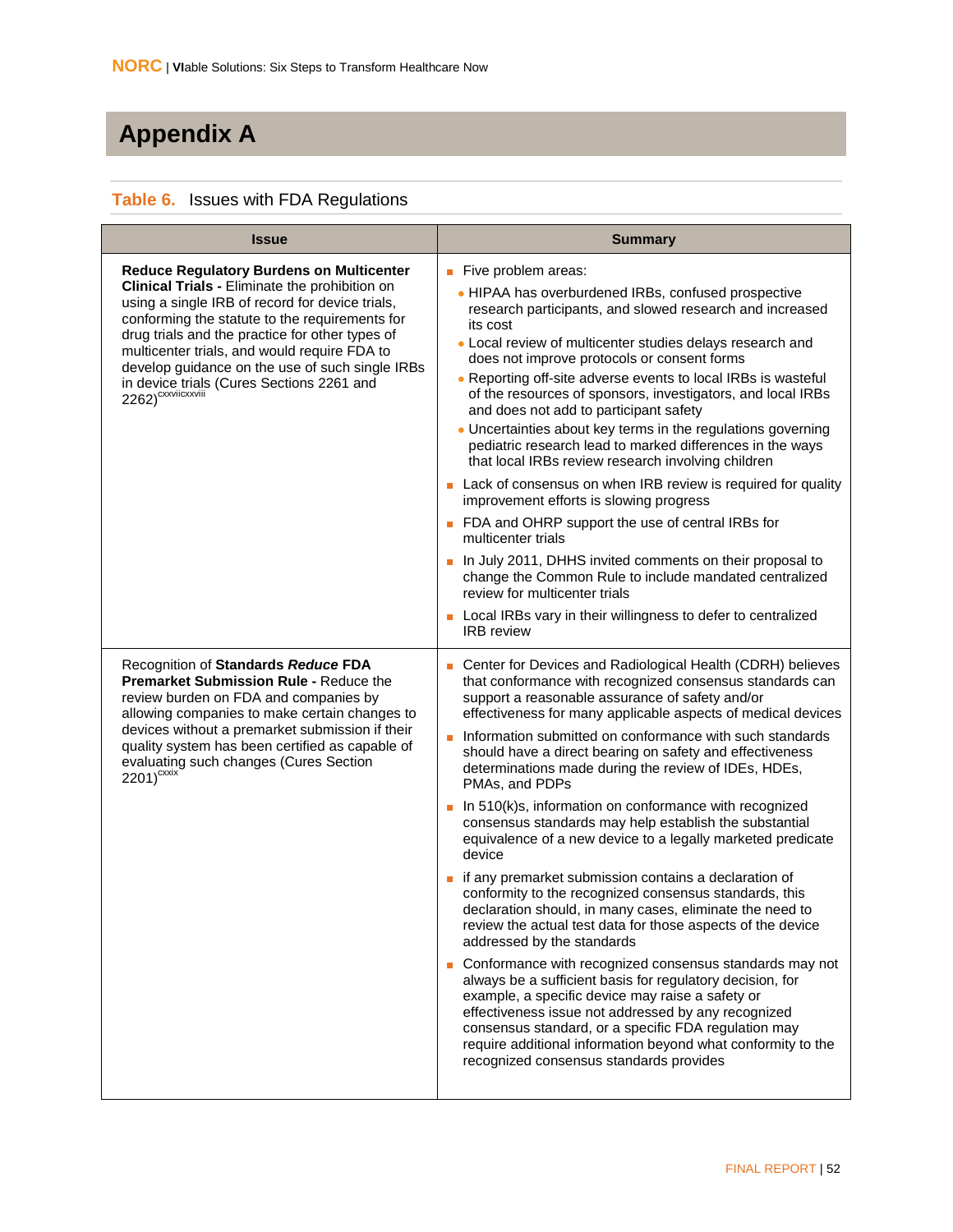# Appendix A

**Table 6.** Issues with FDA Regulations

| Issue | Summary |
|---|---|
| **Reduce Regulatory Burdens on Multicenter Clinical Trials -** Eliminate the prohibition on using a single IRB of record for device trials, conforming the statute to the requirements for drug trials and the practice for other types of multicenter trials, and would require FDA to develop guidance on the use of such single IRBs in device trials (Cures Sections 2261 and 2262)[cxxvii][cxxviii] | ■ Five problem areas:<br>• HIPAA has overburdened IRBs, confused prospective research participants, and slowed research and increased its cost<br>• Local review of multicenter studies delays research and does not improve protocols or consent forms<br>• Reporting off-site adverse events to local IRBs is wasteful of the resources of sponsors, investigators, and local IRBs and does not add to participant safety<br>• Uncertainties about key terms in the regulations governing pediatric research lead to marked differences in the ways that local IRBs review research involving children<br>■ Lack of consensus on when IRB review is required for quality improvement efforts is slowing progress<br>■ FDA and OHRP support the use of central IRBs for multicenter trials<br>■ In July 2011, DHHS invited comments on their proposal to change the Common Rule to include mandated centralized review for multicenter trials<br>■ Local IRBs vary in their willingness to defer to centralized IRB review |
| Recognition of **Standards *Reduce* FDA Premarket Submission Rule -** Reduce the review burden on FDA and companies by allowing companies to make certain changes to devices without a premarket submission if their quality system has been certified as capable of evaluating such changes (Cures Section 2201)[cxxix] | ■ Center for Devices and Radiological Health (CDRH) believes that conformance with recognized consensus standards can support a reasonable assurance of safety and/or effectiveness for many applicable aspects of medical devices<br>■ Information submitted on conformance with such standards should have a direct bearing on safety and effectiveness determinations made during the review of IDEs, HDEs, PMAs, and PDPs<br>■ In 510(k)s, information on conformance with recognized consensus standards may help establish the substantial equivalence of a new device to a legally marketed predicate device<br>■ if any premarket submission contains a declaration of conformity to the recognized consensus standards, this declaration should, in many cases, eliminate the need to review the actual test data for those aspects of the device addressed by the standards<br>■ Conformance with recognized consensus standards may not always be a sufficient basis for regulatory decision, for example, a specific device may raise a safety or effectiveness issue not addressed by any recognized consensus standard, or a specific FDA regulation may require additional information beyond what conformity to the recognized consensus standards provides |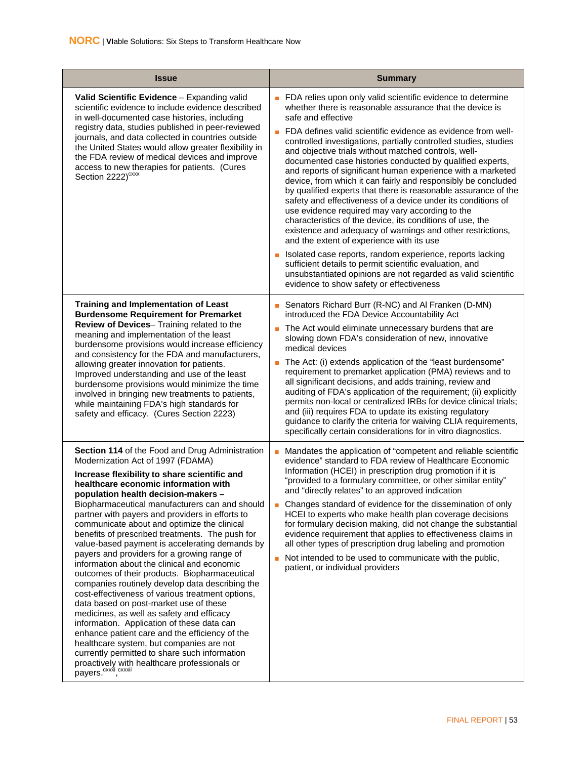| Issue | Summary |
|---|---|
| **Valid Scientific Evidence** – Expanding valid scientific evidence to include evidence described in well-documented case histories, including registry data, studies published in peer-reviewed journals, and data collected in countries outside the United States would allow greater flexibility in the FDA review of medical devices and improve access to new therapies for patients. (Cures Section 2222)[cxxx] | ■ FDA relies upon only valid scientific evidence to determine whether there is reasonable assurance that the device is safe and effective<br>■ FDA defines valid scientific evidence as evidence from well-controlled investigations, partially controlled studies, studies and objective trials without matched controls, well-documented case histories conducted by qualified experts, and reports of significant human experience with a marketed device, from which it can fairly and responsibly be concluded by qualified experts that there is reasonable assurance of the safety and effectiveness of a device under its conditions of use evidence required may vary according to the characteristics of the device, its conditions of use, the existence and adequacy of warnings and other restrictions, and the extent of experience with its use<br>■ Isolated case reports, random experience, reports lacking sufficient details to permit scientific evaluation, and unsubstantiated opinions are not regarded as valid scientific evidence to show safety or effectiveness |
| **Training and Implementation of Least Burdensome Requirement for Premarket Review of Devices**– Training related to the meaning and implementation of the least burdensome provisions would increase efficiency and consistency for the FDA and manufacturers, allowing greater innovation for patients. Improved understanding and use of the least burdensome provisions would minimize the time involved in bringing new treatments to patients, while maintaining FDA's high standards for safety and efficacy. (Cures Section 2223) | ■ Senators Richard Burr (R-NC) and Al Franken (D-MN) introduced the FDA Device Accountability Act<br>■ The Act would eliminate unnecessary burdens that are slowing down FDA's consideration of new, innovative medical devices<br>■ The Act: (i) extends application of the "least burdensome" requirement to premarket application (PMA) reviews and to all significant decisions, and adds training, review and auditing of FDA's application of the requirement; (ii) explicitly permits non-local or centralized IRBs for device clinical trials; and (iii) requires FDA to update its existing regulatory guidance to clarify the criteria for waiving CLIA requirements, specifically certain considerations for in vitro diagnostics. |
| **Section 114** of the Food and Drug Administration Modernization Act of 1997 (FDAMA)<br>**Increase flexibility to share scientific and healthcare economic information with population health decision-makers –** Biopharmaceutical manufacturers can and should partner with payers and providers in efforts to communicate about and optimize the clinical benefits of prescribed treatments. The push for value-based payment is accelerating demands by payers and providers for a growing range of information about the clinical and economic outcomes of their products. Biopharmaceutical companies routinely develop data describing the cost-effectiveness of various treatment options, data based on post-market use of these medicines, as well as safety and efficacy information. Application of these data can enhance patient care and the efficiency of the healthcare system, but companies are not currently permitted to share such information proactively with healthcare professionals or payers.[cxxxi],[cxxxii] | ■ Mandates the application of "competent and reliable scientific evidence" standard to FDA review of Healthcare Economic Information (HCEI) in prescription drug promotion if it is "provided to a formulary committee, or other similar entity" and "directly relates" to an approved indication<br>■ Changes standard of evidence for the dissemination of only HCEI to experts who make health plan coverage decisions for formulary decision making, did not change the substantial evidence requirement that applies to effectiveness claims in all other types of prescription drug labeling and promotion<br>■ Not intended to be used to communicate with the public, patient, or individual providers |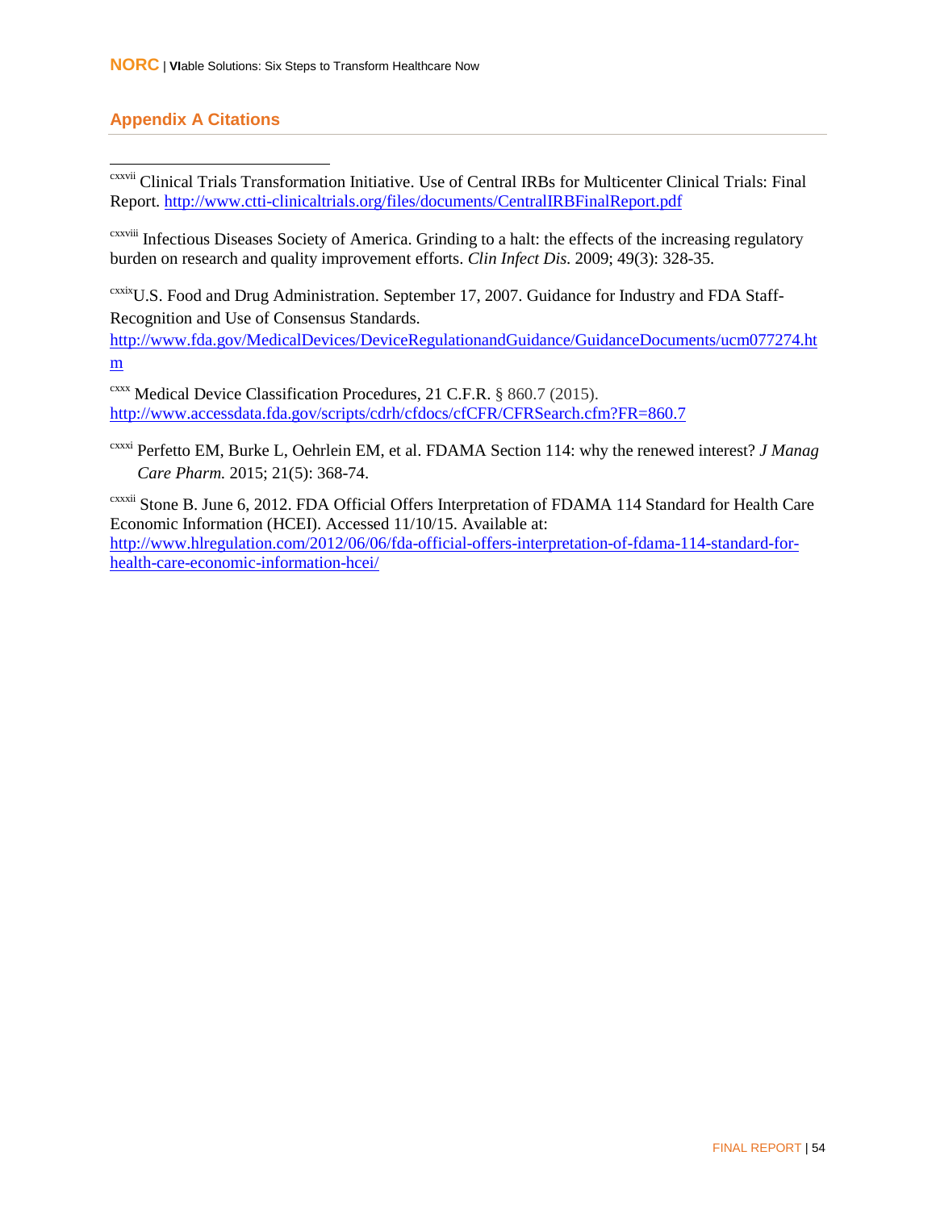## Appendix A Citations

[cxxvii] Clinical Trials Transformation Initiative. Use of Central IRBs for Multicenter Clinical Trials: Final Report. http://www.ctti-clinicaltrials.org/files/documents/CentralIRBFinalReport.pdf

[cxxviii] Infectious Diseases Society of America. Grinding to a halt: the effects of the increasing regulatory burden on research and quality improvement efforts. *Clin Infect Dis.* 2009; 49(3): 328-35.

[cxxix]U.S. Food and Drug Administration. September 17, 2007. Guidance for Industry and FDA Staff-Recognition and Use of Consensus Standards. http://www.fda.gov/MedicalDevices/DeviceRegulationandGuidance/GuidanceDocuments/ucm077274.htm

[cxxx] Medical Device Classification Procedures, 21 C.F.R. § 860.7 (2015). http://www.accessdata.fda.gov/scripts/cdrh/cfdocs/cfCFR/CFRSearch.cfm?FR=860.7

[cxxxi] Perfetto EM, Burke L, Oehrlein EM, et al. FDAMA Section 114: why the renewed interest? *J Manag Care Pharm.* 2015; 21(5): 368-74.

[cxxxii] Stone B. June 6, 2012. FDA Official Offers Interpretation of FDAMA 114 Standard for Health Care Economic Information (HCEI). Accessed 11/10/15. Available at: http://www.hlregulation.com/2012/06/06/fda-official-offers-interpretation-of-fdama-114-standard-for-health-care-economic-information-hcei/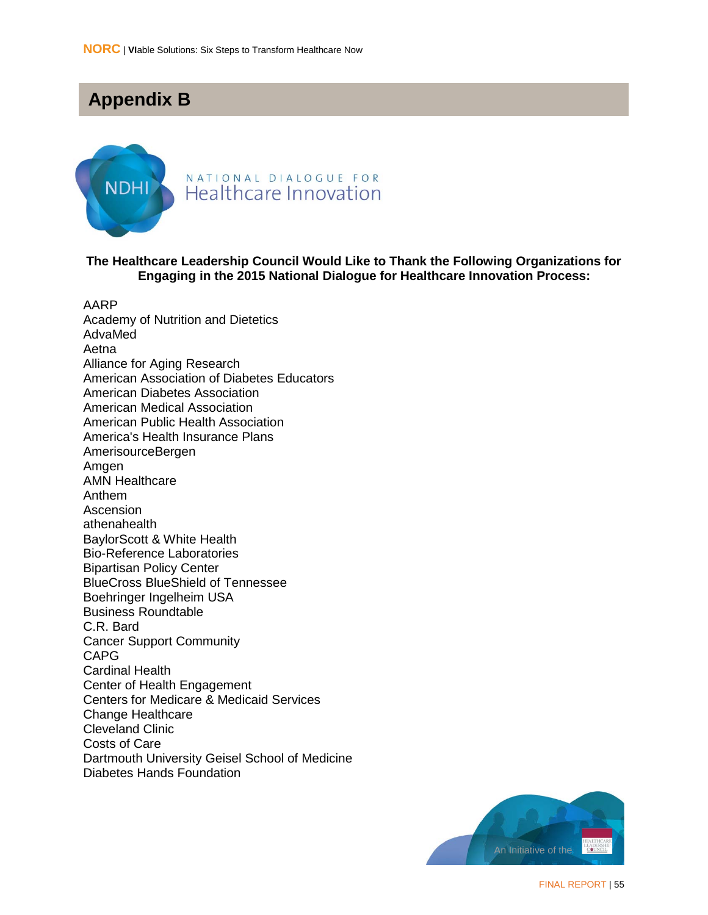# Appendix B

NATIONAL DIALOGUE FOR
Healthcare Innovation

**The Healthcare Leadership Council Would Like to Thank the Following Organizations for Engaging in the 2015 National Dialogue for Healthcare Innovation Process:**

AARP
Academy of Nutrition and Dietetics
AdvaMed
Aetna
Alliance for Aging Research
American Association of Diabetes Educators
American Diabetes Association
American Medical Association
American Public Health Association
America's Health Insurance Plans
AmerisourceBergen
Amgen
AMN Healthcare
Anthem
Ascension
athenahealth
BaylorScott & White Health
Bio-Reference Laboratories
Bipartisan Policy Center
BlueCross BlueShield of Tennessee
Boehringer Ingelheim USA
Business Roundtable
C.R. Bard
Cancer Support Community
CAPG
Cardinal Health
Center of Health Engagement
Centers for Medicare & Medicaid Services
Change Healthcare
Cleveland Clinic
Costs of Care
Dartmouth University Geisel School of Medicine
Diabetes Hands Foundation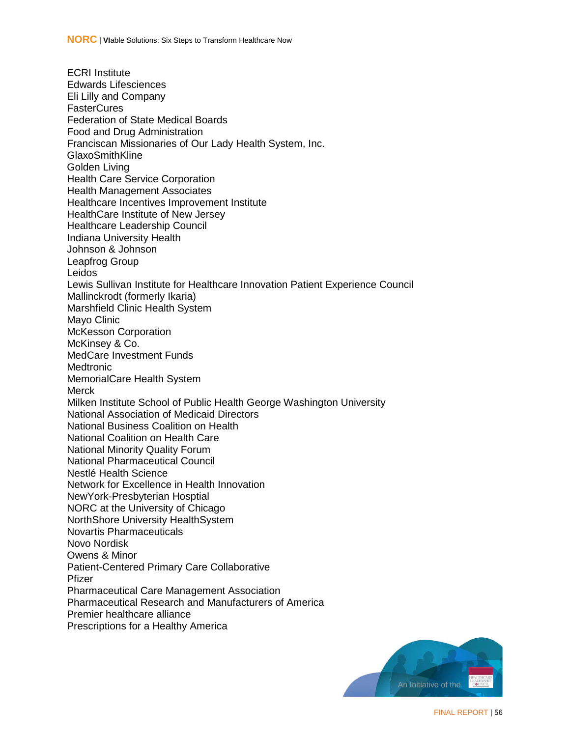ECRI Institute
Edwards Lifesciences
Eli Lilly and Company
FasterCures
Federation of State Medical Boards
Food and Drug Administration
Franciscan Missionaries of Our Lady Health System, Inc.
GlaxoSmithKline
Golden Living
Health Care Service Corporation
Health Management Associates
Healthcare Incentives Improvement Institute
HealthCare Institute of New Jersey
Healthcare Leadership Council
Indiana University Health
Johnson & Johnson
Leapfrog Group
Leidos
Lewis Sullivan Institute for Healthcare Innovation Patient Experience Council
Mallinckrodt (formerly Ikaria)
Marshfield Clinic Health System
Mayo Clinic
McKesson Corporation
McKinsey & Co.
MedCare Investment Funds
Medtronic
MemorialCare Health System
Merck
Milken Institute School of Public Health George Washington University
National Association of Medicaid Directors
National Business Coalition on Health
National Coalition on Health Care
National Minority Quality Forum
National Pharmaceutical Council
Nestlé Health Science
Network for Excellence in Health Innovation
NewYork-Presbyterian Hosptial
NORC at the University of Chicago
NorthShore University HealthSystem
Novartis Pharmaceuticals
Novo Nordisk
Owens & Minor
Patient-Centered Primary Care Collaborative
Pfizer
Pharmaceutical Care Management Association
Pharmaceutical Research and Manufacturers of America
Premier healthcare alliance
Prescriptions for a Healthy America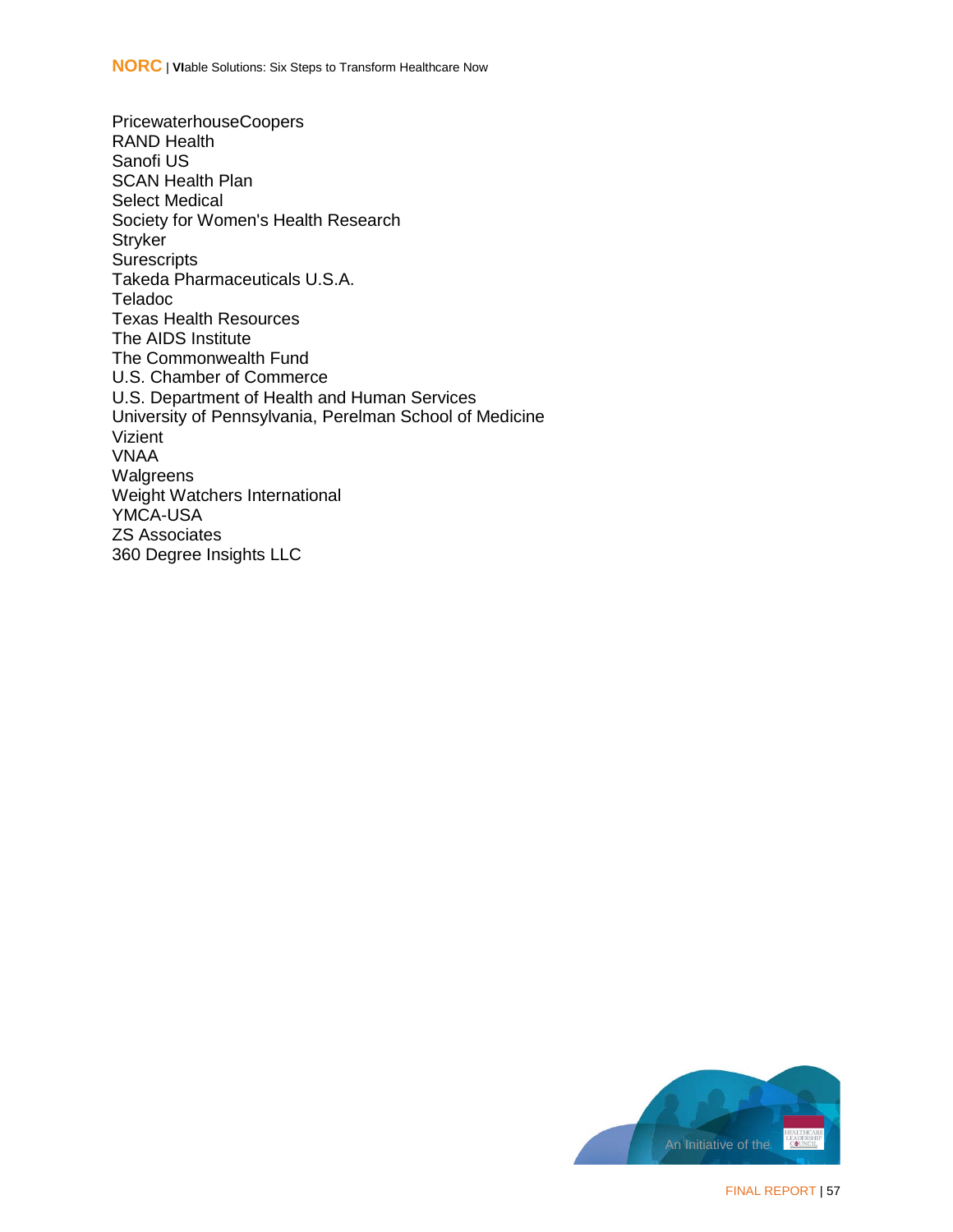PricewaterhouseCoopers
RAND Health
Sanofi US
SCAN Health Plan
Select Medical
Society for Women's Health Research
Stryker
Surescripts
Takeda Pharmaceuticals U.S.A.
Teladoc
Texas Health Resources
The AIDS Institute
The Commonwealth Fund
U.S. Chamber of Commerce
U.S. Department of Health and Human Services
University of Pennsylvania, Perelman School of Medicine
Vizient
VNAA
Walgreens
Weight Watchers International
YMCA-USA
ZS Associates
360 Degree Insights LLC